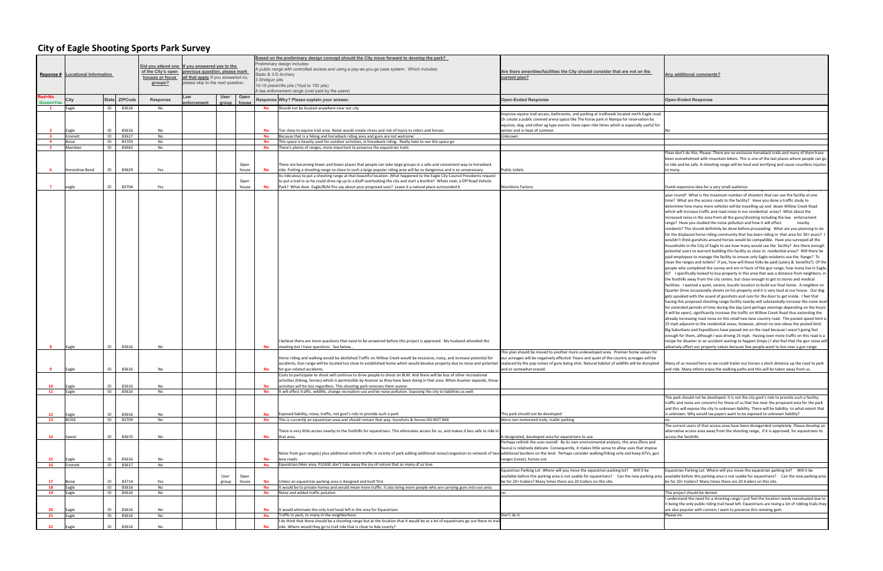# City of Eagle Shooting Sports Park Survey

| Reponse # | Locational Information | | | Did you attend one of the City's open houses or focus groups? | If you answered yes to the previous question, please mark all that apply. If you answered no, please skip to the next question. | | | Based on the preliminary design concept should the City move forward to develop the park? Preliminary design includes: A public range with controlled access and using a pay-as-you-go pass system. Which includes: Static & 3-D Archery, 3 Shotgun pits, 10-15 pistol/rifle pits (10yd to 150 yds), A law enforcement range (cost paid by the users) | | Are there amenities/facilities the City should consider that are not on the current plan? | Any additional comments? |
|---|---|---|---|---|---|---|---|---|---|---|---|
| Red=No Green=Yes | City | State | ZIPCode | Response | Law enforcement | User group | Open house | Response | Why? Please explain your answer. | Open-Ended Response | Open-Ended Response |
| 1 | Eagle | ID | 83616 | No | | | | No | Should not be located anywhere near our city | | |
| 2 | Eagle | ID | 83616 | No | | | | No | Too close to equine trail area. Noise would create stress and risk of injury to riders and horses. | Improve equine trail access, bathrooms, and parking at trailheads located north Eagle road. Or create a public covered arena space like The horse park in Nampa for reservation by equines, dog, and other ag type events. Have open ride times which is especially useful for winter and in heat of summer. | No |
| 3 | Emmett | ID | 83617 | No | | | | No | Because that is a hiking and horseback riding area and guns are not welcome! | Unknown | |
| 4 | Boise | ID | 83703 | No | | | | No | This space is heavily used for outdoor activities, ie horseback riding. Really hate to see this space go | | |
| 5 | Meridian | ID | 83642 | No | | | | No | There's plenty of ranges, more important to preserve the equestrian trails | | |
| 6 | Horseshoe Bend | ID | 83629 | Yes | | | Open house | No | There are becoming fewer and fewer places that people can take large groups in a safe and convenient way to horseback ride. Putting a shooting range so close to such a large popular riding area will be so dangerous and is so unnecessary. | Public toilets | Pleas don't do this. Please. There are no exclusive horseback trails and many of them have been overwhelmed with mountain bikers. This is one of the last places where people can go to ride and be safe. A shooting range will be loud and terrifying and cause countless injuries to many. |
| 7 | eagle | ID | 83704 | Yes | | | Open house | No | Its ridiculous to put a shooting range at that beautiful location. What happened to the Eagle City Council Presidents request to put a trail in so he could drive rig up to a bluff overlooking the city and start a bonfire? Whats next, a Off Road Vehicle Park? What does Eagle/BLM fire say about your proposed uses? Leave it a natural place surrounded b | Munitions Factory | Dumb expensive idea for a very small audience |
| 8 | Eagle | ID | 83616 | No | | | | No | I believe there are more questions that need to be answered before this project is approved. My husband attended the meeting but I have questions. See below... | | year-round? What is the maximum number of shooters that can use the facility at one time? What are the access roads to the facility? Have you done a traffic study to determine how many more vehicles will be travelling up and down Willow Creek Road which will increase traffic and road noise in our residential areas? What about the increased noise in the area from all the guns/shooting including the law enforcement range? Have you studied the noise pollution and how it will effect nearby residents? This should definitely be done before proceeding. What are you planning to do for the displaced horse riding community that has been riding in that area for 30+ years? I wouldn't think gunshots around horses would be compatible. Have you surveyed all the households in the City of Eagle to see how many would use the facility? Are there enough potential users to warrant building this facility so close to residential areas? Will there be paid employees to manage the facility to ensure only Eagle residents use the Range? To clean the ranges and toilets? If yes, how will these folks be paid (salary & benefits)? Of the people who completed the survey and are in favor of the gun range, how many live in Eagle, ID? I specifically looked to buy property in this area that was a distance from neighbors, in the foothills away from the city center, but close enough to get to stores and medical facilities. I wanted a quiet, serene, bucolic location to build our final home. A neighbor on Quarter Drive occasionally shoots on his property and it is very loud at our house. Our dog gets spooked with the sound of gunshots and runs for the door to get inside. I feel that having this proposed shooting range facility nearby will substantially increase the noise level for extended periods of time during the day (and perhaps evenings depending on the hours it will be open), significantly increase the traffic on Willow Creek Road thus extending the already increasing road noise on this small two-lane country road. The posted speed limit is 25 mph adjacent to the residential areas; however, almost no one obeys the posted limit. Big Suburbans and Expeditions have passed me on the road because I wasn't going fast enough for them, although I was driving 25 mph. Having even more traffic on this road is a recipe for disaster or an accident waiting to happen (impo.) I also feel that the gun noise will adversely affect our property values because few people want to live near a gun range |
| 9 | Eagle | ID | 83616 | No | | | | No | Horse riding and walking would be abolished.Traffic on Willow Creek would be excessive, noisy, and increase potential for accidents, Gun range will be located too close to established home which would devalue property due to noise and potential for gun related accidents. | This plan should be moved to another more undeveloped area. Premier home values for our acreages will be negatively effected. Peace and quiet of the country acreages will be replaced by the pop noises of guns being shot. Natural habitat of wildlife will be disrupted and or somewhat erased. | Many of us moved here so we could trailer our horses a short distance up the road to park and ride. Many others enjoy the walking paths and this will be taken away from us. |
| 10 | Eagle | ID | 83616 | No | | | | No | Costs to participate to shoot will continue to drive people to shoot on BLM. And there will be loss of other recreational activities (hiking, horses) which is permissible by Avamor as they have been doing in that area. When Avamor expands, those activities will be loss regardless. This shooting park removes them sooner. | | |
| 11 | Eagle | ID | 83616 | No | | | | No | It will effect traffic, wildlife, change recreation use and be noise pollution. Exposing the city to liabilities as well. | | |
| 12 | Eagle | ID | 83616 | No | | | | No | Exposed liability, noise, traffic, not govt's role to provide such a park | This park should not be developed | This park should not be developed. It is not the city govt's role to provide such a facility, traffic and noise are concerns for those of us that live near the proposed area for the park and this will expose the city to unknown liability. There will be liability- to what extent that is unknown. Why would tax payers want to be exposed to unknown liability? |
| 13 | BOISE | ID | 83709 | No | | | | No | This is currently an equestrian area and should remain that way. Gunshots & horses DO NOT MIX | More non motorized trails, trailer parking | no |
| 14 | Sweet | ID | 83670 | No | | | | No | There is very little access nearby to the foothills for equestrians. This eliminates access for us, and makes it less safe to ride in that area. | A designated, developed area for equestrians to use. | The current users of that access area have been disregarded completely. Please develop an alternative access area away from the shooting range, if it is approved, for equestrians to access the foothills. |
| 15 | Eagle | ID | 83616 | No | | | | No | Noise from gun range(s) plus additional vehicle traffic in vicinity of park adding additional noise/congestion to network of two lane roads. | Perhaps rethink the uses overall. By its own environmental analysis, this area (flora and fauna) is relatively delicate. Consequently, it makes little sense to allow uses that impose additional burdens on the land. Perhaps consider walking/hiking only and keep ATVs, gun ranges (noise), horses out. | |
| 16 | Emmett | ID | 83617 | No | | | | No | Equestrian,hiker area. PLEASE don't take away the joy of nature that so many of us love. | | |
| 17 | Boise | ID | 83714 | Yes | | User group | Open house | No | Unless an equestrian parking area is designed and built first. | Equestrian Parking Lot Where will you move the equestrian parking lot? Will it be available before this parking area is not usable for equestrians? Can the new parking area be for 20+ trailers? Many times there are 20 trailers on this site. | Equestrian Parking Lot Where will you move the equestrian parking lot? Will it be available before this parking area is not usable for equestrians? Can the new parking area be for 20+ trailers? Many times there are 20 trailers on this site. |
| 18 | Eagle | ID | 83616 | No | | | | No | It would be to private homes and would mean more traffic. It also bring more people who are carrying guns into our area | | |
| 19 | Eagle | ID | 83616 | No | | | | No | Noise and added traffic polution | no | This project should be denied |
| 20 | Eagle | ID | 83616 | No | | | | No | It would eliminate the only trail head left in the area for Equestrians | | I understand the need for a shooting range I just feel the location needs reevaluated due to it being the only public riding trail head left. Equestrians are losing a lot of ridding trails they are also popular with runners I want to preserve this remaing gem. |
| 21 | Eagle | ID | 83616 | No | | | | No | Traffic in pack, to many in the neighborhooc | Don't do it | Please no |
| 22 | Eagle | ID | 83616 | No | | | | No | I do think that there should be a shooting range but at the location that it would be at a lot of equestrians go out there to trail ride. Where would they go to trail ride that is close to Ada county? | | |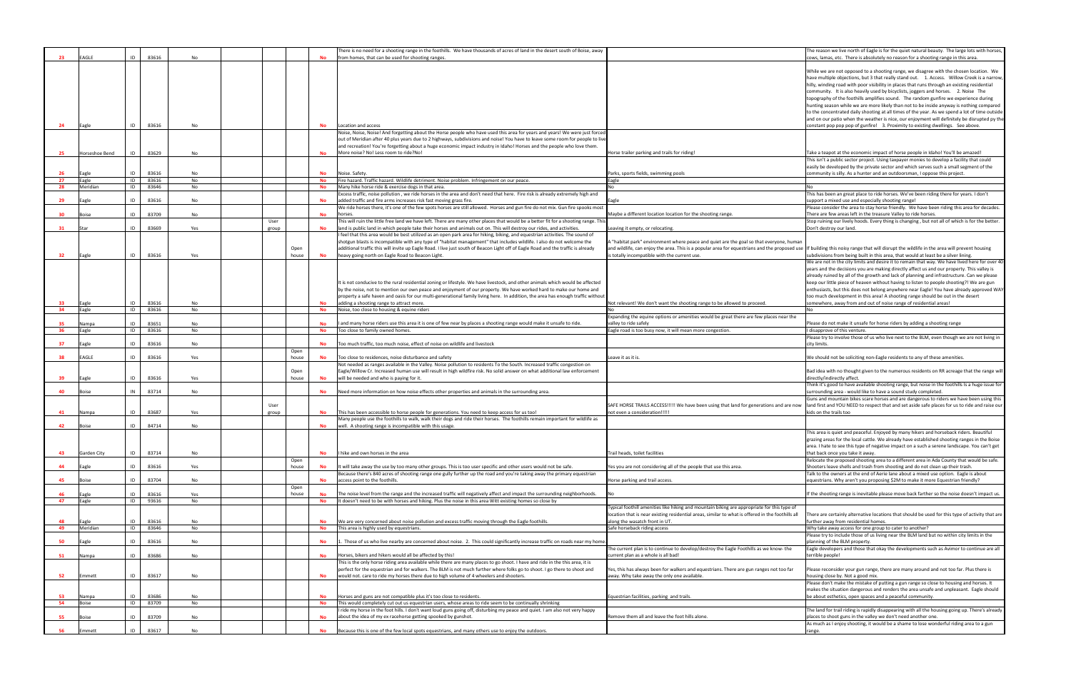| | | | | | | | | | | | |
|---|---|---|---|---|---|---|---|---|---|---|---|
| 23 | EAGLE | ID | 83616 | No | | | | No | There is no need for a shooting range in the foothills. We have thousands of acres of land in the desert south of Boise, away from homes, that can be used for shooting ranges. | | The reason we live north of Eagle is for the quiet natural beauty. The large lots with horses, cows, lamas, etc. There is absolutely no reason for a shooting range in this area. |
| 24 | Eagle | ID | 83616 | No | | | | No | Location and access | | While we are not opposed to a shooting range, we disagree with the chosen location. We have multiple objections, but 3 that really stand out. 1. Access. Willow Creek is a narrow, hilly, winding road with poor visibility in places that runs through an existing residential community. It is also heavily used by bicyclists, joggers and horses. 2. Noise The topography of the foothills amplifies sound. The random gunfire we experience during hunting season while we are more likely than not to be inside anyway is nothing compared to the concentrated daily shooting at all times of the year. As we spend a lot of time outside and on our patio when the weather is nice, our enjoyment will definitely be disrupted by the constant pop pop pop of gunfire! 3. Proximity to existing dwellings. See above. |
| 25 | Horseshoe Bend | ID | 83629 | No | | | | No | Noise, Noise, Noise! And forgetting about the Horse people who have used this area for years and years! We were just forced out of Meridian after 40 plus years due to 2 highways, subdivisions and noise! You have to leave some room for people to live and recreation! You're forgetting about a huge economic impact industry in Idaho! Horses and the people who love them. More noise? No! Less room to ride?No! | Horse trailer parking and trails for riding! | Take a teapot at the economic impact of horse people in Idaho! You'll be amazed! |
| 26 | Eagle | ID | 83616 | No | | | | No | Noise. Safety. | Parks, sports fields, swimming pools | This isn't a public sector project. Using taxpayer monies to develop a facility that could easily be developed by the private sector and which serves such a small segment of the community is silly. As a hunter and an outdoorsman, I oppose this project. |
| 27 | Eagle | ID | 83616 | No | | | | No | Fire hazard. Traffic hazard. Wildlife detriment. Noise problem. Infringement on our peace. | Eagle | |
| 28 | Meridian | ID | 83646 | No | | | | No | Many hike horse ride & exercise dogs in that area. | No | No |
| 29 | Eagle | ID | 83616 | No | | | | No | Excess traffic, noise pollution , we ride horses in the area and don't need that here. Fire risk is already extremely high and added traffic and fire arms increases risk fast moving grass fire. | Eagle | This has been an great place to ride horses. We've been riding there for years. I don't support a mixed use and especially shooting range! |
| 30 | Boise | ID | 83709 | No | | | | No | We ride horses there, it's one of the few spots horses are still allowed. Horses and gun fire do not mix. Gun fire spooks most horses. | Maybe a different location location for the shooting range. | Please consider the area to stay horse friendly. We have been riding this area for decades. There are few areas left in the treasure Valley to ride horses. |
| 31 | Star | ID | 83669 | Yes | | User group | | No | This will ruin the little free land we have left. There are many other places that would be a better fit for a shooting range. This land is public land in which people take their horses and animals out on. This will destroy our rides, and activities. | Leaving it empty, or relocating. | Stop ruining our lively hoods. Every thing is changing , but not all of which is for the better. Don't destroy our land. |
| 32 | Eagle | ID | 83616 | Yes | | | Open house | No | I feel that this area would be best utilized as an open park area for hiking, biking, and equestrian activities. The sound of shotgun blasts is incompatible with any type of "habitat management" that includes wildlife. I also do not welcome the additional traffic this will invite up Eagle Road. I live just south of Beacon Light off of Eagle Road and the traffic is already heavy going north on Eagle Road to Beacon Light. | A "habitat park" environment where peace and quiet are the goal so that everyone, human and wildlife, can enjoy the area. This is a popular area for equestrians and the proposed use is totally incompatible with the current use. | If building this noisy range that will disrupt the wildlife in the area will prevent housing subdivisions from being built in this area, that would at least be a silver lining. |
| 33 | Eagle | ID | 83616 | No | | | | No | It is not conducive to the rural residential zoning or lifestyle. We have livestock, and other animals which would be affected by the noise, not to mention our own peace and enjoyment of our property. We have worked hard to make our home and property a safe haven and oasis for our multi-generational family living here. In addition, the area has enough traffic without adding a shooting range to attract more. | Not relevant! We don't want the shooting range to be allowed to proceed. | We are not in the city limits and desire it to remain that way. We have lived here for over 40 years and the decisions you are making directly affect us and our property. This valley is already ruined by all of the growth and lack of planning and infrastructure. Can we please keep our little piece of heaven without having to listen to people shooting?! We are gun enthusiasts, but this does not belong anywhere near Eagle! You have already approved WAY too much development in this area! A shooting range should be out in the desert somewhere, away from and out of noise range of residential areas! |
| 34 | Eagle | ID | 83616 | No | | | | No | Noise, too close to housing & equine riders | No | No |
| 35 | Nampa | ID | 83651 | No | | | | No | I and many horse riders use this area it is one of few near by places a shooting range would make it unsafe to ride. | Expanding the equine options or amenities would be great there are few places near the valley to ride safely | Please do not make it unsafe for horse riders by adding a shooting range |
| 36 | Eagle | ID | 83616 | No | | | | No | Too close to family owned homes. | Eagle road is too busy now, it will mean more congestion. | I disapprove of this venture. |
| 37 | Eagle | ID | 83616 | No | | | | No | Too much traffic, too much noise, effect of noise on wildlife and livestock | | Please try to involve those of us who live next to the BLM, even though we are not living in city limits. |
| 38 | EAGLE | ID | 83616 | Yes | | | Open house | No | Too close to residences, noise disturbance and safety | Leave it as it is. | We should not be soliciting non-Eagle residents to any of these amenities. |
| 39 | Eagle | ID | 83616 | Yes | | | Open house | No | Not needed as ranges available in the Valley. Noise pollution to residents To the South. Increased traffic congestion on Eagle/Willow Cr. Increased human use will result in high wildfire risk. No solid answer on what additional law enforcement will be needed and who is paying for it. | | Bad idea with no thought given to the numerous residents on RR acreage that the range will directly/indirectly affect. |
| 40 | Boise | IN | 83714 | No | | | | No | Need more information on how noise effects other properties and animals in the surrounding area. | | Think it's good to have available shooting range, but noise in the foothills Is a huge issue for surrounding area - would like to have a sound study completed. |
| 41 | Nampa | ID | 83687 | Yes | | User group | | No | This has been accessible to horse people for generations. You need to keep access for us too! | SAFE HORSE TRAILS ACCESS!!!!! We have been using that land for generations and are now not even a consideration!!!!! | Guns and mountain bikes scare horses and are dangerous to riders we have been using this land first and YOU NEED to respect that and set aside safe places for us to ride and raise our kids on the trails too |
| 42 | Boise | ID | 84714 | No | | | | No | Many people use the foothills to walk, walk their dogs and ride their horses. The foothills remain important for wildlife as well. A shooting range is incompatible with this usage. | | |
| 43 | Garden City | ID | 83714 | No | | | | No | I hike and own horses in the area | Trail heads, toilet facilities | This area is quiet and peaceful. Enjoyed by many hikers and horseback riders. Beautiful grazing areas for the local cattle. We already have established shooting ranges in the Boise area. I hate to see this type of negative impact on a such a serene landscape. You can't get that back once you take it away. |
| 44 | Eagle | ID | 83616 | Yes | | | Open house | No | It will take away the use by too many other groups. This is too user specific and other users would not be safe. | Yes you are not considering all of the people that use this area. | Relocate the proposed shooting area to a different area in Ada County that would be safe. Shooters leave shells and trash from shooting and do not clean up their trash. |
| 45 | Boise | ID | 83704 | No | | | | No | Because there's 840 acres of shooting range one gully further up the road and you're taking away the primary equestrian access point to the foothills. | Horse parking and trail access. | Talk to the owners at the end of Aerie lane about a mixed use option. Eagle is about equestrians. Why aren't you proposing $2M to make it more Equestrian friendly? |
| 46 | Eagle | ID | 83616 | Yes | | | Open house | No | The noise level from the range and the increased traffic will negatively affect and impact the surrounding neighborhoods. | No | If the shooting range is inevitable please move back farther so the noise doesn't impact us. |
| 47 | Eagle | ID | 93616 | No | | | | No | It doesn't need to be with horses and hiking. Plus the noise in this area Witt existing homes so close by | | |
| 48 | Eagle | ID | 83616 | No | | | | No | We are very concerned about noise pollution and excess traffic moving through the Eagle foothills. | Typical foothill amenities like hiking and mountain biking are appropriate for this type of location that is near existing residential areas, similar to what is offered in the foothills all along the wasatch front in UT. | There are certainly alternative locations that should be used for this type of activity that are further away from residential homes. |
| 49 | Meridian | ID | 83646 | No | | | | No | This area is highly used by equestrians. | Safe horseback riding access | Why take away access for one group to cater to another? |
| 50 | Eagle | ID | 83616 | No | | | | No | 1. Those of us who live nearby are concerned about noise. 2. This could significantly increase traffic on roads near my home. | | Please try to include those of us living near the BLM land but no within city limits in the planning of the BLM property. |
| 51 | Nampa | ID | 83686 | No | | | | No | Horses, bikers and hikers would all be affected by this! | The current plan is to continue to develop/destroy the Eagle Foothills as we know- the current plan as a whole is all bad! | Eagle developers and those that okay the developments such as Avimor to continue are all terrible people! |
| 52 | Emmett | ID | 83617 | No | | | | No | This is the only horse riding area available while there are many places to go shoot. I have and ride in the this area, it is perfect for the equestrian and for walkers. The BLM is not much further where folks go to shoot. I go there to shoot and would not. care to ride my horses there due to high volume of 4 wheelers and shooters. | Yes, this has always been for walkers and equestrians. There are gun ranges not too far away. Why take away the only one available. | Please reconsider your gun range, there are many around and not too far. Plus there is housing close by. Not a good mix. |
| 53 | Nampa | ID | 83686 | No | | | | No | Horses and guns are not compatible plus it's too close to residents. | Equestrian facilities, parking and trails. | Please don't make the mistake of putting a gun range so close to housing and horses. It makes the situation dangerous and renders the area unsafe and unpleasant. Eagle should be about esthetics, open spaces and a peaceful community. |
| 54 | Boise | ID | 83709 | No | | | | No | This would completely cut out us equestrian users, whose areas to ride seem to be continually shrinking | | |
| 55 | Boise | ID | 83709 | No | | | | No | I ride my horse in the foot hills. I don't want loud guns going off, disturbing my peace and quiet. I am also not very happy about the idea of my ex racehorse getting spooked by gunshot. | Remove them all and leave the foot hills alone. | The land for trail riding is rapidly disappearing with all the housing going up. There's already places to shoot guns in the valley we don't need another one. |
| 56 | Emmett | ID | 83617 | No | | | | No | Because this is one of the few local spots equestrians, and many others use to enjoy the outdoors. | | As much as I enjoy shooting, it would be a shame to lose wonderful riding area to a gun range. |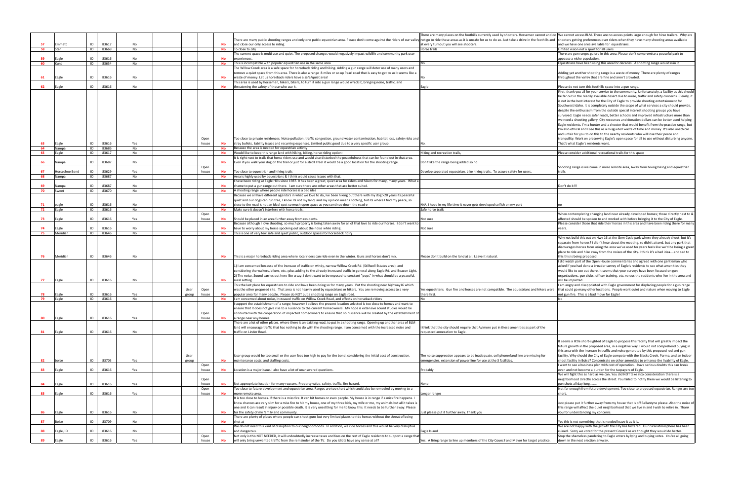| | | | | | | | | | | | |
|---|---|---|---|---|---|---|---|---|---|---|---|
| 57 | Emmett | ID | 83617 | No | | | | No | There are many public shooting ranges and only one public equestrian area. Please don't come against the riders of our valley and close our only access to riding. | There are many places on the foothills currently used by shooters. Horsemen cannot and do not go to ride these areas as it is unsafe for us to do so. Just take a drive in the foothills and at every turnout you will see shooters. | We cannot access BLM. There are no access points large enough for hirse trailers. Why are shooters getting preferences over riders when they have many shooting areas available and we have one area available for equestrians. |
| 58 | Star | ID | 83669 | No | | | | No | To close to.city | Horse trails | Limited vision not a sport for all users |
| 59 | Eagle | ID | 83616 | No | | | | No | The current space is multi use and quiet. The proposed changes would negatively impact wildlife and community park user experiences. | | There are gun ranges galore in this area. Please don't compromise a peaceful park to appease a niche population. |
| 60 | Kuna | ID | 83634 | No | | | | No | This is incompatible with popular equestrian use in the same area | No | Equestrians have been using this area for decades. A shooting range would ruin it |
| 61 | Eagle | ID | 83616 | No | | | | No | The Willow Creek area is a safe space for horseback riding and hiking. Adding a gun range will deter use of many users and remove a quiet space from this area. There is also a range 8 miles or so up Pearl road that is easy to get to so it seems like a waste of money. Let us horseback riders have a safe/quiet area! | No | Adding yet another shooting range is a waste of money. There are plenty of ranges throughout the valley that are fine and aren't crowded. |
| 62 | Eagle | ID | 83616 | No | | | | No | This area is used by horsemen, hikers, bikers, to turn it into a gun range would wreck it, bringing noise, traffic, and threatening the safety of those who use it. | Eagle | Please do not turn this foothills space into a gun range. |
| 63 | Eagle | ID | 83616 | Yes | | | Open house | No | Too close to private residences. Noise pollution, traffic congestion, ground water contamination, habitat loss, safety risks and stray bullets, liability issues and recurring expenses. Limited public good due to a very specific user group. | No. | First, thank you all for your service to the community. Unfortunately, a facility as this should be far out in the readily available desert due to noise, traffic and safety concerns. Clearly, it is not in the best interest for the City of Eagle to provide shooting entertainment for Southwest Idaho. It is completely outside the scope of what services a city should provide, despite the enthusiasm from the outside special interest shooting groups you have surveyed. Eagle needs safer roads, better schools and improved infrastructure more than we need a shooting gallery. City resources and donation dollars can be better used helping Eagle residents. I'm a hunter and a shooter that would benefit from the practice range, but I'm also ethical and I see this as a misguided waste of time and money. It's also unethical and unfair for you to do this to the nearby residents who will lose their peace and tranquility. Work on preserving Eagle's open space for all to use without disturbing anyone. That's what Eagle's residents want. |
| 64 | Nampa | ID | 83686 | No | | | | No | Because the area is needed for equestrian activity | | |
| 65 | Eagle | ID | 83617 | No | | | | No | Would like to keep this range land with hiking, biking, horse riding option: | Hiking and recreation trails, | Please consider additional recreational trails for this space |
| 66 | Nampa | ID | 83687 | No | | | | No | It is right next to trails that horse riders use and would also disturbed the peacefulness that can be found out in that area. Even if you walk your dog on the trail or just for a stroll I feel it would be a good location for the shooting range. | Don't like the range being added so no. | |
| 67 | Horseshoe Bend | ID | 83629 | Yes | | | Open house | No | Too close to equestrian and hiking trails | Develop separated equestrian, bike hiking trails. To assure safety for users. | Shooting range is welcome in more remote area, Away from hiking biking and equestrian trails. |
| 68 | Nampa | ID | 83687 | No | | | | No | Area is highly used by equestrians & I think would cause issues with that. | | |
| 69 | Nampa | ID | 83687 | No | | | | No | I have been riding at Eagle Hills since 1987. It has been a great, quiet area for riders and hikers for many, many years. What a shame to put a gun range out there. I am sure there are other areas that are better suited. | | Don't do it!!! |
| 70 | Sweet | ID | 83670 | No | | | | No | A shooting range where people ride horses is a bad idea | | |
| 71 | eagle | ID | 83616 | No | | | | No | Because we all have different agenda's in what we love to do, Ive been hiking out there with my dog >20 years its peaceful quiet and our dogs can run free, I know its not my land, and my opinion means nothing, but its where I find my peace, so close to the road is not an ideal spot so much open space as you continue down the road e | N/A, I hope in my life time it never gets developed selfish on my part | no |
| 72 | Eagle | ID | 83616 | No | | | | No | Make sure it doesn't interfere with horse trails. | Safe horse trails | |
| 73 | Eagle | ID | 83616 | Yes | | | Open house | No | Should be placed in an area further away from residents. | Not sure | When contemplating changing land near already developed homes; those directly next to & affected should be spoken to and worked with before bringing it to the City of Eagle. |
| 74 | Eagle | ID | 83616 | No | | | | No | Because although I love shooting, so much property is being taken away for all of that love to ride our horses. I don't want to have to worry about my horse spooking out about the noise while riding. | Not sure | Please consider those that ride their horses in this area and have been riding there for many years. |
| 75 | Meridian | ID | 83646 | No | | | | No | This is one of very few safe and quiet public, outdoor spaces for horseback riding | | |
| 76 | Meridian | ID | 83646 | No | | | | No | This is a major horseback riding area where local riders can ride even in the winter. Guns and horses don't mix. | Please don't build on the land at all. Leave it natural. | Why not build this out on Hwy 16 at the Gem Cycle park where they already shoot, but it's separate from horses? I didn't hear about the meeting, so didn't attend, but any park that discourages horses from using the area we've used for years feels like we'd be losing a great place to ride and hike away from the noises of the city. I think it's a bad idea....and sad to this this is being proposed. |
| 77 | Eagle | ID | 83616 | No | | | | No | 1) I am concerned because of the increase of traffic on windy, narrow Willow Creek Rd. (Stillwell Estates area), and considering the walkers, bikers, etc.; plus adding to the already increased traffic in general along Eagle Rd. and Beacon Light. 2) The noise. Sound carries out here like crazy. I don't want to be exposed to constant "pops" in what should be a peaceful, rural setting. | | I did watch part of the Open House commentaries and agreed with one gentleman who asked if you had done a broader survey of Eagle's residents to see what amenities they would like to see out there. It seems that your surveys have been focused on gun organizations, gun clubs, officer training, etc. versus the residents who live in the area and will be impacted. |
| 78 | Eagle | ID | 83616 | Yes | | User group | Open house | No | This the last place for equestrians to ride and have been doing so for many years. Put the shooting near highway16 which was the other proposed site. That area is not heavily used by equestrians or hikers. You are removing access to a very popular area for many people. Please do NOT put a shooting range on Eagle road. | Yes equestrians. Gun fire and horses are not compatible. The equestrians and hikers were there first. | I am angry and disappointed with Eagle government for displacing people for a gun range that could go many other locations. People want quiet and nature when moving to Eagle not gun fire. This is a bad move for Eagle! |
| 79 | Eagle | ID | 83616 | No | | | | No | I am concerned about noise, increased traffic on Willow Creek Road, and effects on horseback riders | No | No |
| 80 | Eagle | ID | 83616 | Yes | | | Open house | No | I support the establishment of a range; however I believe the present location selected is too close to homes and want to ensure that it does not give rise to a nuisance to the current homeowners. My hope is extensive sound studies would be conducted with the cooperation of impacted homeowners to ensure that no nuisance will be created by the establishment of a range near any homes. | | |
| 81 | Eagle | ID | 83616 | No | | | | No | There are a lot of other places, where there is an existing road, to put in a shooting range. Opening up another area of BLM land will encourage traffic that has nothing to do with the shooting range. I am concerned with the increased noise and traffic on Linder Road. | I think that the city should require that Avimore put in these amenities as part of the requested annexation to Eagle. | |
| 82 | boise | ID | 83703 | Yes | | User group | | No | User group would be too small or the user fees too high to pay for the bond, considering the initial cost of construction, maintenance costs, and staffing costs. | The noise suppression appears to be inadequate, cell phone/land line are missing for emergencies, extension of power line for use at the 3 facilities. | It seems a little short-sighted of Eagle to propose this facility that will greatly impact the future growth in the proposed area, in a negative way. I would not comprehend buying in this area with the increase in traffic and noise generated by this proposed rod and gun facility. Why should the City of Eagle compete with the Blacks Creek, Parma, and an indoor shoot facility in Boise? Concentrate on other amenities to enhance the livability of Eagle. |
| 83 | Eagle | ID | 83616 | Yes | | | Open house | No | Location is a major issue. I also have a lot of unanswered questions. | Probably | I want to see a business plan with cost of operation. I have serious doubts this can break even and not become a burden for the taxpayers of Eagle. |
| 84 | Eagle | ID | 83616 | Yes | | | Open house | No | Not appropriate location for many reasons. Property value, safety, traffic, fire hazard. | None | We will fight this as hard as we can. You did NOT take into consideration there is a neighborhood directly across the street. You failed to notify them we would be listening to gun shots all day long....... |
| 85 | Eagle | ID | 83616 | Yes | | | Open house | No | Too close to future development and equestrian area. Ranges are too short which could also be remedied by moving to a more remote area. | Longer ranges | Not far enough from future development. Too close to proposed equestrian. Ranges are too short. |
| 86 | Eagle | ID | 83616 | No | | | | No | It is too close to homes. If there is a miss fire. It can hit homes or even people. My house is in range if a miss fire happens. I know chances are very slim for a miss fire to hit my house, one of my three kids, my wife or me, my animals but all it takes is one and it can result in injury or possible death. It is very unsettling for me to know this. It needs to be further away. Please for the safety of my family and community. | Just please put it further away. Thank you | Just please put it further away from my house that is off Ballantyne please. Also the noise of this range will affect the quiet neighborhood that we live in and I wish to retire in. Thank you for understanding my concerns. |
| 87 | Boise | ID | 83709 | No | | | | No | There are plenty of places where people can shoot guns but very limited places to ride horses without the threat of being shot at | | Yes this is not something that is needed leave it as it is. |
| 88 | Eagle, ID | ID | 83616 | No | | | | No | We do not need this kind of disruption to our neighborhoods. In addition, we ride horses and this would be very disruptive and dangerous. | Eagle Island | We are not happy with the growth the City has fostered. Our rural atmosphere has been ruined. Sorry we voted for the present Council as we thought they would do better. |
| 89 | Eagle | ID | 83616 | Yes | | | Open house | No | Not only is this NOT NEEDED, it will undoubtedly increase taxes and fees on the rest of Eagle residents to support a range that will only bring unwanted traffic from the remainder of the TV. Do you idiots have any sense at all? | Yes. A firing range to line up members of the City Council and Mayor for target practice. | Stop the shameless pandering to Eagle voters by lying and buying votes. You're all going down in the next election anyway. |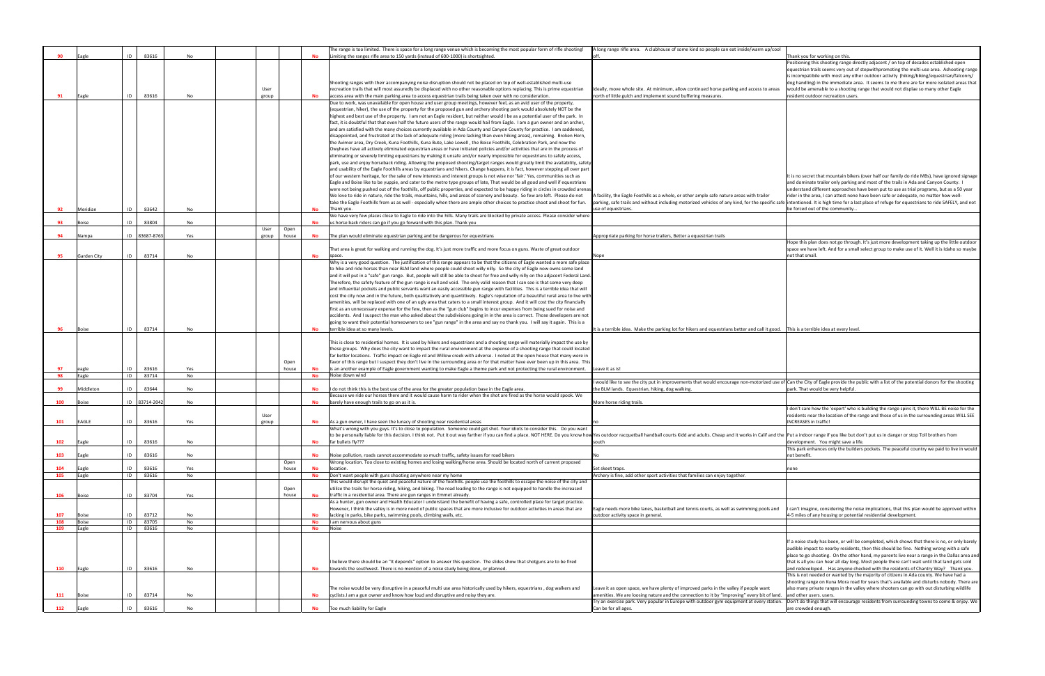| | | | | | | | | | | | |
|---|---|---|---|---|---|---|---|---|---|---|---|
| 90 | Eagle | ID | 83616 | No | | | | No | The range is too limited. There is space for a long range venue which is becoming the most popular form of rifle shooting! Limiting the ranges rifle area to 150 yards (instead of 600-1000) is shortsighted. | A long range rifle area. A clubhouse of some kind so people can eat inside/warm up/cool off. | Thank you for working on this. |
| 91 | Eagle | ID | 83616 | No | | User group | | No | Shooting ranges with their accompanying noise disruption should not be placed on top of well-established multi-use recreation trails that will most assuredly be displaced with no other reasonable options replacing. This is prime equestrian access area with the main parking area to access equestrian trails being taken over with no consideration. | Ideally, move whole site. At minimum, allow continued horse parking and access to areas north of little gulch and implement sound buffering measures. | Positioning this shooting range directly adjacent / on top of decades established open equestrian trails seems very out of stepwithpromoting the multi-use area. Ashooting range is incompatible with most any other outdoor activity (hiking/biking/equestrian/falconry/ dog handling) in the immediate area. It seems to me there are far more isolated areas that would be amenable to a shooting range that would not displae so many other Eagle resident outdoor recreation users. |
| 92 | Meridian | ID | 83642 | No | | | | No | Due to work, was unavailable for open house and user group meetings, however feel, as an avid user of the property, (equestrian, hiker), the use of the property for the proposed gun and archery shooting park would absolutely NOT be the highest and best use of the property. I am not an Eagle resident, but neither would I be as a potential user of the park. In fact, it is doubtful that that even half the future users of the range would hail from Eagle. I am a gun owner and an archer, and am satisfied with the many choices currently available in Ada County and Canyon County for practice. I am saddened, disappointed, and frustrated at the lack of adequate riding (more lacking than even hiking areas), remaining. Broken Horn, the Avimor area, Dry Creek, Kuna Foothills, Kuna Bute, Lake Lowell , the Boise Foothills, Celebration Park, and now the Owyhees have all actively eliminated equestrian areas or have initiated policies and/or activities that are in the process of eliminating or severely limiting equestrians by making it unsafe and/or nearly impossible for equestrians to safely access, park, use and enjoy horseback riding. Allowing the proposed shooting/target ranges would greatly limit the availability, safety and usability of the Eagle Foothills areas by equestrians and hikers. Change happens, it is fact, however stepping all over part of our western heritage, for the sake of new interests and interest groups is not wise nor 'fair.' Yes, communities such as Eagle and Boise like to be yuppie, and cater to the metro type groups of late, That would be all good and well if equestrians were not being pushed out of the foothills, off public properties, and expected to be happy riding in circles in crowded arenas. We love to ride in nature, ride the trails, mountains, hills, and areas of scenery and beauty. So few are left. Please do not take the Eagle Foothills from us as well - especially when there are ample other choices to practice shoot and shoot for fun. Thank you. | A facility, the Eagle Foothills as a whole, or other ample safe nature areas with trailer parking, safe trails and without including motorized vehicles of any kind, for the specific safe use of equestrians. | It is no secret that mountain bikers (over half our family do ride MBs), have ignored signage and dominate trailer only parking and most of the trails in Ada and Canyon County. I understand different approaches have been put to use as trial programs, but as a 50 year rider in the area, I can attest none have been safe or adequate, no matter how well-intentioned. It is high time for a last place of refuge for equestrians to ride SAFELY, and not be forced out of the community... |
| 93 | Boise | ID | 83804 | No | | | | No | We have very few places close to Eagle to ride into the hills. Many trails are blocked by private access. Please consider where us horse back riders can go if you go forward with this plan. Thank you | | |
| 94 | Nampa | ID | 83687-8763 | Yes | | User group | Open house | No | The plan would eliminate equestrian parking and be dangerous for equestrians | Appropriate parking for horse trailers, Better a equestrian trails | |
| 95 | Garden City | ID | 83714 | No | | | | No | That area is great for walking and running the dog. It's just more traffic and more focus on guns. Waste of great outdoor space. | Nope | Hope this plan does not go through. It's just more development taking up the little outdoor space we have left. And for a small select group to make use of it. Well it is Idaho so maybe not that small. |
| 96 | Boise | ID | 83714 | No | | | | No | Why is a very good question. The justification of this range appears to be that the citizens of Eagle wanted a more safe place to hike and ride horses than near BLM land where people could shoot willy nilly. So the city of Eagle now owns some land and it will put in a "safe" gun range. But, people will still be able to shoot for free and willy nilly on the adjacent Federal Land. Therefore, the safety feature of the gun range is null and void. The only valid reason that I can see is that some very deep and influential pockets and public servants want an easily accessible gun range with facilities. This is a terrible idea that will cost the city now and in the future, both qualitatively and quantitatively. Eagle's reputation of a beautiful rural area to live with amenities, will be replaced with one of an ugly area that caters to a small interest group. And it will cost the city financially first as an unnecessary expense for the few, then as the "gun club" begins to incur expenses from being sued for noise and accidents. And I suspect the man who asked about the subdivisions going in in the area is correct. Those developers are not going to want their potential homeowners to see "gun range" in the area and say no thank you. I will say it again. This is a terrible idea at so many levels. | It is a terrible idea. Make the parking lot for hikers and equestrians better and call it good. | This is a terrible idea at every level. |
| 97 | eagle | ID | 83616 | Yes | | | Open house | No | This is close to residential homes. It is used by hikers and equestrians and a shooting range will materially impact the use by these groups. Why does the city want to impact the rural environment at the expense of a shooting range that could located far better locations. Traffic impact on Eagle rd and Willow creek with adverse. I noted at the open house that many were in favor of this range but I suspect they don't live in the surrounding area or for that matter have ever been up in this area. This is an another example of Eagle government wanting to make Eagle a theme park and not protecting the rural environment. | Leave it as is! | |
| 98 | Eagle | ID | 83714 | No | | | | No | Noise down wind | | |
| 99 | Middleton | ID | 83644 | No | | | | No | I do not think this is the best use of the area for the greater population base in the Eagle area. | I would like to see the city put in improvements that would encourage non-motorized use of the BLM lands. Equestrian, hiking, dog walking. | Can the City of Eagle provide the public with a list of the potential donors for the shooting park. That would be very helpful. |
| 100 | Boise | ID | 83714-2042 | No | | | | No | Because we ride our horses there and it would cause harm to rider when the shot are fired as the horse would spook. We barely have enough trails to go on as it is. | More horse riding trails. | |
| 101 | EAGLE | ID | 83616 | Yes | | User group | | No | As a gun owner, I have seen the lunacy of shooting near residential areas | no | I don't care how the 'expert' who is building the range spins it, there WILL BE noise for the residents near the location of the range and those of us in the surrounding areas WILL SEE INCREASES in traffic! |
| 102 | Eagle | ID | 83616 | No | | | | No | What's wrong with you guys. It's to close to population. Someone could get shot. Your idiots to consider this. Do you want to be personally liable for this decision. I think not. Put it out way farther if you can find a place. NOT HERE. Do you know how far bullets fly??? | Yes outdoor racquetball handball courts Kidd and adults. Cheap and it works in Calif and the south | Put a indoor range if you like but don't put us in danger or stop Toll brothers from development. You might save a life. |
| 103 | Eagle | ID | 83616 | No | | | | No | Noise pollution, roads cannot accommodate so much traffic, safety issues for road bikers | No | This park enhances only the builders pockets. The peaceful country we paid to live in would not benefit. |
| 104 | Eagle | ID | 83616 | Yes | | | Open house | No | Wrong location. Too close to existing homes and losing walking/horse area. Should be located north of current proposed location. | Set skeet traps. | none |
| 105 | Eagle | ID | 83616 | No | | | | No | Don't want people with guns shooting anywhere near my home | Archery is fine, add other sport activities that families can enjoy together. | |
| 106 | Boise | ID | 83704 | Yes | | | Open house | No | This would disrupt the quiet and peaceful nature of the foothills. people use the foothills to escape the noise of the city and utilize the trails for horse riding, hiking, and biking. The road leading to the range is not equipped to handle the increased traffic in a residential area. There are gun ranges in Emmet already. | | |
| 107 | Boise | ID | 83712 | No | | | | No | As a hunter, gun owner and Health Educator I understand the benefit of having a safe, controlled place for target practice. However, I think the valley is in more need of public spaces that are more inclusive for outdoor activities in areas that are lacking in parks, bike parks, swimming pools, climbing walls, etc. | Eagle needs more bike lanes, basketball and tennis courts, as well as swimming pools and outdoor activity space in general. | I can't imagine, considering the noise implications, that this plan would be approved within 4-5 miles of any housing or potential residential development. |
| 108 | Boise | ID | 83705 | No | | | | No | I am nervous about guns | | |
| 109 | Eagle | ID | 83616 | No | | | | No | Noise | | |
| 110 | Eagle | ID | 83616 | No | | | | No | I believe there should be an "It depends" option to answer this question. The slides show that shotguns are to be fired towards the southwest. There is no mention of a noise study being done, or planned. | | If a noise study has been, or will be completed, which shows that there is no, or only barely audible impact to nearby residents, then this should be fine. Nothing wrong with a safe place to go shooting. On the other hand, my parents live near a range in the Dallas area and that is all you can hear all day long. Most people there can't wait until that land gets sold and redeveloped. Has anyone checked with the residents of Chantry Way? Thank you. |
| 111 | Boise | ID | 83714 | No | | | | No | The noise would be very disruptive in a peaceful multi use area historically used by hikers, equestrians , dog walkers and cyclists.I am a gun owner and know how loud and disruptive and noisy they are. | Leave it as open space, we have plenty of improved parks in the valley if people want amenities. We are loosing nature and the connection to it by "improving" every bit of land. | This is not needed or wanted by the majority of citizens in Ada county. We have had a shooting range on Kuna Mora road for years that's available and disturbs nobody. There are also many private ranges in the valley where shooters can go with out disturbing wildlife and other users. users. |
| 112 | Eagle | ID | 83616 | No | | | | No | Too much liability for Eagle | Try an exercise park. Very popular in Europe with outdoor gym equipment at every station. Can be for all ages. | Don't do things that will encourage residents from surrounding towns to come & enjoy. We are crowded enough. |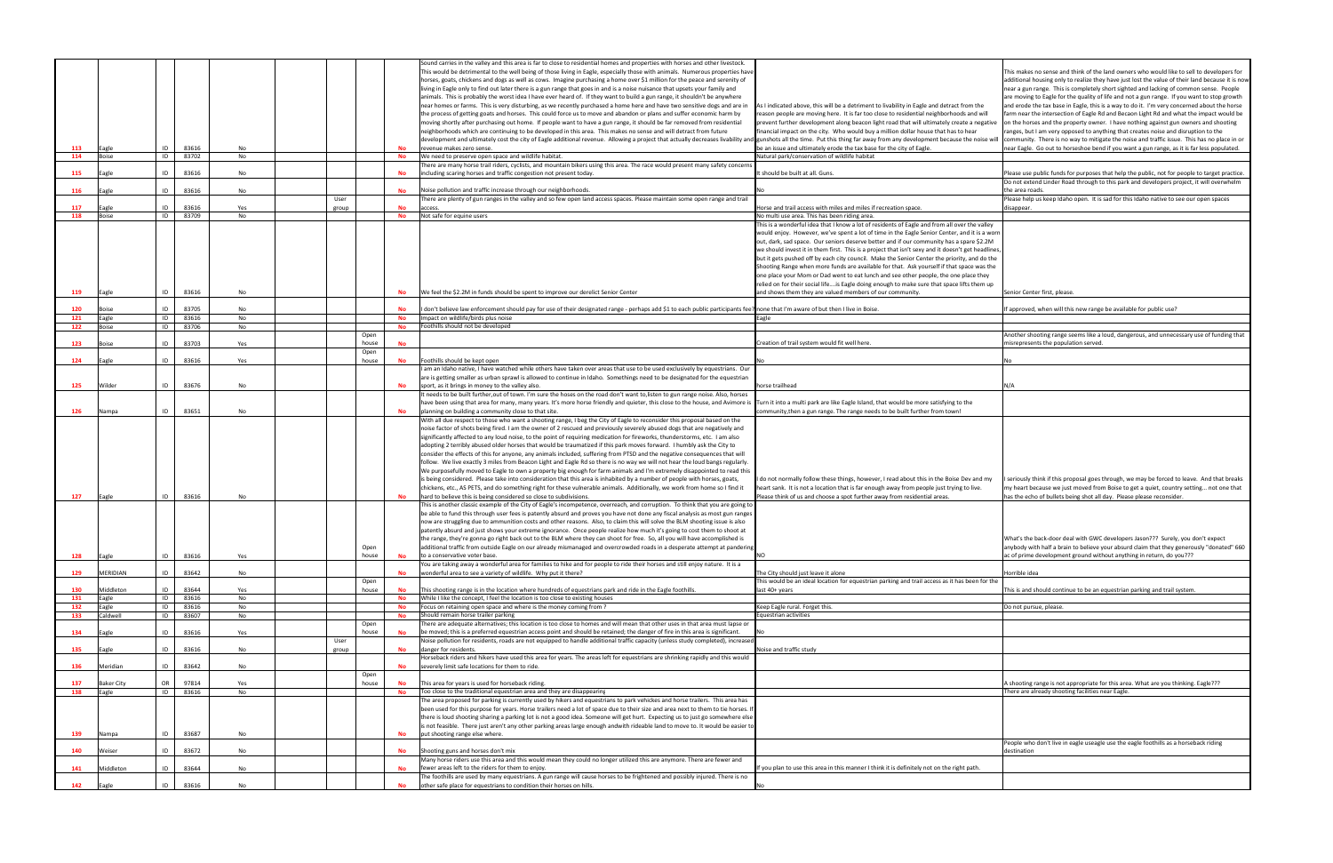| | | | | | | | | | | | |
|---|---|---|---|---|---|---|---|---|---|---|---|
| 113 | Eagle | ID | 83616 | No | | | | No | Sound carries in the valley and this area is far to close to residential homes and properties with horses and other livestock. This would be detrimental to the well being of those living in Eagle, especially those with animals. Numerous properties have horses, goats, chickens and dogs as well as cows. Imagine purchasing a home over $1 million for the peace and serenity of living in Eagle only to find out later there is a gun range that goes in and is a noise nuisance that upsets your family and animals. This is probably the worst idea I have ever heard of. If they want to build a gun range, it shouldn't be anywhere near homes or farms. This is very disturbing, as we recently purchased a home here and have two sensitive dogs and are in the process of getting goats and horses. This could force us to move and abandon or plans and suffer economic harm by moving shortly after purchasing out home. If people want to have a gun range, it should be far removed from residential neighborhoods which are continuing to be developed in this area. This makes no sense and will divert from future development and ultimately cost the city of Eagle additional revenue. Allowing a project that actually decreases livability and revenue makes zero sense. | As I indicated above, this will be a detriment to livability in Eagle and detract from the reason people are moving here. It is far too close to residential neighborhoods and will prevent further development along beacon light road that will ultimately create a negative financial impact on the city. Who would buy a million dollar house that has to hear gunshots all the time. Put this thing far away from any development because the noise will be an issue and ultimately erode the tax base for the city of Eagle. | This makes no sense and think of the land owners who would like to sell to developers for additional housing only to realize they have just lost the value of their land because it is now near a gun range. This is completely short sighted and lacking of common sense. People are moving to Eagle for the quality of life and not a gun range. If you want to stop growth and erode the tax base in Eagle, this is a way to do it. I'm very concerned about the horse farm near the intersection of Eagle Rd and Becaon Light Rd and what the impact would be on the horses and the property owner. I have nothing against gun owners and shooting ranges, but I am very opposed to anything that creates noise and disruption to the community. There is no way to mitigate the noise and traffic issue. This has no place in or near Eagle. Go out to horseshoe bend if you want a gun range, as it is far less populated. |
| 114 | Boise | ID | 83702 | No | | | | No | We need to preserve open space and wildlife habitat. | Natural park/conservation of wildlife habitat | |
| 115 | Eagle | ID | 83616 | No | | | | No | There are many horse trail riders, cyclists, and mountain bikers using this area. The race would present many safety concerns including scaring horses and traffic congestion not present today. | It should be built at all. Guns. | Please use public funds for purposes that help the public, not for people to target practice. |
| 116 | Eagle | ID | 83616 | No | | | | No | Noise pollution and traffic increase through our neighborhoods. | No | Do not extend Linder Road through to this park and developers project, it will overwhelm the area roads. |
| 117 | Eagle | ID | 83616 | Yes | | User group | | No | There are plenty of gun ranges in the valley and so few open land access spaces. Please maintain some open range and trail access. | Horse and trail access with miles and miles if recreation space. | Please help us keep Idaho open. It is sad for this Idaho native to see our open spaces disappear. |
| 118 | Boise | ID | 83709 | No | | | | No | Not safe for equine users | No multi use area. This has been riding area. | |
| 119 | Eagle | ID | 83616 | No | | | | No | We feel the $2.2M in funds should be spent to improve our derelict Senior Center | This is a wonderful idea that I know a lot of residents of Eagle and from all over the valley would enjoy. However, we've spent a lot of time in the Eagle Senior Center, and it is a worn out, dark, sad space. Our seniors deserve better and if our community has a spare $2.2M we should invest it in their space. This is a project that isn't sexy and it doesn't get headlines, but it gets pushed off by each city council. Make the Senior Center the priority, and do the Shooting Range when more funds are available for that. Ask yourself if that space was the one place your Mom or Dad went to eat lunch and see other people, the one place they relied on for their social life....is Eagle doing enough to make sure that space lifts them up and shows them they are valued members of our community. | Senior Center first, please. |
| 120 | Boise | ID | 83705 | No | | | | No | I don't believe law enforcement should pay for use of their designated range - perhaps add $1 to each public participants fee? | none that I'm aware of but then I live in Boise. | If approved, when will this new range be available for public use? |
| 121 | Eagle | ID | 83616 | No | | | | No | Impact on wildlife/birds plus noise | Eagle | |
| 122 | Boise | ID | 83706 | No | | | | No | Foothills should not be developed | | |
| 123 | Boise | ID | 83703 | Yes | | | Open house | No | | Creation of trail system would fit well here. | Another shooting range seems like a loud, dangerous, and unnecessary use of funding that misrepresents the population served. |
| 124 | Eagle | ID | 83616 | Yes | | | Open house | No | Foothills should be kept open | No | No |
| 125 | Wilder | ID | 83676 | No | | | | No | I am an Idaho native, I have watched while others have taken over areas that use to be used exclusively by equestrians. Our are is getting smaller as urban sprawl is allowed to continue in Idaho. Somethings need to be designated for the equestrian sport, as it brings in money to the valley also. | horse trailhead | N/A |
| 126 | Nampa | ID | 83651 | No | | | | No | It needs to be built further,out of town. I'm sure the hoses on the road don't want to,listen to gun range noise. Also, horses have been using that area for many, many years. It's more horse friendly and quieter, this close to the house, and Avimore is planning on building a community close to that site. | Turn it into a multi park are like Eagle Island, that would be more satisfying to the community,then a gun range. The range needs to be built further from town! | |
| 127 | Eagle | ID | 83616 | No | | | | No | With all due respect to those who want a shooting range, I beg the City of Eagle to reconsider this proposal based on the noise factor of shots being fired. I am the owner of 2 rescued and previously severely abused dogs that are negatively and significantly affected to any loud noise, to the point of requiring medication for fireworks, thunderstorms, etc. I am also adopting 2 terribly abused older horses that would be traumatized if this park moves forward. I humbly ask the City to consider the effects of this for anyone, any animals included, suffering from PTSD and the negative consequences that will follow. We live exactly 3 miles from Beacon Light and Eagle Rd so there is no way we will not hear the loud bangs regularly. We purposefully moved to Eagle to own a property big enough for farm animals and I'm extremely disappointed to read this is being considered. Please take into consideration that this area is inhabited by a number of people with horses, goats, chickens, etc., AS PETS, and do something right for these vulnerable animals. Additionally, we work from home so I find it hard to believe this is being considered so close to subdivisions. | I do not normally follow these things, however, I read about this in the Boise Dev and my heart sank. It is not a location that is far enough away from people just trying to live. Please think of us and choose a spot further away from residential areas. | I seriously think if this proposal goes through, we may be forced to leave. And that breaks my heart because we just moved from Boise to get a quiet, country setting... not one that has the echo of bullets being shot all day. Please please reconsider. |
| 128 | Eagle | ID | 83616 | Yes | | | Open house | No | This is another classic example of the City of Eagle's incompetence, overreach, and corruption. To think that you are going to be able to fund this through user fees is patently absurd and proves you have not done any fiscal analysis as most gun ranges now are struggling due to ammunition costs and other reasons. Also, to claim this will solve the BLM shooting issue is also patently absurd and just shows your extreme ignorance. Once people realize how much it's going to cost them to shoot at the range, they're gonna go right back out to the BLM where they can shoot for free. So, all you will have accomplished is additional traffic from outside Eagle on our already mismanaged and overcrowded roads in a desperate attempt at pandering to a conservative voter base. | NO | What's the back-door deal with GWC developers Jason??? Surely, you don't expect anybody with half a brain to believe your absurd claim that they generously "donated" 660 ac of prime development ground without anything in return, do you??? |
| 129 | MERIDIAN | ID | 83642 | No | | | | No | You are taking away a wonderful area for families to hike and for people to ride their horses and still enjoy nature. It is a wonderful area to see a variety of wildlife. Why put it there? | The City should just leave it alone | Horrible idea |
| 130 | Middleton | ID | 83644 | Yes | | | Open house | No | This shooting range is in the location where hundreds of equestrians park and ride in the Eagle foothills. | This would be an ideal location for equestrian parking and trail access as it has been for the last 40+ years | This is and should continue to be an equestrian parking and trail system. |
| 131 | Eagle | ID | 83616 | No | | | | No | While I like the concept, I feel the location is too close to existing houses | | |
| 132 | Eagle | ID | 83616 | No | | | | No | Focus on retaining open space and where is the money coming from ? | Keep Eagle rural. Forget this. | Do not pursue, please. |
| 133 | Caldwell | ID | 83607 | No | | | | No | Should remain horse trailer parking | Equestrian activities | |
| 134 | Eagle | ID | 83616 | Yes | | | Open house | No | There are adequate alternatives; this location is too close to homes and will mean that other uses in that area must lapse or be moved; this is a preferred equestrian access point and should be retained; the danger of fire in this area is significant. | No | |
| 135 | Eagle | ID | 83616 | No | | User group | | No | Noise pollution for residents, roads are not equipped to handle additional traffic capacity (unless study completed), increased danger for residents. | Noise and traffic study | |
| 136 | Meridian | ID | 83642 | No | | | | No | Horseback riders and hikers have used this area for years. The areas left for equestrians are shrinking rapidly and this would severely limit safe locations for them to ride. | | |
| 137 | Baker City | OR | 97814 | Yes | | | Open house | No | This area for years is used for horseback riding. | | A shooting range is not appropriate for this area. What are you thinking. Eagle??? |
| 138 | Eagle | ID | 83616 | No | | | | No | Too close to the traditional equestrian area and they are disappearing | | There are already shooting facilities near Eagle. |
| 139 | Nampa | ID | 83687 | No | | | | No | The area proposed for parking is currently used by hikers and equestrians to park vehicles and horse trailers. This area has been used for this purpose for years. Horse trailers need a lot of space due to their size and area next to them to tie horses. If there is loud shooting sharing a parking lot is not a good idea. Someone will get hurt. Expecting us to just go somewhere else is not feasible. There just aren't any other parking areas large enough andwith rideable land to move to. It would be easier to put shooting range else where. | | |
| 140 | Weiser | ID | 83672 | No | | | | No | Shooting guns and horses don't mix | | People who don't live in eagle useagle use the eagle foothills as a horseback riding destination |
| 141 | Middleton | ID | 83644 | No | | | | No | Many horse riders use this area and this would mean they could no longer utilized this are anymore. There are fewer and fewer areas left to the riders for them to enjoy. | If you plan to use this area in this manner I think it is definitely not on the right path. | |
| 142 | Eagle | ID | 83616 | No | | | | No | The foothills are used by many equestrians. A gun range will cause horses to be frightened and possibly injured. There is no other safe place for equestrians to condition their horses on hills. | No | |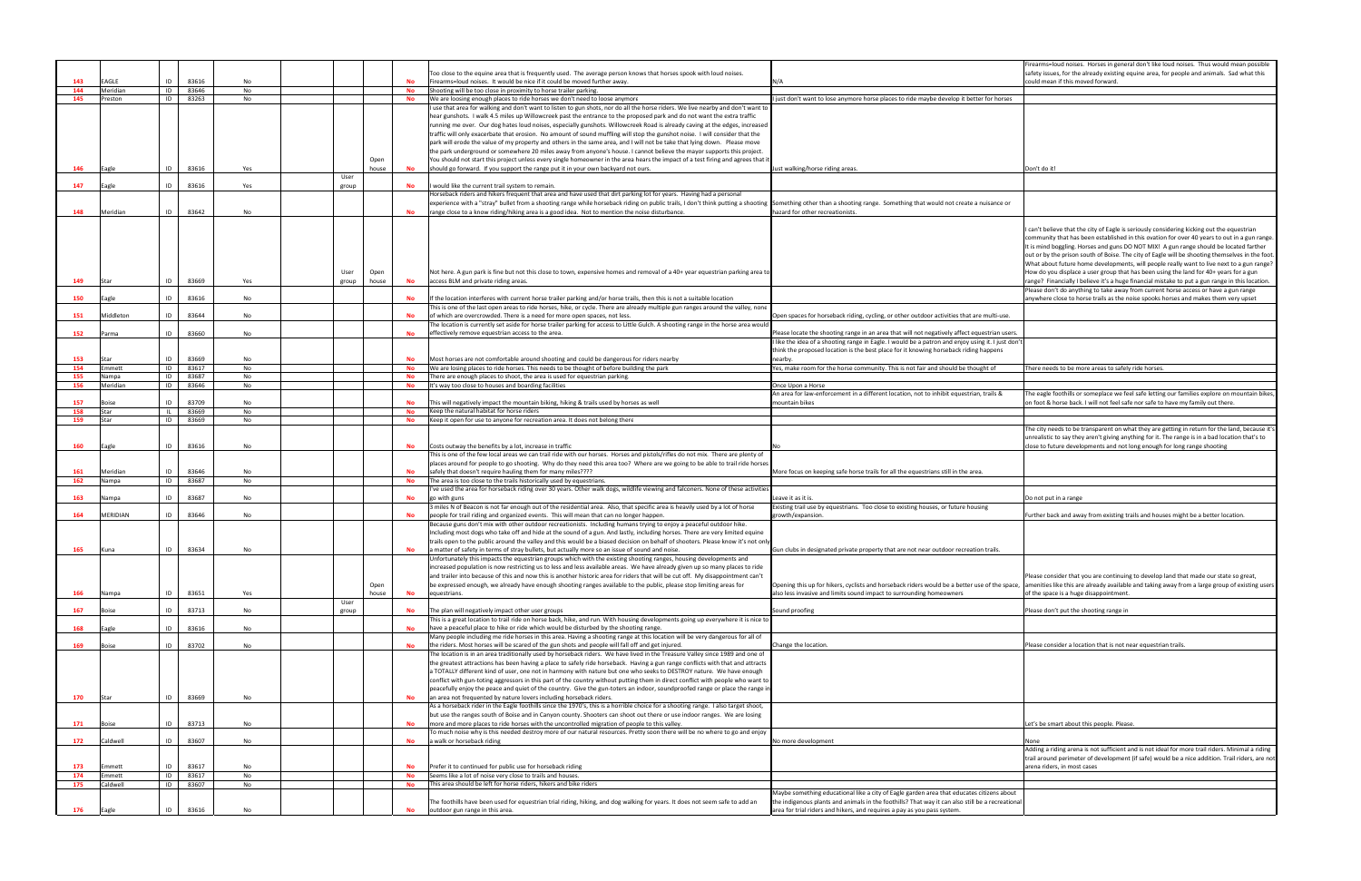| | | | | | | | | | | |
|---|---|---|---|---|---|---|---|---|---|---|
| 143 | EAGLE | ID | 83616 | No | | | | No | Too close to the equine area that is frequently used. The average person knows that horses spook with loud noises. Firearms=loud noises. It would be nice if it could be moved further away. | N/A | Firearms=loud noises. Horses in general don't like loud noises. Thus would mean possible safety issues, for the already existing equine area, for people and animals. Sad what this could mean if this moved forward. |
| 144 | Meridian | ID | 83646 | No | | | | No | Shooting will be too close in proximity to horse trailer parking. | | |
| 145 | Preston | ID | 83263 | No | | | | No | We are loosing enough places to ride horses we don't need to loose anymore | I just don't want to lose anymore horse places to ride maybe develop it better for horses | |
| 146 | Eagle | ID | 83616 | Yes | | | Open house | No | I use that area for walking and don't want to listen to gun shots, nor do all the horse riders. We live nearby and don't want to hear gunshots. I walk 4.5 miles up Willowcreek past the entrance to the proposed park and do not want the extra traffic running me over. Our dog hates loud noises, especially gunshots. Willowcreek Road is already caving at the edges, increased traffic will only exacerbate that erosion. No amount of sound muffling will stop the gunshot noise. I will consider that the park will erode the value of my property and others in the same area, and I will not be take that lying down. Please move the park underground or somewhere 20 miles away from anyone's house. I cannot believe the mayor supports this project. You should not start this project unless every single homeowner in the area hears the impact of a test firing and agrees that it should go forward. If you support the range put it in your own backyard not ours. | Just walking/horse riding areas. | Don't do it! |
| 147 | Eagle | ID | 83616 | Yes | | User group | | No | I would like the current trail system to remain. | | |
| 148 | Meridian | ID | 83642 | No | | | | No | Horseback riders and hikers frequent that area and have used that dirt parking lot for years. Having had a personal experience with a "stray" bullet from a shooting range while horseback riding on public trails, I don't think putting a shooting range close to a know riding/hiking area is a good idea. Not to mention the noise disturbance. | Something other than a shooting range. Something that would not create a nuisance or hazard for other recreationists. | |
| 149 | Star | ID | 83669 | Yes | | User group | Open house | No | Not here. A gun park is fine but not this close to town, expensive homes and removal of a 40+ year equestrian parking area to access BLM and private riding areas. | | I can't believe that the city of Eagle is seriously considering kicking out the equestrian community that has been established in this ovation for over 40 years to out in a gun range. It is mind boggling. Horses and guns DO NOT MIX! A gun range should be located farther out or by the prison south of Boise. The city of Eagle will be shooting themselves in the foot. What about future home developments, will people really want to live next to a gun range? How do you displace a user group that has been using the land for 40+ years for a gun range? Financially I believe it's a huge financial mistake to put a gun range in this location. |
| 150 | Eagle | ID | 83616 | No | | | | No | If the location interferes with current horse trailer parking and/or horse trails, then this is not a suitable location | | Please don't do anything to take away from current horse access or have a gun range anywhere close to horse trails as the noise spooks horses and makes them very upset |
| 151 | Middleton | ID | 83644 | No | | | | No | This is one of the last open areas to ride horses, hike, or cycle. There are already multiple gun ranges around the valley, none of which are overcrowded. There is a need for more open spaces, not less. | Open spaces for horseback riding, cycling, or other outdoor activities that are multi-use. | |
| 152 | Parma | ID | 83660 | No | | | | No | The location is currently set aside for horse trailer parking for access to Little Gulch. A shooting range in the horse area would effectively remove equestrian access to the area. | Please locate the shooting range in an area that will not negatively affect equestrian users. | |
| 153 | Star | ID | 83669 | No | | | | No | Most horses are not comfortable around shooting and could be dangerous for riders nearby | I like the idea of a shooting range in Eagle. I would be a patron and enjoy using it. I just don't think the proposed location is the best place for it knowing horseback riding happens nearby. | |
| 154 | Emmett | ID | 83617 | No | | | | No | We are losing places to ride horses. This needs to be thought of before building the park | Yes, make room for the horse community. This is not fair and should be thought of | There needs to be more areas to safely ride horses. |
| 155 | Nampa | ID | 83687 | No | | | | No | There are enough places to shoot, the area is used for equestrian parking | | |
| 156 | Meridian | ID | 83646 | No | | | | No | It's way too close to houses and boarding facilities | Once Upon a Horse | |
| 157 | Boise | ID | 83709 | No | | | | No | This will negatively impact the mountain biking, hiking & trails used by horses as well | An area for law-enforcement in a different location, not to inhibit equestrian, trails & mountain bikes | The eagle foothills or someplace we feel safe letting our families explore on mountain bikes, on foot & horse back. I will not feel safe nor safe to have my family out there. |
| 158 | Star | IL | 83669 | No | | | | No | Keep the natural habitat for horse riders | | |
| 159 | Star | ID | 83669 | No | | | | No | Keep it open for use to anyone for recreation area. It does not belong there | | |
| 160 | Eagle | ID | 83616 | No | | | | No | Costs outway the benefits by a lot, increase in traffic | No | The city needs to be transparent on what they are getting in return for the land, because it's unrealistic to say they aren't giving anything for it. The range is in a bad location that's to close to future developments and not long enough for long range shooting |
| 161 | Meridian | ID | 83646 | No | | | | No | This is one of the few local areas we can trail ride with our horses. Horses and pistols/rifles do not mix. There are plenty of places around for people to go shooting. Why do they need this area too? Where are we going to be able to trail ride horses safely that doesn't require hauling them for many miles???? | More focus on keeping safe horse trails for all the equestrians still in the area. | |
| 162 | Nampa | ID | 83687 | No | | | | No | The area is too close to the trails historically used by equestrians. | | |
| 163 | Nampa | ID | 83687 | No | | | | No | I've used the area for horseback riding over 30 years. Other walk dogs, wildlife viewing and falconers. None of these activities go with guns | Leave it as it is. | Do not put in a range |
| 164 | MERIDIAN | ID | 83646 | No | | | | No | 3 miles N of Beacon is not far enough out of the residential area. Also, that specific area is heavily used by a lot of horse people for trail riding and organized events. This will mean that can no longer happen. | Existing trail use by equestrians. Too close to existing houses, or future housing growth/expansion. | Further back and away from existing trails and houses might be a better location. |
| 165 | Kuna | ID | 83634 | No | | | | No | Because guns don't mix with other outdoor recreationists. Including humans trying to enjoy a peaceful outdoor hike. Including most dogs who take off and hide at the sound of a gun. And lastly, including horses. There are very limited equine trails open to the public around the valley and this would be a biased decision on behalf of shooters. Please know it's not only a matter of safety in terms of stray bullets, but actually more so an issue of sound and noise. | Gun clubs in designated private property that are not near outdoor recreation trails. | |
| 166 | Nampa | ID | 83651 | Yes | | | Open house | No | Unfortunately this impacts the equestrian groups which with the existing shooting ranges, housing developments and increased population is now restricting us to less and less available areas. We have already given up so many places to ride and trailer into because of this and now this is another historic area for riders that will be cut off. My disappointment can't be expressed enough, we already have enough shooting ranges available to the public, please stop limiting areas for equestrians. | Opening this up for hikers, cyclists and horseback riders would be a better use of the space, also less invasive and limits sound impact to surrounding homeowners | Please consider that you are continuing to develop land that made our state so great, amenities like this are already available and taking away from a large group of existing users of the space is a huge disappointment. |
| 167 | Boise | ID | 83713 | No | | User group | | No | The plan will negatively impact other user groups | Sound proofing | Please don't put the shooting range in |
| 168 | Eagle | ID | 83616 | No | | | | No | This is a great location to trail ride on horse back, hike, and run. With housing developments going up everywhere it is nice to have a peaceful place to hike or ride which would be disturbed by the shooting range. | | |
| 169 | Boise | ID | 83702 | No | | | | No | Many people including me ride horses in this area. Having a shooting range at this location will be very dangerous for all of the riders. Most horses will be scared of the gun shots and people will fall off and get injured. | Change the location. | Please consider a location that is not near equestrian trails. |
| 170 | Star | ID | 83669 | No | | | | No | The location is in an area traditionally used by horseback riders. We have lived in the Treasure Valley since 1989 and one of the greatest attractions has been having a place to safely ride horseback. Having a gun range conflicts with that and attracts a TOTALLY different kind of user, one not in harmony with nature but one who seeks to DESTROY nature. We have enough conflict with gun-toting aggressors in this part of the country without putting them in direct conflict with people who want to peacefully enjoy the peace and quiet of the country. Give the gun-toters an indoor, soundproofed range or place the range in an area not frequented by nature lovers including horseback riders. | | |
| 171 | Boise | ID | 83713 | No | | | | No | As a horseback rider in the Eagle foothills since the 1970's, this is a horrible choice for a shooting range. I also target shoot, but use the ranges south of Boise and in Canyon county. Shooters can shoot out there or use indoor ranges. We are losing more and more places to ride horses with the uncontrolled migration of people to this valley. | | Let's be smart about this people. Please. |
| 172 | Caldwell | ID | 83607 | No | | | | No | To much noise why is this needed destroy more of our natural resources. Pretty soon there will be no where to go and enjoy a walk or horseback riding | No more development | None |
| 173 | Emmett | ID | 83617 | No | | | | No | Prefer it to continued for public use for horseback riding | | Adding a riding arena is not sufficient and is not ideal for more trail riders. Minimal a riding trail around perimeter of development (if safe) would be a nice addition. Trail riders, are not arena riders, in most cases |
| 174 | Emmett | ID | 83617 | No | | | | No | Seems like a lot of noise very close to trails and houses. | | |
| 175 | Caldwell | ID | 83607 | No | | | | No | This area should be left for horse riders, hikers and bike riders | | |
| 176 | Eagle | ID | 83616 | No | | | | No | The foothills have been used for equestrian trial riding, hiking, and dog walking for years. It does not seem safe to add an outdoor gun range in this area. | Maybe something educational like a city of Eagle garden area that educates citizens about the indigenous plants and animals in the foothills? That way it can also still be a recreational area for trial riders and hikers, and requires a pay as you pass system. | |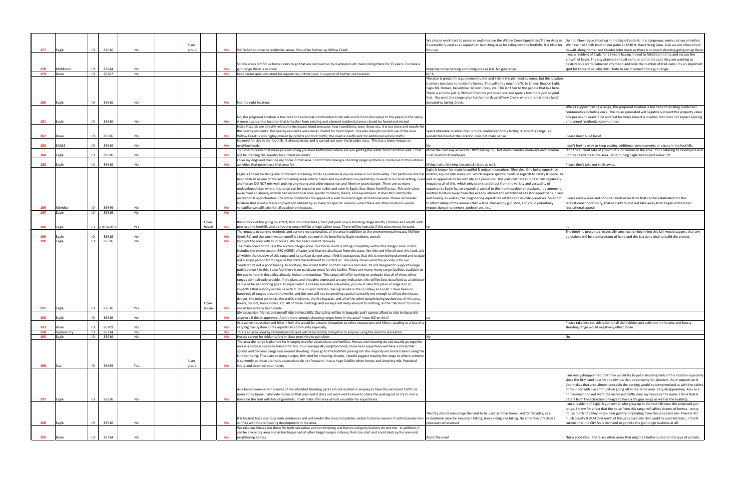| | | | | | | | | | | | |
|---|---|---|---|---|---|---|---|---|---|---|---|
| 177 | Eagle | ID | 83616 | No | | User group | | No | Still WAY too close to residential areas. Should be further up Willow Creek | We should work hard to preserve and improve the Willow Creek Equestrian/Trailer Area as it currently is used as an equestrian launching area for riding into the foothills. It is ideal for this use. | Do not allow rogue shooting in the Eagle Foothills. It is dangerous, noisy and uncontrolled. We have had shells land on our patio at 4830 N. Hawk Wing Lane. Also we are often afraid to walk along Homer and Gooder John roads as there is so much shooting going on up there. |
| 178 | Middleton | ID | 83644 | No | | | | No | So few areas left for us horse riders to go that are not overrun by 4 wheelers etc. been riding there for 25 years. To make a gun range there is so crazy. | Keep the horse parking and riding area as it is. No gun range | I was a resident of Eagle for 22 years having moved to Middleton to try and escape the growth of Eagle. The city planners should venture out to the spot they are wanting to destroy on a warm Saturday afternoon and note the number of trail users. It's an important spot for those of us who ride. I hate to see it turned into a gun range. |
| 179 | Boise | ID | 83702 | No | | | | No | Keep status quo consistent for equestrian / other uses. In support of further out location. | N / A | |
| 180 | Eagle | ID | 83616 | No | | | | No | Not the right location. | The plan is great. I'm a gunowner/hunter and I think the plan makes sense. But the location is simply too close to residents homes. This will bring much traffic to Linder, Beacon Light, Eagle Rd. Homer, Ballantyne, Willow Creek, etc. This isn't fair to the people that live here. There is a home just 1,700 feet from the proposed site and quite a few more just beyond that. We want the range to be further north up Willow Creek, where there is more land donated by Spring Creek. | |
| 181 | Eagle | ID | 83616 | No | | | | No | No, the proposed location is too close to residential communities to be safe and it is too disruptive to the peace in the valley. A more appropriate location that is further from existing and planned residential areas should be found and vetted. | | While I support having a range, the proposed location is too close to existing residential communities including ours. The noise generated will negatively impact the property value and peace and quiet. Find and test for noise impact a location that does not impact existing or planned residential communities. |
| 182 | Boise | ID | 83616 | No | | | | No | Noise Hazards are directly related to increased blood pressure, heart conditions, poor sleep, etc. It is too close and unsafe for the nearby residents. The nearby residents were never invited for direct input. This also disrupts current use of the area. Willow Creek is also highly utilized by cyclists and foot traffic; the road is insufficient for additional vehicle traffic. | Select alternate location that is more conducive to this facility. A shooting range is a wonderful idea but the location does not make sense | Please don't build here! |
| 183 | EAGLE | ID | 83616 | No | | | | No | No need for this in the foothills. It already exists and is spread out over the broader area. This has a lower impact on neighborhoods. | No | I don't feel its okay to keep putting additional developments or places in the foothills. |
| 184 | Eagle | ID | 83616 | No | | | | No | To Close to residential areas plus assuming you have bathrooms where are you getting the water from? another well ? That will be draining the aquafer for current residents. | Move the roadway access to HWY16/Hwy 55. Not down country roadways and increase rural residential roadways | Stop the current rate of growth of subdivisions in the area. Your catering to developers and not the residents in the area. Your ruining Eagle and impact areas!!!!! |
| 185 | Eagle | ID | 83616 | No | | | | No | I hike my dogs and trail ride my horse in that area. I don't think having a shooting range up there is conducive to the outdoor activities that people use that area for. | Hiking trails. Allowing horseback riders as well. | Please don't take our trails away. |
| 186 | Meridian | ID | 83646 | No | | | | No | Eagle is known for being one of the last remaining LOCAL equestrian & equine areas in our local valley. This particular site has been utilized as one of the last remaining areas where hikers and equestrians can peacefully co-exist in our local setting. Guns and horses DO NOT mix well, putting any young and older equestrian and hikers in grave danger. There are so many undeveloped sites where this range can be placed in our valley and even in Eagle, Star, Boise foothill areas. This only takes away from an already established recreational area specific to hikers, bikers, and equestrians. It does NOT add to the recreational opportunities. Therefore diminishes the appeal of a well rounded Eagle recreational area. Please reconsider location that is not already enjoyed and utilized by so many for specific reasons, when there are other locations where versatility can still exist for all outdoor enthusiasts. | Eagle is known for many beautiful & unique recreational lifestyles. One being equestrian estates, equine safe areas, etc. which require specific needs in regards to safety & space. As well as appreciation for wild life and preserves. This particular areas puts at risk negatively impacting all of this, which only seems to detract from the variety and versatility of opportunity Eagle has to expand its appeal to the many outdoor enthusiasts. I recommend another location away from this already utilized and established site (for equestrians, hikers and bikers), as well as, the neighboring equestrian estates and wildlife preserves. So as not to affect safety of the animals that will be stressed by gun shot, and could potentially impose danger to owners, pedestrians, etc. | Please review area and consider another location that can be established for this recreational opportunity, that will add to and not take away from Eagles established recreational appeal. |
| 187 | Eagle | ID | 83616 | No | | | | No | | | |
| 188 | Eagle | ID | 83616-9105 | Yes | | Open house | | No | this is more of the piling on effect, first mountain bikes, then pet park now a shooting range.Adults, Children and adults with pets use the foothills and a shooting range will be a huge safety issue. There will be lawsuits if this plan moves forward. | no | no |
| 189 | Eagle | ID | 83616 | No | | | | No | The impacts to current residents and current recreationalists of the area in addition to the environmental impacts (Willow Creek Rd) and the storm water runoff is simply not worth the benefits to Eagle residents overall. | | The timeline presented, especially construction beginning this fall, would suggest that any objections will be dismissed.out of hand and this is a done deal to build the project. |
| 190 | Eagle | ID | 83616 | No | | | | No | Disrupts the area with loud noises. We can hear Firebird Raceway. | | |
| 191 | Eagle | ID | 83616 | Yes | | Open house | | No | The main concern for us is the surface danger zone. Our horse ranch is sitting completely within this danger zone. It also includes the entire section(640 ACRES) of state land that we also lease from the state. We ride and hike all over this land, and all within the shadow of this range and its surface danger area. I find it outrageous that this is even being planned and to date not a single person from Eagle or the state has bothered to contact us. This really shows what the priority is for our "leaders".Its not a good feeling. In addition, the added traffic on that road is a bad idea. Its not designed to support a large public venue like this. I also feel there is no particular need for this facility. There are many, many range facilities available to the public here in the valley already, indoor and outdoor. This range will offer nothing to anybody that all of these other ranges don't already provide. If the plans and thoughts expressed are any indication, this will be best described as a lackluster venue as far as shooting goes. To equal what is already available elsewhere, you must make this place so large and so impactful that nobody will be ok with it. Im a 26 year Veteran, having served in the U.S.Navy as a SEAL. I have been on hundreds of ranges around the world, and this one will not be anything special, certainly not enough to offset the impact danger, the noise pollution, the traffic problems, the fire hazards, and all of the other people being pushed out of this area, hikers, cyclists, horse riders, etc. All of these meetings and surveys will likely amount to nothing, as the "decision" to move ahead has already been made. | | |
| 192 | Eagle | ID | 83616 | No | | | | No | My equestrian friends and myself ride in these hills. Our safety will be in jeopardy and I cannot afford to ride in these hills anymore if this is approved. Aren't there enough shooting ranges here in the area? I vote NO on this!! | na | |
| 193 | Boise | ID | 83709 | No | | | | No | As a active equestrian and hiker. I feel this would be a major disruption to other equestrians and hikers. Leading to a loss of a very big trail system in the equestrian community especially. | | Please take into consideration of all the hobbies and activities in the area and how a shooting range would negatively effect those. |
| 194 | Garden City | ID | 83714 | No | | | | No | This is an area used by recreationalists and will be incredibly disruptive to anyone using the area for recreation | | |
| 195 | Eagle | ID | 83616 | No | | | | No | Horses cannot be ridden safely in close proximity to gun shots | No | No |
| 196 | Star | ID | 83669 | Yes | | User group | | No | The area the range is planned for is largely used by equestrians and families. Horses and shooting do not usually go together unless a horse is specially trained for this. Your average 4H, neighborhood, show barn equestrian will have a horse that spooks and become dangerous around shooting. If you go to the foothills parking lot- the majority are horse trailers using the land for riding. There are so many ranges, blm land for shooting already. I would suggest moving the range to where avimore is currently as those are trails equestrians do not frequent. I see a huge liability when horses and shooting mix. Potential injury and death on your hands. | | |
| 197 | Eagle | ID | 83616 | No | | | | No | As a homeowner within 5 miles of the intended shooting park I am not excited in anyway to have the increased traffic or noise at my home. I also ride horses in that area and it does not work well to have to share the parking lot or try to ride a horse on the trail with lots of gunshots. It will make that area almost unusable for equestrians. | | I am really disappointed that they would try to put a shooting Park in this location especially since the BLM land near by already has that opportunity for shooters. As an equestrian it also makes that area almost unusable the parking would be compromised as with the safety of the rider with live ammunition going off in the same area. Very disappointing. Also as a homeowner I do not want the increased traffic near my house or the noise. I think that it deters from the attraction of eagle to have a life gun range as well as the livability. |
| 198 | Eagle | ID | 83616 | No | | | | No | It is located too close to private residences and will render the area completely useless to horse owners. It will obviously also conflict with future housing development in the area. | The City should encourage the land to be used as it has been used for decades, as a recreational area for mountain biking, horse riding and hiking. No amenities / facilities necessary whatsoever. | I am a resident of Eagle & gun owner who grew up in the foothills near the proposed gun range. I know for a fact that the noise from this range will affect dozens of homes-- every house north of Valley Hi can hear gunfire originating from the proposed site. There is SO much county & BLM land north of this proposed site that could be used instead... I find it curious that the City feels the need to get into the gun range business at all. |
| 199 | Boise | ID | 83714 | No | | | | No | We take our horses out there for both relaxation and conditioning and horses and guns/archery do not mix. In addition, it can be a very dry area and as has happened at other target ranges in Boise, fires can start and could destroy the area and neighboring homes. | Abort the plan! | Not a good idea. There are other areas that might be better suited to this type of activity. |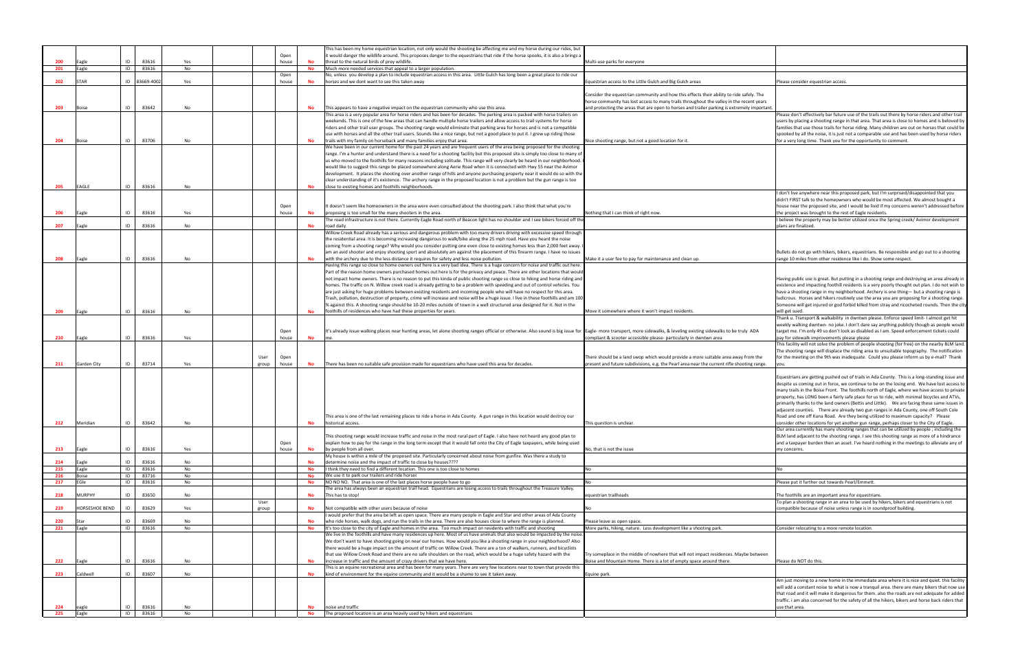| 200 | Eagle | ID | 83616 | Yes | | | Open house | No | This has been my home equestrian location, not only would the shooting be affecting me and my horse during our rides, but it would danger the wildlife around. This proposes danger to the equestrians that ride if the horse spooks, it is also a brings a threat to the natural birds of prey wildlife. | Multi-use parks for everyone | |
|---|---|---|---|---|---|---|---|---|---|---|---|
| 201 | Eagle | ID | 83616 | No | | | | No | Much more needed services that appeal to a larger population. | | |
| 202 | STAR | ID | 83669-4002 | Yes | | | Open house | No | No, unless you develop a plan to include equestrian access in this area. Little Gulch has long been a great place to ride our horses and we dont want to see this taken away | Equestrian access to the Little Gulch and Big Gulch areas | Please consider equestrian access. |
| 203 | Boise | ID | 83642 | No | | | | No | This appears to have a negative impact on the equestrian community who use this area. | Consider the equestrian community and how this effects their ability to ride safely. The horse community has lost access to many trails throughout the valley in the recent years and protecting the areas that are open to horses and trailer parking is extremely important. | |
| 204 | Boise | ID | 83706 | No | | | | No | This area is a very popular area for horse riders and has been for decades. The parking area is packed with horse trailers on weekends. This is one of the few areas that can handle multiple horse trailers and allow access to trail systems for horse riders and other trail user groups. The shooting range would eliminate that parking area for horses and is not a compatible use with horses and all the other trail users. Sounds like a nice range, but not a good place to put it. I grew up riding those trails with my family on horseback and many families enjoy that area. | Nice shooting range, but not a good location for it. | Please don't effectively bar future use of the trails out there by horse riders and other trail users by placing a shooting range in that area. That area is close to homes and is beloved by families that use those trails for horse riding. Many children are out on horses that could be spooked by all the noise, it is just not a comparable use and has been used by horse riders for a very long time. Thank you for the opportunity to comment. |
| 205 | EAGLE | ID | 83616 | No | | | | No | We have been in our current home for the past 24 years and are frequent users of the area being proposed for the shooting range. I'm a hunter and understand there is a need for a shooting facility but this proposed site is simply too close to many of us who moved to the foothills for many reasons including solitude. This range will very clearly be heard in our neighborhood. I would like to suggest this range be placed somewhere along Aerie Road when it is connected with Hwy 55 near the Avimor development. It places the shooting over another range of hills and anyone purchasing property near it would do so with the clear understanding of it's existence. The archery range in the proposed location is not a problem but the gun range is too close to existing homes and foothills neighborhoods. | | |
| 206 | Eagle | ID | 83616 | Yes | | | Open house | No | It doesn't seem like homeowners in the area were even consulted about the shooting park. I also think that what you're proposing is too small for the many shooters in the area. | Nothing that I can think of right now. | I don't live anywhere near this proposed park, but I'm surprised/disappointed that you didn't FIRST talk to the homeowners who would be most affected. We almost bought a house near the proposed site, and I would be livid if my concerns weren't addressed before the project was brought to the rest of Eagle residents. |
| 207 | Eagle | ID | 83616 | No | | | | No | The road infrastructure is not there. Currently Eagle Road north of Beacon light has no shoulder and I see bikers forced off the road daily. | | I believe the property may be better utilized once the Spring creek/ Avimor development plans are finalized. |
| 208 | Eagle | ID | 83616 | No | | | | No | Willow Creek Road already has a serious and dangerous problem with too many drivers driving with excessive speed through the residential area. It is becoming increasing dangerous to walk/bike along the 25 mph road. Have you heard the noise coming from a shooting range? Why would you consider putting one even close to existing homes less than 2,000 feet away. I am an avid shooter and enjoy shooting sport and absolutely am against the placement of this firearm range. I have no issues with the archery due to the less distance it requires for safety and less noise pollution. | Make it a user fee to pay for maintenance and clean up. | Bullets do not go with hikers, bikers, equestrians. Be responsible and go out to a shooting range 10 miles from other residence like I do. Show some respect. |
| 209 | Eagle | ID | 83616 | No | | | | No | Having this range so close to home owners out here is a very bad idea. There is a huge concern for noise and traffic out here. Part of the reason home owners purchased homes out here is for the privacy and peace. There are other locations that would not impact home owners. There is no reason to put this kinda of public shooting range so close to hiking and horse riding and homes. The traffic on N. Willow creek road is already getting to be a problem with speeding and out of control vehicles. You are just asking for huge problems between existing residents and incoming people who will have no respect for this area. Trash, pollution, destruction of property, crime will increase and noise will be a huge issue. I live in these foothills and am 100 % against this. A shooting range should be 10-20 miles outside of town in a well structured area designed for it. Not in the foothills of residences who have had these properties for years. | Move it somewhere where it won't impact residents. | Having public use is great. But putting in a shooting range and destroying an area already in existence and impacting foothill residents is a very poorly thought out plan. I do not wish to have a shooting range in my neighborhood. Archery is one thing— but a shooting range is ludicrous. Horses and hikers routinely use the area you are proposing for a shooting range. Someone will get injured or god forbid killed from stray and ricocheted rounds. Then the city will get sued. |
| 210 | Eagle | ID | 83616 | Yes | | | Open house | No | It's already issue walking places near hunting areas, let alone shooting ranges official or otherwise. Also sound is big issue for me. | Eagle- more transport, more sidewalks, & leveling existing sidewalks to be truly ADA compliant & scooter accessible please- particularly in dwntwn area | Thank u. Transport & walkability in dwntwn please. Enforce speed limit- I almost get hit weekly walking dwntwn- no joke. I don't dare say anything publicly though as people would target me. I'm only 49 so don't look as disabled as I am. Speed enforcement tickets could pay for sidewalk improvements please please |
| 211 | Garden City | ID | 83714 | Yes | | User group | Open house | No | There has been no suitable safe provision made for equestrians who have used this area for decades. | There should be a land swop which would provide a more suitable area away from the present and future subdivisions, e.g. the Pearl area near the current rifle shooting range. | This facility will not solve the problem of people shooting (for free) on the nearby BLM land. The shooting range will displace the riding area to unsuitable topography. The notification for the meeting on the 9th was inadequate. Could you please inform us by e-mail? Thank you. |
| 212 | Meridian | ID | 83642 | No | | | | No | This area is one of the last remaining places to ride a horse in Ada County. A gun range in this location would destroy our historical access. | This question is unclear. | Equestrians are getting pushed out of trails in Ada County. This is a long-standing issue and despite us coming out in force, we continue to be on the losing end. We have lost access to many trails in the Boise Front. The foothills north of Eagle, where we have access to private property, has LONG been a fairly safe place for us to ride, with minimal bicycles and ATVs, primarily thanks to the land owners (Bettis and Little). We are facing these same issues in adjacent counties. There are already two gun ranges in Ada County, one off South Cole Road and one off Kuna Road. Are they being utilized to maximum capacity? Please consider other locations for yet another gun range, perhaps closer to the City of Eagle. |
| 213 | Eagle | ID | 83616 | Yes | | | Open house | No | This shooting range would increase traffic and noise in the most rural part of Eagle. I also have not heard any good plan to explain how to pay for the range in the long term except that it would fall onto the City of Eagle taxpayers, while being used by people from all over. | No, that is not the issue | Our area currently has many shooting ranges that can be utilized by people ; including the BLM land adjacent to the shooting range. I see this shooting range as more of a hindrance and a taxpayer burden then an asset. I've heard nothing in the meetings to alleviate any of my concerns. |
| 214 | Eagle | ID | 83616 | No | | | | No | My house is within a mile of the proposed site. Particularly concerned about noise from gunfire. Was there a study to determine noise and the impact of traffic to close by houses???? | | |
| 215 | Eagle | ID | 83616 | No | | | | No | I think they need to find a different location. This one is too close to homes | No | No |
| 216 | Boise | ID | 83716 | No | | | | No | We use it to park our trailers and ride horses | | |
| 217 | EGle | ID | 83616 | No | | | | No | NO NO NO. That area is one of the last places horse people have to go | No | Please put it further out towards Pearl/Emmett. |
| 218 | MURPHY | ID | 83650 | No | | | | No | The area has always been an equestrian trail head. Equestrians are losing access to trails throughout the Treasure Valley. This has to stop! | equestrian trailheads | The foothills are an important area for equestrians. |
| 219 | HORSESHOE BEND | ID | 83629 | Yes | | User group | | No | Not compatible with other uses because of noise | No | To plan a shooting range in an area to be used by hikers, bikers and equestrians is not compatible because of noise unless range is in soundproof building. |
| 220 | Star | ID | 83669 | No | | | | No | I would prefer that the area be left as open space. There are many people in Eagle and Star and other areas of Ada County who ride horses, walk dogs, and run the trails in the area. There are also houses close to where the range is planned. | Please leave as open space. | |
| 221 | Eagle | ID | 83616 | No | | | | No | It's too close to the city of Eagle and homes in the area. Too much impact on residents with traffic and shooting | More parks, hiking, nature. Less development like a shooting park. | Consider relocating to a more remote location. |
| 222 | Eagle | ID | 83616 | No | | | | No | We live in the foothills and have many residences up here. Most of us have animals that also would be impacted by the noise. We don't want to have shooting going on near our homes. How would you like a shooting range in your neighborhood? Also there would be a huge impact on the amount of traffic on Willow Creek. There are a ton of walkers, runners, and bicyclists that use Willow Creek Road and there are no safe shoulders on the road, which would be a huge safety hazard with the increase in traffic and the amount of crazy drivers that we have here. | Try someplace in the middle of nowhere that will not impact residences. Maybe between Boise and Mountain Home. There is a lot of empty space around there. | Please do NOT do this. |
| 223 | Caldwell | ID | 83607 | No | | | | No | This is an equine recreational area and has been for many years. There are very few locations near to town that provide this kind of environment for the equine community and it would be a shame to see it taken away. | Equine park. | |
| 224 | eagle | ID | 83616 | No | | | | No | noise and traffic | | Am just moving to a new home in the immediate area where it is nice and quiet. this facility will add a constant noise to what is now a tranquil area. there are many bikers that now use that road and it will make it dangerous for them. also the roads are not adequate for added traffic. i am also concerned for the safety of all the hikers, bikers and horse back riders that use that area. |
| 225 | Eagle | ID | 83616 | No | | | | No | The proposed location is an area heavily used by hikers and equestrians | | |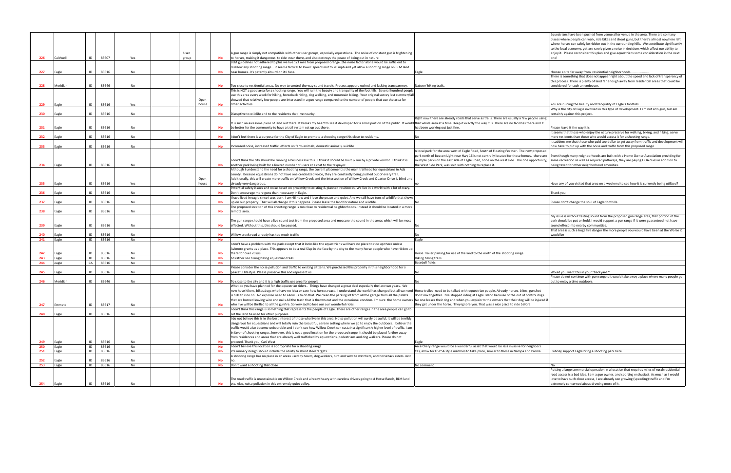| | | | | | | | | | |
|---|---|---|---|---|---|---|---|---|---|
| 226 | Caldwell | ID | 83607 | Yes | User group | No | A gun range is simply not compatible with other user groups, especially equestrians. The noise of constant gun is frightening to horses, making it dangerous to ride near there, and also destroys the peace of being out in nature. | | Equestrians have been pushed from venue after venue in the area. There are so many places where people can walk, ride bikes and shoot guns, but there's almost nowhere left where horses can safely be ridden out in the surrounding hills. We contribute significantly to the local economy, yet are rarely given a voice in decisions which affect our ability to enjoy it. Please reconsider this plan and give equestrians some consideration in the next one! |
| 227 | Eagle | ID | 83616 | No | | No | BLM guidelines not adhered to plus we live 1/3 mile from proposed orange..the noise factor alone would be sufficient to disallow any shooting range....it seems farcical to lower speed limit to 20 mph and yet allow a shooting range on BLM land near homes..it's patently absurd on its' face. | Eagle | choose a site far away from residential neighborhoods................... |
| 228 | Meridian | ID | 83646 | No | | No | Too close to residential areas. No way to control the way sound travels. Process appears rushed and lacking transparency. | Nature/ hiking trails. | There is something that does not appear right about the speed and lack of transparency of this process. There is plenty of land far enough away from residential areas that could be considered for such an endeavor. |
| 229 | Eagle | ID | 83616 | Yes | Open house | No | This is NOT a good area for a shooting range. You will ruin the beauty and tranquility of the foothills. Several hundred people use this area every week for hiking, horseback riding, dog walking, and mountain biking. Your original survey last summer/fall showed that relatively few people are interested in a gun range compared to the number of people that use the area for other activities. | | You are ruining the beauty and tranquility of Eagle's foothills. |
| 230 | Eagle | ID | 83616 | No | | No | Disruptive to wildlife and to the residents that live nearby. | | Why is the city of Eagle involved in this type of development. I am not anti-gun, but am certainly against this project. |
| 231 | Eagle | ID | 83616 | No | | No | It is such an awesome piece of land out there. It breaks my heart to see it developed for a small portion of the public. It would be better for the community to have a trail system set up out there. | Right now there are already roads that serve as trails. There are usually a few people using that whole area at a time. Keep it exactly the way it is. There are no facilities there and it has been working out just fine. | Please leave it the way it is. |
| 232 | Eagle | ID | 83616 | No | | No | I don't feel there is a purpose for the City of Eagle to promote a shooting range this close to residents. | No | It seems that those who enjoy the nature preserve for walking, biking, and hiking, serve more residents than those who would access it for a shooting range. |
| 233 | Eagle | ID | 83616 | No | | No | Increased noise, increased traffic, effects on farm animals, domestic animals, wildlife | | It saddens me that those who paid top dollar to get away from traffic and development will now have to put up with the noise and traffic from this proposed range |
| 234 | Eagle | ID | 83616 | No | | No | I don't think the city should be running a business like this. I think it should be built & run by a private vendor. I think it is another park being built for a limited number of users at a cost to the taxpayer. | A local park for the area west of Eagle Road, South of Floating Feather. The new proposed park north of Beacon Light near Hwy 16 is not centrally located for those homes. there are multiple parks on the east side of Eagle Road, none on the west side. The one opportunity, the West Side Park, was sold with nothing to replace it. | Even though many neighborhoods are built with a Home Owner Association providing for some recreation as well as required pathways, they are paying HOA dues in addition to being taxed for other neighborhood amenities. |
| 235 | Eagle | ID | 83616 | Yes | Open house | No | Although I understand the need for a shooting range, the current placement is the main trailhead for equestrians in Ada county. Because equestrians do not have one centralized voice, they are constantly being pushed out of every trail. Additionally, this will create more traffic on Willow Creek and the intersection of Willow Creek and Quarter Drive is blind and already very dangerous. | no | Have any of you visited that area on a weekend to see how it is currently being utilized? |
| 236 | Eagle | ID | 83616 | No | | No | Potential safety issues and noise based on proximity to existing & planned residences. We live in a world with a lot of crazy. Don't encourage more guns than necessary in Eagle. | | Thank you |
| 237 | Eagle | ID | 83616 | No | | No | I have lived in eagle since I was born. I am 46 now and I love the peace and quiet. And we still have tons of wildlife that shows up on our property. That will all change if this happens. Please leave the land for nature and wildlife. | No | Please don't change the soul of Eagle foothills. |
| 238 | Eagle | ID | 83616 | No | | No | The proposed location of this shooting range is too close to residential neighborhoods. Instead it should be located in a more remote area. | | |
| 239 | Eagle | ID | 83616 | No | | No | The gun range should have a live sound test from the proposed area and measure the sound in the areas which will be most effected. Without this, this should be paused. | No | My issue is without testing sound from the proposed gun range area, that portion of the park should be put on hold. I would support a gun range if it were guaranteed not have sound effect into nearby communities. |
| 240 | Eagle | ID | 83616 | No | | No | Willow creek road already has too much traffic | No | That area is such a huge fire danger the more people you would have been at the Worse it would be |
| 241 | Eagle | ID | 83616 | No | | No | | Eagle | |
| 242 | Eagle | ID | 83616 | No | | No | I don't have a problem with the park except that it looks like the equestrians will have no place to ride up there unless Avimore grants us a place. This appears to be a real Slap in the face by the city to the many horse people who have ridden up there for over 20 yrs. | Horse Trailer parking for use of the land to the north of the shooting range. | |
| 243 | Eagle | ID | 83616 | No | | No | I'd rather see hiking biking equestrian trails | Hiking biking trails | |
| 244 | eagle | CA | 83616 | No | | No | | Baseball fields | |
| 245 | Eagle | ID | 83616 | No | | No | Please consider the noise pollution and traffic to existing citizens. We purchased this property in this neighborhood for a peaceful lifestyle. Please preserve this and represent us. | No | Would you want this in your "backyard?" |
| 246 | Meridian | ID | 83646 | No | | No | To close to the city and it is a high traffic use area for people. | No | Please do not continue with gun range s it would take away a place where many people go out to enjoy a time outdoors. |
| 247 | Emmett | ID | 83617 | No | | No | What do you have planned for the equestrian riders.. Things have changed a great deal especially the last two years. We now have hikers, bikes,dogs who have no idea or care how horses react. I understand the world has changed but all we need is hills to ride on. No expense need to allow us to do that. We clean the parking lot from all the garage from all the pallets that are burned leaving wire and nails All the trash that is thrown out and the occasional condom. I'm sure the home owners who live will be thrilled to all the gunfire. So very sad to lose our our wonderful rides. | Horse trailes need to be talked with equestrian people. Already horses, bikes, gunshot don't mix together. I've stopped riding at Eagle Island because of the out of control dogs. No one leases their dog and when you explain to the owners that their dog will be injured if they get under the horse. They ignore you. That was a nice place to ride before. | |
| 248 | Eagle | ID | 83616 | No | | No | I don't think this range is something that represents the people of Eagle. There are other ranges in the area people can go to. Let the land be used for other purposes. | | |
| 249 | Eagle | ID | 83616 | No | | No | I do not believe this is in the best interest of those who live in this area. Noise pollution will surely be awful, it will be terribly dangerous for equestrians and will totally ruin the beautiful, serene setting where we go to enjoy the outdoors. I believe the traffic would also become unbearable and I don't see how Willow Creek can sustain a significantly higher level of traffic. I am in favor of shooting ranges, however, this is not a good location for the proposed range. It should be placed further away from residences and areas that are already well trafficked by equestrians, pedestrians and dog walkers. Please do not proceed. Thank you, Cari West | Eagle | |
| 250 | Eagle | ID | 83616 | No | | No | I don't believe this location is appropriate for a shooting range | An archery range would be a wonderful asset that would be less invasive for neighbors | |
| 251 | Eagle | ID | 83616 | No | | No | Preliminary design should include the ability to shoot steel targets. | Yes, allow for USPSA style matches to take place, similar to those in Nampa and Parma. | I wholly support Eagle bring a shooting park here. |
| 252 | Eagle | ID | 83616 | No | | No | A shooting range has no place in an areas used by hikers, dog-walkers, bird and wildlife watchers, and horseback riders. Just no. | | |
| 253 | Eagle | ID | 83616 | No | | No | Don't want a shooting that close | No comment | No |
| 254 | Eagle | ID | 83616 | No | | No | The road traffic is unsustainable on Willow Creek and already heavy with careless drivers going to # Horse Ranch, BLM land etc. Also, noise pollution in this extremely quiet valley. | | Putting a large commercial operation in a location that requires miles of rural/residential road access is a bad idea. I am a gun owner, and sporting enthusiast. As much as I would love to have such close access, I see already see growing (speeding) traffic and I'm extremely concerned about drawing more of it. |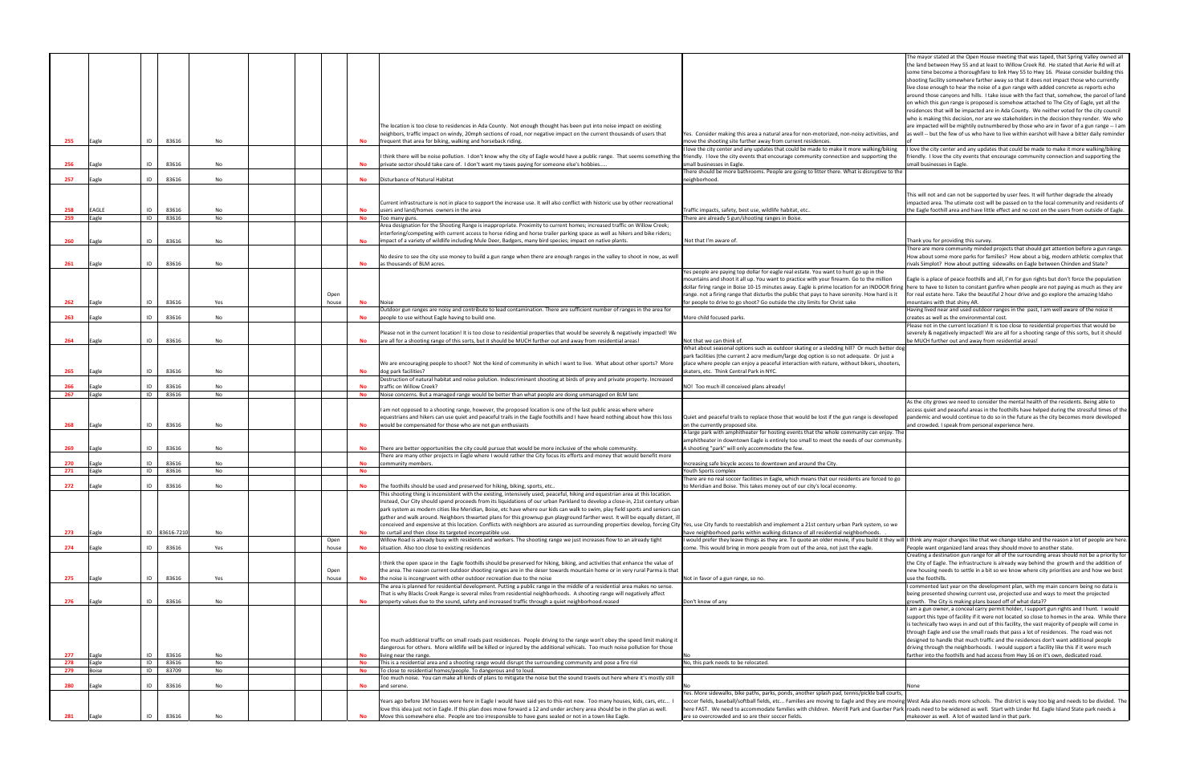| | | | | | | | | | | | | |
|---|---|---|---|---|---|---|---|---|---|---|---|---|
| 255 | Eagle | ID | 83616 | No | | | | | No | The location is too close to residences in Ada County. Not enough thought has been put into noise impact on existing neighbors, traffic impact on windy, 20mph sections of road, nor negative impact on the current thousands of users that frequent that area for biking, walking and horseback riding. | Yes. Consider making this area a natural area for non-motorized, non-noisy activities, and move the shooting site further away from current residences. | The mayor stated at the Open House meeting that was taped, that Spring Valley owned all the land between Hwy 55 and at least to Willow Creek Rd. He stated that Aerie Rd will at some time become a thoroughfare to link Hwy 55 to Hwy 16. Please consider building this shooting facility somewhere farther away so that it does not impact those who currently live close enough to hear the noise of a gun range with added concrete as reports echo around those canyons and hills. I take issue with the fact that, somehow, the parcel of land on which this gun range is proposed is somehow attached to The City of Eagle, yet all the residences that will be impacted are in Ada County. We neither voted for the city council who is making this decision, nor are we stakeholders in the decision they render. We who are impacted will be mightily outnumbered by those who are in favor of a gun range -- I am as well -- but the few of us who have to live within earshot will have a bitter daily reminder of |
| 256 | Eagle | ID | 83616 | No | | | | | No | I think there will be noise pollution. I don't know why the city of Eagle would have a public range. That seems something the private sector should take care of. I don't want my taxes paying for someone else's hobbies..... | I love the city center and any updates that could be made to make it more walking/biking friendly. I love the city events that encourage community connection and supporting the small businesses in Eagle. | I love the city center and any updates that could be made to make it more walking/biking friendly. I love the city events that encourage community connection and supporting the small businesses in Eagle. |
| 257 | Eagle | ID | 83616 | No | | | | | No | Disturbance of Natural Habitat | There should be more bathrooms. People are going to litter there. What is disruptive to the neighborhood. | |
| 258 | EAGLE | ID | 83616 | No | | | | | No | Current infrastructure is not in place to support the increase use. It will also conflict with historic use by other recreational users and land/homes owners in the area | Traffic impacts, safety, best use, wildlife habitat, etc.. | This will not and can not be supported by user fees. It will further degrade the already impacted area. The utimate cost will be passed on to the local community and residents of the Eagle foothill area and have little effect and no cost on the users from outside of Eagle. |
| 259 | Eagle | ID | 83616 | No | | | | | No | Too many guns. | There are already 5 gun/shooting ranges in Boise. | |
| 260 | Eagle | ID | 83616 | No | | | | | No | Area designation for the Shooting Range is inappropriate. Proximity to current homes; increased traffic on Willow Creek; interfering/competing with current access to horse riding and horse trailer parking space as well as hikers and bike riders; impact of a variety of wildlife including Mule Deer, Badgers, many bird species; impact on native plants. | Not that I'm aware of. | Thank you for providing this survey. |
| 261 | Eagle | ID | 83616 | No | | | | | No | No desire to see the city use money to build a gun range when there are enough ranges in the valley to shoot in now, as well as thousands of BLM acres. | | There are more community minded projects that should get attention before a gun range. How about some more parks for families? How about a big, modern athletic complex that rivals Simplot? How about putting sidewalks on Eagle between Chinden and State? |
| 262 | Eagle | ID | 83616 | Yes | | | | Open house | No | Noise | Yes people are paying top dollar for eagle real estate. You want to hunt go up in the mountains and shoot it all up. You want to practice with your firearm. Go to the million dollar firing range in Boise 10-15 minutes away. Eagle is prime location for an INDOOR firing range. Not a firing range that disturbs the public that pays to have serenity. How hard is it for people to drive to go shoot? Go outside the city limits for Christ sake | Eagle is a place of peace foothills and all, I'm for gun rights but don't force the population here to have to listen to constant gunfire when people are not paying as much as they are for real estate here. Take the beautiful 2 hour drive and go explore the amazing Idaho mountains with that shiny AR. |
| 263 | Eagle | ID | 83616 | No | | | | | No | Outdoor gun ranges are noisy and contribute to lead contamination. There are sufficient number of ranges in the area for people to use without Eagle having to build one. | More child focused parks. | Having lived near and used outdoor ranges in the past, I am well aware of the noise it creates as well as the environmental cost. |
| 264 | Eagle | ID | 83616 | No | | | | | No | Please not in the current location! It is too close to residential properties that would be severely & negatively impacted! We are all for a shooting range of this sorts, but it should be MUCH further out and away from residential areas! | Not that we can think of. | Please not in the current location! It is too close to residential properties that would be severely & negatively impacted! We are all for a shooting range of this sorts, but it should be MUCH further out and away from residential areas! |
| 265 | Eagle | ID | 83616 | No | | | | | No | We are encouraging people to shoot? Not the kind of community in which I want to live. What about other sports? More dog park facilities? | What about seasonal options such as outdoor skating or a sledding hill? Or much better dog park facilities (the current 2 acre medium/large dog option is so not adequate. Or just a place where people can enjoy a peaceful interaction with nature, without bikers, shooters, skaters, etc. Think Central Park in NYC. | |
| 266 | Eagle | ID | 83616 | No | | | | | No | Destruction of natural habitat and noise polution. Indescriminant shooting at birds of prey and private property. Increased traffic on Willow Creek? | NO! Too much ill conceived plans already! | |
| 267 | Eagle | ID | 83616 | No | | | | | No | Noise concerns. But a managed range would be better than what people are doing unmanaged on BLM lanc | | |
| 268 | Eagle | ID | 83616 | No | | | | | No | I am not opposed to a shooting range, however, the proposed location is one of the last public areas where equestrians and hikers can use quiet and peaceful trails in the Eagle foothills and I have heard nothing about how this loss would be compensated for those who are not gun enthusiasts | Quiet and peaceful trails to replace those that would be lost if the gun range is developed on the currently proposed site. | As the city grows we need to consider the mental health of the residents. Being able to access quiet and peaceful areas in the foothills have helped during the stressful times of the pandemic and would continue to do so in the future as the city becomes more developed and crowded. I speak from personal experience here. |
| 269 | Eagle | ID | 83616 | No | | | | | No | There are better opportunities the city could pursue that would be more inclusive of the whole community. | A large park with amphitheater for hosting events that the whole community can enjoy. The amphitheater in downtown Eagle is entirely too small to meet the needs of our community. A shooting "park" will only accommodate the few. | |
| 270 | Eagle | ID | 83616 | No | | | | | No | There are many other projects in Eagle where I would rather the City focus its efforts and money that would benefit more community members. | Increasing safe bicycle access to downtown and around the City. | |
| 271 | Eagle | ID | 83616 | No | | | | | No | | Youth Sports complex | |
| 272 | Eagle | ID | 83616 | No | | | | | No | The foothills should be used and preserved for hiking, biking, sports, etc.. | There are no real soccer facilities in Eagle, which means that our residents are forced to go to Meridian and Boise. This takes money out of our city's local economy. | |
| 273 | Eagle | ID | 83616-7210 | No | | | | | No | This shooting thing is inconsistent with the existing, intensively used, peaceful, hiking and equestrian area at this location. Instead, Our City should spend proceeds from its liquidations of our urban Parkland to develop a close-in, 21st century urban park system as modern cities like Meridian, Boise, etc have where our kids can walk to swim, play field sports and seniors can gather and walk around. Neighbors thwarted plans for this grownup gun playground farther west. It will be equally distant, ill conceived and expensive at this location. Conflicts with neighbors are assured as surrounding properties develop, forcing City to curtail and then close its targeted incompatible use. | Yes, use City funds to reestablish and implement a 21st century urban Park system, so we have neighborhood parks within walking distance of all residential neighborhoods. . | |
| 274 | Eagle | ID | 83616 | Yes | | | | Open house | No | Willow Road is already busy with residents and workers. The shooting range we just increases flow to an already tight situation. Also too close to existing residences | I would prefer they leave things as they are. To quote an older movie, if you build it they will come. This would bring in more people from out of the area, not just the eagle. | I think any major changes like that we change Idaho and the reason a lot of people are here. People want organized land areas they should move to another state. |
| 275 | Eagle | ID | 83616 | Yes | | | | Open house | No | I think the open space in the Eagle foothills should be preserved for hiking, biking, and activities that enhance the value of the area. The reason current outdoor shooting ranges are in the deser towards mountain home or in very rural Parma is that the noise is incongruent with other outdoor recreation due to the noise | Not in favor of a gun range, so no. | Creating a destination gun range for all of the surrounding areas should not be a priority for the City of Eagle. The infrastructure is already way behind the growth and the addition of new housing needs to settle in a bit so we know where city priorities are and how we best use the foothills. |
| 276 | Eagle | ID | 83616 | No | | | | | No | The area is planned for residential development. Putting a public range in the middle of a residential area makes no sense. That is why Blacks Creek Range is several miles from residential neighborhoods. A shooting range will negatively affect property values due to the sound, safety and increased traffic through a quiet neighborhood.reased | Don't know of any | I commented last year on the development plan, with my main concern being no data is being presented showing current use, projected use and ways to meet the projected growth. The City is making plans based off of what data?? |
| 277 | Eagle | ID | 83616 | No | | | | | No | Too much additional traffic on small roads past residences. People driving to the range won't obey the speed limit making it dangerous for others. More wildlife will be killed or injured by the additional vehicals. Too much noise pollution for those living near the range. | No | I am a gun owner, a conceal carry permit holder, I support gun rights and I hunt. I would support this type of facility if it were not located so close to homes in the area. While there is technically two ways in and out of this facility, the vast majority of people will come in through Eagle and use the small roads that pass a lot of residences. The road was not designed to handle that much traffic and the residences don't want additional people driving through the neighborhoods. I would support a facility like this if it were much farther into the foothills and had access from Hwy 16 on it's own, dedicated road. |
| 278 | Eagle | ID | 83616 | No | | | | | No | This is a residential area and a shooting range would disrupt the surrounding community and pose a fire risl | No, this park needs to be relocated. | |
| 279 | Boise | ID | 83709 | No | | | | | No | To close to residential homes/people. To dangerous and to loud. | | |
| 280 | Eagle | ID | 83616 | No | | | | | No | Too much noise. You can make all kinds of plans to mitigate the noise but the sound travels out here where it's mostly still and serene. | No | None |
| 281 | Eagle | ID | 83616 | No | | | | | No | Years ago before 1M houses were here in Eagle I would have said yes to this-not now. Too many houses, kids, cars, etc... I love this idea just not in Eagle. If this plan does move forward a 12 and under archery area should be in the plan as well. Move this somewhere else. People are too irresponsible to have guns sealed or not in a town like Eagle. | Yes. More sidewalks, bike paths, parks, ponds, another splash pad, tennis/pickle ball courts, soccer fields, baseball/softball fields, etc... Families are moving to Eagle and they are moving here FAST. We need to accommodate families with children. Merrill Park and Guerber Park are so overcrowded and so are their soccer fields. | West Ada also needs more schools. The district is way too big and needs to be divided. The roads need to be widened as well. Start with Linder Rd. Eagle Island State park needs a makeover as well. A lot of wasted land in that park. |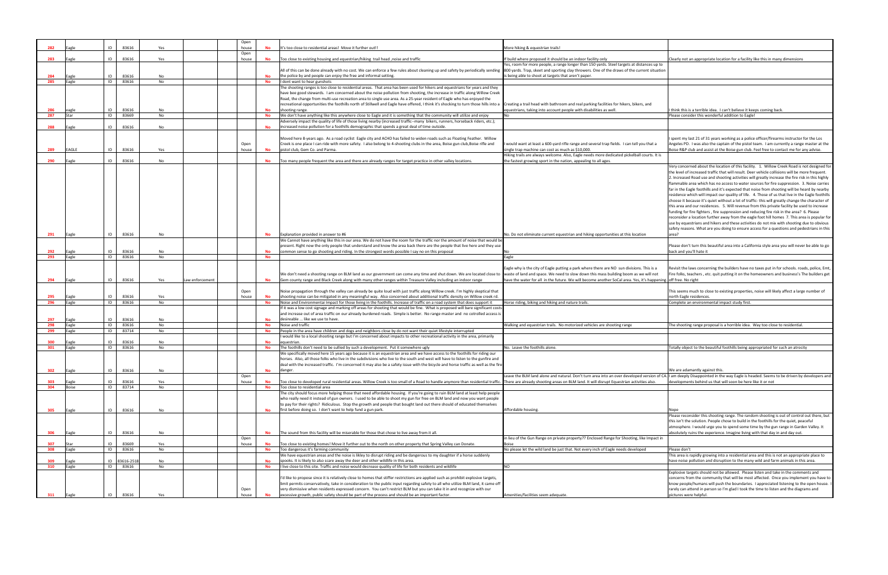| | | | | | | | | | | |
|---|---|---|---|---|---|---|---|---|---|---|
| 282 | Eagle | ID | 83616 | Yes | | Open house | No | It's too close to residential areas! Move it further out!! | More hiking & equestrian trails! | |
| 283 | Eagle | ID | 83616 | Yes | | Open house | No | Too close to existing housing and equestrian/hiking trail head ,noise and traffic | If build where proposed it should be an indoor facility only | Clearly not an appropriate location for a facility like this in many dimensions |
| 284 | Eagle | ID | 83616 | No | | | No | All of this can be done already with no cost. We can enforce a few rules about cleaning up and safety by periodically sending the police by and people can enjoy the free and informal setting. | Yes, room for more people, a range longer than 150 yards. Steel targets at distances up to 800 yards. Trap, skeet and sporting clay throwers. One of the draws of the current situation is being able to shoot at targets that aren't paper. | |
| 285 | Eagle | ID | 83616 | No | | | No | I dont want to hear gunshots | | |
| 286 | eagle | ID | 83616 | No | | | No | The shooting ranges is too close to residential areas. That area has been used for hikers and equestrians for years and they have bee good stewards. I am concerned about the noise pollution from shooting, the increase in traffic along Willow Creek Road, the change from multi-use recreation area to single use area. As a 25-year resident of Eagle who has enjoyed the recreational opportunities the foothills north of Stillwell and Eagle have offered, I think it's shocking to turn those hills into a shooting range. | Creating a trail head with bathroom and real parking facilities for hikers, bikers, and equestrians, taking into account people with disabilities as well. | I think this is a terrible idea. I can't believe it keeps coming back. |
| 287 | Star | ID | 83669 | No | | | No | We don't have anything like this anywhere close to Eagle and it is something that the community will utilize and enjoy | No | Please consider this wonderful addition to Eagle! |
| 288 | Eagle | ID | 83616 | No | | | No | Adversely impact the quality of life of those living nearby (increased traffic--many bikers, runners, horseback riders, etc.); increased noise pollution for a foothills demographic that spends a great deal time outside. | | |
| 289 | EAGLE | ID | 83616 | Yes | | Open house | No | Moved here 8-years ago. As a road cyclist Eagle city and ACHD has failed to widen roads such as Floating Feather. Willow Creek is one place I can ride with more safety. I also belong to 4-shooting clubs in the area, Boise gun club,Boise rifle and pistol club, Gem Co. and Parma. | I would want at least a 600-yard rifle range and several trap fields. I can tell you that a single trap machine can cost as much as $10,000. | I spent my last 21 of 31 years working as a police officer/firearms instructor for the Los Angeles PD. I was also the captain of the pistol team. I am currently a range master at the Boise R&P club and assist at the Boise gun club. Feel free to contact me for any advise. |
| 290 | Eagle | ID | 83616 | No | | | No | Too many people frequent the area and there are already ranges for target practice in other valley locations. | Hiking trails are always welcome. Also, Eagle needs more dedicated pickelball courts. It is the fastest growing sport in the nation, appealing to all ages. | |
| 291 | Eagle | ID | 83616 | No | | | No | Explanation provided in answer to #6 | No. Do not eliminate current equestrian and hiking opportunities at this location | Very concerned about the location of this facility. 1. Willow Creek Road is not designed for the level of increased traffic that will result. Deer vehicle collisions will be more frequent. 2. Increased Road use and shooting activities will greatly increase the fire risk in this highly flammable area which has no access to water sources for fire suppression. 3. Noise carries far in the Eagle foothills and it's expected that noise from shooting will be heard by nearby residence which will impact our quality of life. 4. Those of us that live in the Eagle foothills choose it because it's quiet without a lot of traffic- this will greatly change the character of this area and our residences. 5. Will revenue from this private facility be used to increase funding for fire fighters , fire suppression and reducing fire risk in the area? 6. Please reconsider a location further away from the eagle foot hill homes 7. This area is popular for use by equestrians and hikers and these activities do not mix with shooting due to obvious safety reasons. What are you doing to ensure access for a questions and pedestrians in this area? |
| 292 | Eagle | ID | 83616 | No | | | No | We Cannot have anything like this in our area. We do not have the room for the traffic nor the amount of noise that would be present. Right now the only people that understand and know the area back there are the people that live here and they use common sense to go shooting and riding. In the strongest words possible I say no on this proposal | No | Please don't turn this beautiful area into a California style area you will never be able to go back and you'll hate it |
| 293 | Eagle | ID | 83616 | No | | | No | | Eagle | |
| 294 | Eagle | ID | 83616 | Yes | Law enforcement | | No | We don't need a shooting range on BLM land as our government can come any time and shut down. We are located close to Gem county range and Black Creek along with many other ranges within Treasure Valley including an indoor range | Eagle why is the city of Eagle putting a park where there are NO sun divisions. This is a waste of land and space. We need to slow down this mass building boom as we will not have the water for all in the future. We will become another SoCal area. Yes, it's happening. | Revisit the laws concerning the builders have no taxes put in for schools. roads, police, Emt, Fire folks, teachers , etc. quit putting it on the homeowners and business's The builders get off free. No right |
| 295 | Eagle | ID | 83616 | Yes | | Open house | No | Noise propagation through the valley can already be quite loud with just traffic along Willow creek. I'm highly skeptical that shooting noise can be mitigated in any meaningful way. Also concerned about additional traffic density on Willow creek rd. | | This seems much to close to existing properties, noise will likely affect a large number of north Eagle residences. |
| 296 | Eagle | ID | 83616 | No | | | No | Noise and Environmental Impact for those living in the foothills. Increase of traffic on a road system that does support it | Horse riding, biking and hiking and nature trails. | Complete an environmental impact study first. |
| 297 | Eagle | ID | 83616 | No | | | No | If it was a low cost signage and marking off areas for shooting that would be fine. What is proposed will bare significant costs and increase out of area traffic on our already burdened roads. Simple is better. No range master and no cotrolled access is desireable ... like we use to have. | | |
| 298 | Eagle | ID | 83616 | No | | | No | Noise and traffic | Walking and equestrian trails. No motorized vehicles are shooting range | The shooting range proposal is a horrible idea. Way too close to residential. |
| 299 | Eagle | ID | 83714 | No | | | No | People in the area have children and dogs and neighbors close by do not want their quiet lifestyle interrupted | | |
| 300 | Eagle | ID | 83616 | No | | | No | I would like to a local shooting range but I'm concerned about impacts to other recreational activity in the area, primarily equestrian. | | |
| 301 | Eagle | ID | 83616 | No | | | No | The foothills don't need to be sullied by such a development. Put it somewhere ugly | No. Leave the foothills alone. | Totally object to the beautiful foothills being appropriated for such an atrocity |
| 302 | Eagle | ID | 83616 | No | | | No | We specifically moved here 15 years ago because it is an equestrian area and we have access to the foothills for riding our horses. Also, all those folks who live in the subdivisions who live to the south and west will have to listen to the gunfire and deal with the increased traffic. I'm concerned it may also be a safety issue with the bicycle and horse traffic as well as the fire danger. | | We are adamantly against this. |
| 303 | Eagle | ID | 83616 | Yes | | Open house | No | Too close to developed rural residential areas. Willow Creek is too small of a Road to handle anymore than residential traffic. | Leave the BLM land alone and natural. Don't turn area into an over developed version of CA. There are already shooting areas on BLM land. It will disrupt Equestrian activities also. | I am deeply Disappointed in the way Eagle is headed. Seems to be driven by developers and developments behind us that will soon be here like it or not |
| 304 | Boise | ID | 83714 | No | | | No | Too close to residential area | | |
| 305 | Eagle | ID | 83616 | No | | | No | The city should focus more helping those that need affordable housing. If you're going to ruin BLM land at least help people who really need it instead of gun owners. I used to be able to shoot my gun for free on BLM land and now you want people to pay for their rights? Ridiculous. Stop the growth and people that bought land out there should of educated themselves first before doing so. I don't want to help fund a gun park. | Affordable housing. | Nope |
| 306 | Eagle | ID | 83616 | No | | | No | The sound from this facility will be miserable for those that chose to live away from it all. | | Please reconsider this shooting range. The random shooting is out of control out there, but this isn't the solution. People chose to build in the foothills for the quiet, peaceful atmosphere. I would urge you to spend some time by the gun range in Garden Valley. It absolutely ruins the experience. Imagine living with that day in and day out. |
| 307 | Star | ID | 83669 | Yes | | Open house | No | Too close to existing homes! Move it further out to the north on other property that Spring Valley can Donate. | in lieu of the Gun Range on private property?? Enclosed Range for Shooting, like Impact in Boise | |
| 308 | Eagle | ID | 83616 | No | | | No | Too dangerous it's farming community | No please let the wild land be just that. Not every inch of Eagle needs developed | Please don't |
| 309 | Eagle | ID | 83616-2518 | No | | | No | We have equestrian areas and the noise is likley to disrupt riding and be dangerous to my daughter if a horse suddenly spooks. It is likely to also scare away the deer and other wildlife in this area. | | This area is rapidly growing into a residential area and this is not an appropriate place to have noise pollution and disruption to the many wild and farm animals in this area. |
| 310 | Eagle | ID | 83616 | No | | | No | I live close to this site. Traffic and noise would decrease quality of life for both residents and wildlife | NO | |
| 311 | Eagle | ID | 83616 | Yes | | Open house | No | I'd like to propose since it is relatively close to homes that stiffer restrictions are applied such as prohibit explosive targets, limit permits conservatively, take in consideration to the public input regarding safety to all who utilize BLM land, it came off very dismissive when residents expressed concern. You can't restrict BLM but you can take it in and recognize with our excessive growth, public safety should be part of the process and should be an important factor. | Amenities/facilities seem adequate. | Explosive targets should not be allowed. Please listen and take in the comments and concerns from the community that will be most affected. Once you implement you have to know people/humans will push the boundaries. I appreciated listening to the open house. I rarely can attend in person so I'm glad I took the time to listen and the diagrams and pictures were helpful. |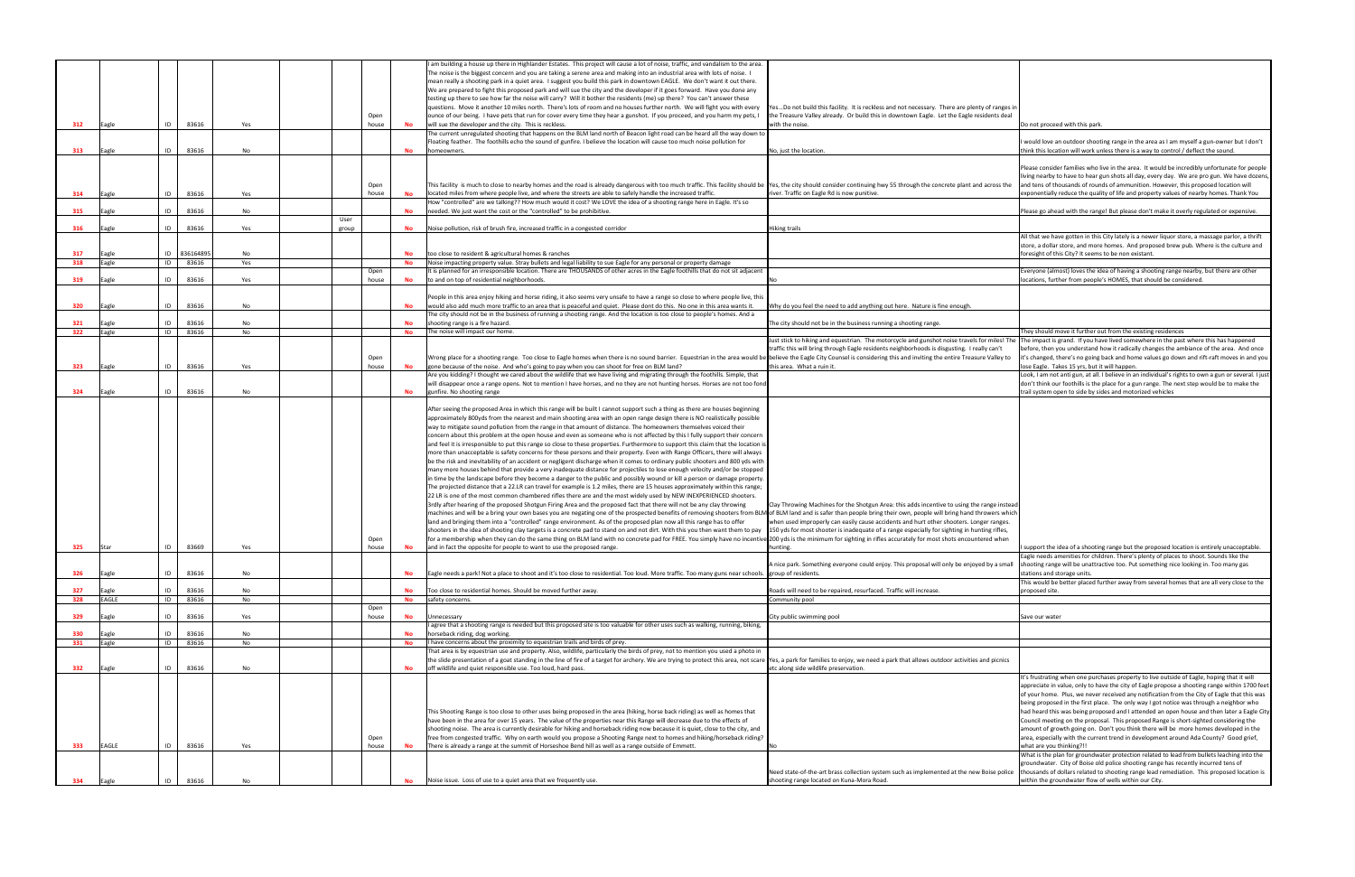| | | | | | | | | | | | |
|---|---|---|---|---|---|---|---|---|---|---|---|
| 312 | Eagle | ID | 83616 | Yes | | | Open house | No | I am building a house up there in Highlander Estates. This project will cause a lot of noise, traffic, and vandalism to the area. The noise is the biggest concern and you are taking a serene area and making into an industrial area with lots of noise. I mean really a shooting park in a quiet area. I suggest you build this park in downtown EAGLE. We don't want it out there. We are prepared to fight this proposed park and will sue the city and the developer if it goes forward. Have you done any testing up there to see how far the noise will carry? Will it bother the residents (me) up there? You can't answer these questions. Move it another 10 miles north. There's lots of room and no houses further north. We will fight you with every ounce of our being. I have pets that run for cover every time they hear a gunshot. If you proceed, and you harm my pets, I will sue the developer and the city. This is reckless. | Yes...Do not build this facility. It is reckless and not necessary. There are plenty of ranges in the Treasure Valley already. Or build this in downtown Eagle. Let the Eagle residents deal with the noise. | Do not proceed with this park. |
| 313 | Eagle | ID | 83616 | No | | | | No | The current unregulated shooting that happens on the BLM land north of Beacon light road can be heard all the way down to Floating feather. The foothills echo the sound of gunfire. I believe the location will cause too much noise pollution for homeowners. | No, just the location. | I would love an outdoor shooting range in the area as I am myself a gun-owner but I don't think this location will work unless there is a way to control / deflect the sound. |
| 314 | Eagle | ID | 83616 | Yes | | | Open house | No | This facility is much to close to nearby homes and the road is already dangerous with too much traffic. This facility should be located miles from where people live, and where the streets are able to safely handle the increased traffic. | Yes, the city should consider continuing hwy 55 through the concrete plant and across the river. Traffic on Eagle Rd is now punitive. | Please consider families who live in the area. It would be incredibly unfortunate for people living nearby to have to hear gun shots all day, every day. We are pro gun. We have dozens, and tens of thousands of rounds of ammunition. However, this proposed location will exponentially reduce the quality of life and property values of nearby homes. Thank You |
| 315 | Eagle | ID | 83616 | No | | | | No | How "controlled" are we talking?? How much would it cost? We LOVE the idea of a shooting range here in Eagle. It's so needed. We just want the cost or the "controlled" to be prohibitive. | | Please go ahead with the range! But please don't make it overly regulated or expensive. |
| 316 | Eagle | ID | 83616 | Yes | | User group | | No | Noise pollution, risk of brush fire, increased traffic in a congested corridor | Hiking trails | |
| 317 | Eagle | ID | 836164895 | No | | | | No | too close to resident & agricultural homes & ranches | | All that we have gotten in this City lately is a newer liquor store, a massage parlor, a thrift store, a dollar store, and more homes. And proposed brew pub. Where is the culture and foresight of this City? It seems to be non existant. |
| 318 | Eagle | ID | 83616 | Yes | | | | No | Noise impacting property value. Stray bullets and legal liability to sue Eagle for any personal or property damage | | |
| 319 | Eagle | ID | 83616 | Yes | | | Open house | No | It is planned for an irresponsible location. There are THOUSANDS of other acres in the Eagle foothills that do not sit adjacent to and on top of residential neighborhoods. | No | Everyone (almost) loves the idea of having a shooting range nearby, but there are other locations, further from people's HOMES, that should be considered. |
| 320 | Eagle | ID | 83616 | No | | | | No | People in this area enjoy hiking and horse riding, it also seems very unsafe to have a range so close to where people live, this would also add much more traffic to an area that is peaceful and quiet. Please dont do this. No one in this area wants it. | Why do you feel the need to add anything out here. Nature is fine enough. | |
| 321 | Eagle | ID | 83616 | No | | | | No | The city should not be in the business of running a shooting range. And the location is too close to people's homes. And a shooting range is a fire hazard. | The city should not be in the business running a shooting range. | |
| 322 | Eagle | ID | 83616 | No | | | | No | The noise will impact our home. | | They should move it further out from the existing residences |
| 323 | Eagle | ID | 83616 | Yes | | | Open house | No | Wrong place for a shooting range. Too close to Eagle homes when there is no sound barrier. Equestrian in the area would be gone because of the noise. And who's going to pay when you can shoot for free on BLM land? | Just stick to hiking and equestrian. The motorcycle and gunshot noise travels for miles! The traffic this will bring through Eagle residents neighborhoods is disgusting. I really can't believe the Eagle City Counsel is considering this and inviting the entire Treasure Valley to this area. What a ruin it. | The impact is grand. If you have lived somewhere in the past where this has happened before, then you understand how it radically changes the ambiance of the area. And once it's changed, there's no going back and home values go down and rift-raft moves in and you lose Eagle. Takes 15 yrs, but it will happen. |
| 324 | Eagle | ID | 83616 | No | | | | No | Are you kidding? I thought we cared about the wildlife that we have living and migrating through the foothills. Simple, that will disappear once a range opens. Not to mention I have horses, and no they are not hunting horses. Horses are not too fond gunfire. No shooting range | | Look, I am not anti gun, at all. I believe in an individual's rights to own a gun or several. I just don't think our foothills is the place for a gun range. The next step would be to make the trail system open to side by sides and motorized vehicles |
| 325 | Star | ID | 83669 | Yes | | | Open house | No | After seeing the proposed Area in which this range will be built I cannot support such a thing as there are houses beginning approximately 800yds from the nearest and main shooting area with an open range design there is NO realistically possible way to mitigate sound pollution from the range in that amount of distance. The homeowners themselves voiced their concern about this problem at the open house and even as someone who is not affected by this I fully support their concern and feel it is irresponsible to put this range so close to these properties. Furthermore to support this claim that the location is more than unacceptable is safety concerns for these persons and their property. Even with Range Officers, there will always be the risk and inevitability of an accident or negligent discharge when it comes to ordinary public shooters and 800 yds with many more houses behind that provide a very inadequate distance for projectiles to lose enough velocity and/or be stopped in time by the landscape before they become a danger to the public and possibly wound or kill a person or damage property. The projected distance that a 22.LR can travel for example is 1.2 miles, there are 15 houses approximately within this range; 22 LR is one of the most common chambered rifles there are and the most widely used by NEW INEXPERIENCED shooters. 3rdly after hearing of the proposed Shotgun Firing Area and the proposed fact that there will not be any clay throwing machines and will be a bring your own bases you are negating one of the prospected benefits of removing shooters from BLM land and bringing them into a "controlled" range environment. As of the proposed plan now all this range has to offer shooters in the idea of shooting clay targets is a concrete pad to stand on and not dirt. With this you then want them to pay for a membership when they can do the same thing on BLM land with no concrete pad for FREE. You simply have no incentive and in fact the opposite for people to want to use the proposed range. | Clay Throwing Machines for the Shotgun Area: this adds incentive to using the range instead of BLM land and is safer than people bring their own, people will bring hand throwers which when used improperly can easily cause accidents and hurt other shooters. Longer ranges. 150 yds for most shooter is inadequate of a range especially for sighting in hunting rifles, 200 yds is the minimum for sighting in rifles accurately for most shots encountered when hunting. | I support the idea of a shooting range but the proposed location is entirely unacceptable. |
| 326 | Eagle | ID | 83616 | No | | | | No | Eagle needs a park! Not a place to shoot and it's too close to residential. Too loud. More traffic. Too many guns near schools. | A nice park. Something everyone could enjoy. This proposal will only be enjoyed by a small group of residents. | Eagle needs amenities for children. There's plenty of places to shoot. Sounds like the shooting range will be unattractive too. Put something nice looking in. Too many gas stations and storage units. |
| 327 | Eagle | ID | 83616 | No | | | | No | Too close to residential homes. Should be moved further away. | Roads will need to be repaired, resurfaced. Traffic will increase. | This would be better placed further away from several homes that are all very close to the proposed site. |
| 328 | EAGLE | ID | 83616 | No | | | | No | safety concerns. | Community pool | |
| 329 | Eagle | ID | 83616 | Yes | | | Open house | No | Unnecessary | City public swimming pool | Save our water |
| 330 | Eagle | ID | 83616 | No | | | | No | I agree that a shooting range is needed but this proposed site is too valuable for other uses such as walking, running, biking, horseback riding, dog working. | | |
| 331 | Eagle | ID | 83616 | No | | | | No | I have concerns about the proximity to equestrian trails and birds of prey. | | |
| 332 | Eagle | ID | 83616 | No | | | | No | That area is by equestrian use and property. Also, wildlife, particularly the birds of prey, not to mention you used a photo in the slide presentation of a goat standing in the line of fire of a target for archery. We are trying to protect this area, not scare off wildlife and quiet responsible use. Too loud, hard pass. | Yes, a park for families to enjoy, we need a park that allows outdoor activities and picnics etc along side wildlife preservation. | |
| 333 | EAGLE | ID | 83616 | Yes | | | Open house | No | This Shooting Range is too close to other uses being proposed in the area (hiking, horse back riding) as well as homes that have been in the area for over 15 years. The value of the properties near this Range will decrease due to the effects of shooting noise. The area is currently desirable for hiking and horseback riding now because it is quiet, close to the city, and free from congested traffic. Why on earth would you propose a Shooting Range next to homes and hiking/horseback riding? There is already a range at the summit of Horseshoe Bend hill as well as a range outside of Emmett. | No | It's frustrating when one purchases property to live outside of Eagle, hoping that it will appreciate in value, only to have the city of Eagle propose a shooting range within 1700 feet of your home. Plus, we never received any notification from the City of Eagle that this was being proposed in the first place. The only way I got notice was through a neighbor who had heard this was being proposed and I attended an open house and then later a Eagle City Council meeting on the proposal. This proposed Range is short-sighted considering the amount of growth going on. Don't you think there will be more homes developed in the area, especially with the current trend in development around Ada County? Good grief, what are you thinking?!! |
| 334 | Eagle | ID | 83616 | No | | | | No | Noise issue. Loss of use to a quiet area that we frequently use. | Need state-of-the-art brass collection system such as implemented at the new Boise police shooting range located on Kuna-Mora Road. | What is the plan for groundwater protection related to lead from bullets leaching into the groundwater. City of Boise old police shooting range has recently incurred tens of thousands of dollars related to shooting range lead remediation. This proposed location is within the groundwater flow of wells within our City. |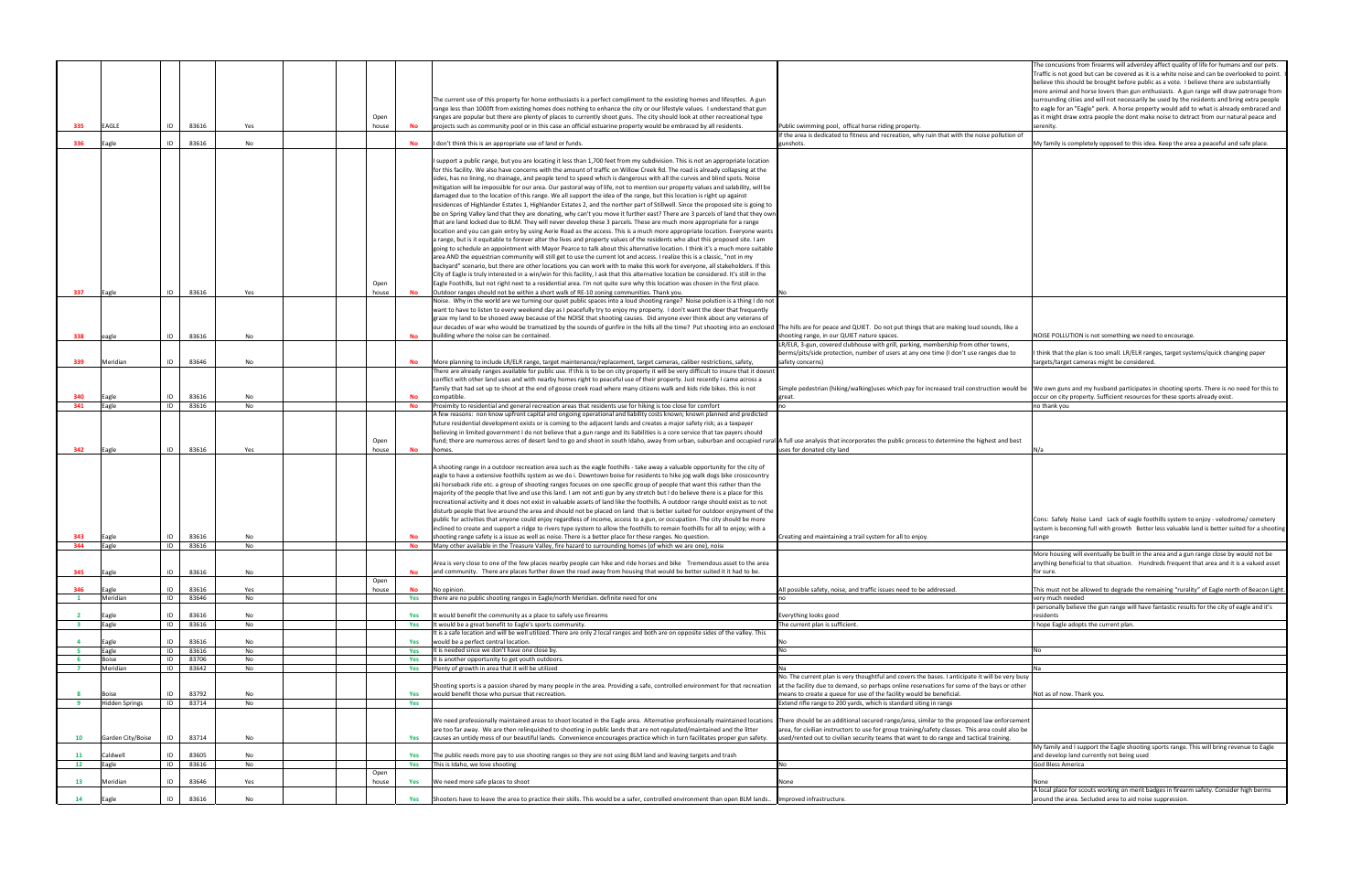| | | | | | | | | | | | |
|---|---|---|---|---|---|---|---|---|---|---|---|
| 335 | EAGLE | ID | 83616 | Yes | | | Open house | No | The current use of this property for horse enthusiasts is a perfect compliment to the exsisting homes and lifestyles. A gun range less than 1000ft from existing homes does nothing to enhance the city or our lifestyle values. I understand that gun ranges are popular but there are plenty of places to currently shoot guns. The city should look at other recreational type projects such as community pool or in this case an official estuarine property would be embraced by all residents. | Public swimming pool, offical horse riding property. | The concusions from firearms will adversley affect quality of life for humans and our pets. Traffic is not good but can be covered as it is a white noise and can be overlooked to point. I believe this should be brought before public as a vote. I believe there are substantially more animal and horse lovers than gun enthusiasts. A gun range will draw patronage from surrounding cities and will not necessarily be used by the residents and bring extra people to eagle for an "Eagle" perk. A horse property would add to what is already embraced and as it might draw extra people the dont make noise to detract from our natural peace and serenity. |
| 336 | Eagle | ID | 83616 | No | | | | No | I don't think this is an appropriate use of land or funds. | If the area is dedicated to fitness and recreation, why ruin that with the noise pollution of gunshots. | My family is completely opposed to this idea. Keep the area a peaceful and safe place. |
| 337 | Eagle | ID | 83616 | Yes | | | Open house | No | I support a public range, but you are locating it less than 1,700 feet from my subdivision. This is not an appropriate location for this facility. We also have concerns with the amount of traffic on Willow Creek Rd. The road is already collapsing at the sides, has no lining, no drainage, and people tend to speed which is dangerous with all the curves and blind spots. Noise mitigation will be impossible for our area. Our pastoral way of life, not to mention our property values and salability, will be damaged due to the location of this range. We all support the idea of the range, but this location is right up against residences of Highlander Estates 1, Highlander Estates 2, and the norther part of Stillwell. Since the proposed site is going to be on Spring Valley land that they are donating, why can't you move it further east? There are 3 parcels of land that they own that are land locked due to BLM. They will never develop these 3 parcels. These are much more appropriate for a range location and you can gain entry by using Aerie Road as the access. This is a much more appropriate location. Everyone wants a range, but is it equitable to forever alter the lives and property values of the residents who abut this proposed site. I am going to schedule an appointment with Mayor Pearce to talk about this alternative location. I think it's a much more suitable area AND the equestrian community will still get to use the current lot and access. I realize this is a classic, "not in my backyard" scenario, but there are other locations you can work with to make this work for everyone, all stakeholders. If this City of Eagle is truly interested in a win/win for this facility, I ask that this alternative location be considered. It's still in the Eagle Foothills, but not right next to a residential area. I'm not quite sure why this location was chosen in the first place. Outdoor ranges should not be within a short walk of RE-10 zoning communities. Thank you. | No | |
| 338 | eagle | ID | 83616 | No | | | | No | Noise. Why in the world are we turning our quiet public spaces into a loud shooting range? Noise polution is a thing I do not want to have to listen to every weekend day as I peacefully try to enjoy my property. I don't want the deer that frequently graze my land to be shooed away because of the NOISE that shooting causes. Did anyone ever think about any veterans of our decades of war who would be tramatized by the sounds of gunfire in the hills all the time? Put shooting into an enclosed building where the noise can be contained. | The hills are for peace and QUIET. Do not put things that are making loud sounds, like a shooting range, in our QUIET nature spaces. | NOISE POLLUTION is not something we need to encourage. |
| 339 | Meridian | ID | 83646 | No | | | | No | More planning to include LR/ELR range, target maintenance/replacement, target cameras, caliber restrictions, safety, | LR/ELR, 3-gun, covered clubhouse with grill, parking, membership from other towns, berms/pits/side protection, number of users at any one time (I don't use ranges due to safety concerns) | I think that the plan is too small. LR/ELR ranges, target systems/quick changing paper targets/target cameras might be considered. |
| 340 | Eagle | ID | 83616 | No | | | | No | There are already ranges available for public use. If this is to be on city property it will be very difficult to insure that it doesnt conflict with other land uses and with nearby homes right to peaceful use of their property. Just recently I came across a family that had set up to shoot at the end of goose creek road where many citizens walk and kids ride bikes. this is not compatible. | Simple pedestrian (hiking/walking)uses which pay for increased trail construction would be great. | We own guns and my husband participates in shooting sports. There is no need for this to occur on city property. Sufficient resources for these sports already exist. |
| 341 | Eagle | ID | 83616 | No | | | | No | Proximity to residential and general recreation areas that residents use for hiking is too close for comfort | no | no thank you |
| 342 | Eagle | ID | 83616 | Yes | | | Open house | No | A few reasons: non know upfront capital and ongoing operational and liability costs known; known planned and predicted future residential development exists or is coming to the adjacent lands and creates a major safety risk; as a taxpayer believing in limited government I do not believe that a gun range and its liabilities is a core service that tax payers should fund; there are numerous acres of desert land to go and shoot in south Idaho, away from urban, suburban and occupied rural homes. | A full use analysis that incorporates the public process to determine the highest and best uses for donated city land | N/a |
| 343 | Eagle | ID | 83616 | No | | | | No | A shooting range in a outdoor recreation area such as the eagle foothills - take away a valuable opportunity for the city of eagle to have a extensive foothills system as we do i. Downtown boise for residents to hike jog walk dogs bike crosscountry ski horseback ride etc. a group of shooting ranges focuses on one specific group of people that want this rather than the majority of the people that live and use this land. I am not anti gun by any stretch but I do believe there is a place for this recreational activity and it does not exist in valuable assets of land like the foothills. A outdoor range should exist as not to disturb people that live around the area and should not be placed on land that is better suited for outdoor enjoyment of the public for activities that anyone could enjoy regardless of income, access to a gun, or occupation. The city should be more inclined to create and support a ridge to rivers type system to allow the foothills to remain foothills for all to enjoy; with a shooting range safety is a issue as well as noise. There is a better place for these ranges. No question. | Creating and maintaining a trail system for all to enjoy. | Cons: Safely Noise Land Lack of eagle foothills system to enjoy - velodrome/ cemetery system is becoming full with growth Better less valuable land is better suited for a shooting range |
| 344 | Eagle | ID | 83616 | No | | | | No | Many other available in the Treasure Valley, fire hazard to surrounding homes (of which we are one), noise | | |
| 345 | Eagle | ID | 83616 | No | | | | No | Area is very close to one of the few places nearby people can hike and ride horses and bike Tremendous asset to the area and community. There are places further down the road away from housing that would be better suited it it had to be. | | More housing will eventually be built in the area and a gun range close by would not be anything beneficial to that situation. Hundreds frequent that area and it is a valued asset for sure. |
| 346 | Eagle | ID | 83616 | Yes | | | Open house | No | No opinion. | All possible safety, noise, and traffic issues need to be addressed. | This must not be allowed to degrade the remaining "rurality" of Eagle north of Beacon Light. |
| 1 | Meridian | ID | 83646 | No | | | | Yes | There are no public shooting ranges in Eagle/north Meridian. definite need for one | no | very much needed |
| 2 | Eagle | ID | 83616 | No | | | | Yes | It would benefit the community as a place to safely use firearms | Everything looks good | I personally believe the gun range will have fantastic results for the city of eagle and it's residents |
| 3 | Eagle | ID | 83616 | No | | | | Yes | It would be a great benefit to Eagle's sports community. | The current plan is sufficient. | I hope Eagle adopts the current plan. |
| 4 | Eagle | ID | 83616 | No | | | | Yes | It is a safe location and will be well utilized. There are only 2 local ranges and both are on opposite sides of the valley. This would be a perfect central location. | No | |
| 5 | Eagle | ID | 83616 | No | | | | Yes | It is needed since we don't have one close by. | No | No |
| 6 | Boise | ID | 83706 | No | | | | Yes | It is another opportunity to get youth outdoors. | | |
| 7 | Meridian | ID | 83642 | No | | | | Yes | Plenty of growth in area that it will be utilized | Na | Na |
| 8 | Boise | ID | 83792 | No | | | | Yes | Shooting sports is a passion shared by many people in the area. Providing a safe, controlled environment for that recreation would benefit those who pursue that recreation. | No. The current plan is very thoughtful and covers the bases. I anticipate it will be very busy at the facility due to demand, so perhaps online reservations for some of the bays or other means to create a queue for use of the facility would be beneficial. | Not as of now. Thank you. |
| 9 | Hidden Springs | ID | 83714 | No | | | | Yes | | Extend rifle range to 200 yards, which is standard siting in range | |
| 10 | Garden City/Boise | ID | 83714 | No | | | | Yes | We need professionally maintained areas to shoot located in the Eagle area. Alternative professionally maintained locations are too far away. We are then relinquished to shooting in public lands that are not regulated/maintained and the litter causes an untidy mess of our beautiful lands. Convenience encourages practice which in turn facilitates proper gun safety. | There should be an additional secured range/area, similar to the proposed law enforcement area, for civilian instructors to use for group training/safety classes. This area could also be used/rented out to civilian security teams that want to do range and tactical training. | |
| 11 | Caldwell | ID | 83605 | No | | | | Yes | The public needs more pay to use shooting ranges so they are not using BLM land and leaving targets and trash | | My family and I support the Eagle shooting sports range. This will bring revenue to Eagle and develop land currently not being used |
| 12 | Eagle | ID | 83616 | No | | | | Yes | This is Idaho, we love shooting | No | God Bless America |
| 13 | Meridian | ID | 83646 | Yes | | | Open house | Yes | We need more safe places to shoot | None | None |
| 14 | Eagle | ID | 83616 | No | | | | Yes | Shooters have to leave the area to practice their skills. This would be a safer, controlled environment than open BLM lands. | Improved infrastructure. | A local place for scouts working on merit badges in firearm safety. Consider high berms around the area. Secluded area to aid noise suppression. |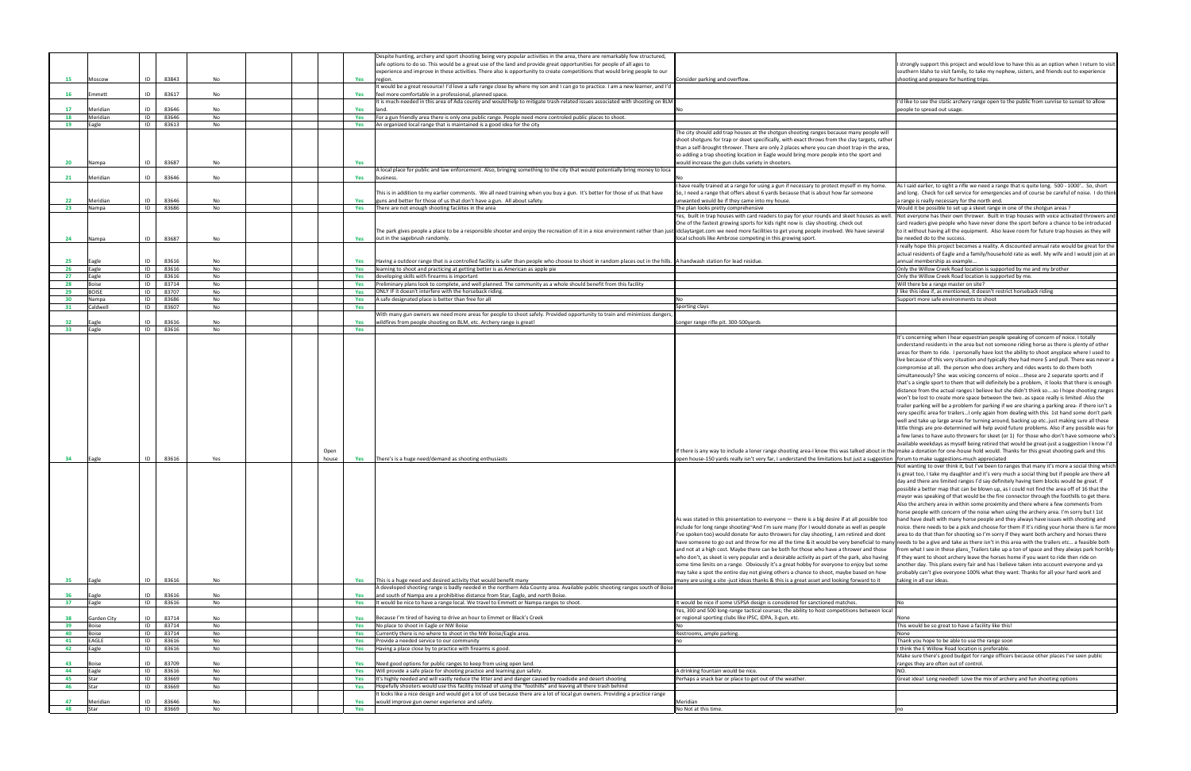| | | | | | | | | | | |
|---|---|---|---|---|---|---|---|---|---|---|
| 15 | Moscow | ID | 83843 | No | | | Yes | Despite hunting, archery and sport shooting being very popular activities in the area, there are remarkably few structured, safe options to do so. This would be a great use of the land and provide great opportunities for people of all ages to experience and improve in these activities. There also is opportunity to create competitions that would bring people to our region. | Consider parking and overflow. | I strongly support this project and would love to have this as an option when I return to visit southern Idaho to visit family, to take my nephew, sisters, and friends out to experience shooting and prepare for hunting trips. |
| 16 | Emmett | ID | 83617 | No | | | Yes | It would be a great resource! I'd love a safe range close by where my son and I can go to practice. I am a new learner, and I'd feel more comfortable in a professional, planned space. | | |
| 17 | Meridian | ID | 83646 | No | | | Yes | It is much-needed in this area of Ada county and would help to mitigate trash-related issues associated with shooting on BLM land. | No | I'd like to see the static archery range open to the public from sunrise to sunset to allow people to spread out usage. |
| 18 | Meridian | ID | 83646 | No | | | Yes | For a gun friendly area there is only one public range. People need more controled public places to shoot. | | |
| 19 | Eagle | ID | 83613 | No | | | Yes | An organized local range that is maintained is a good idea for the city | | |
| 20 | Nampa | ID | 83687 | No | | | Yes | | The city should add trap houses at the shotgun shooting ranges because many people will shoot shotguns for trap or skeet specifically, with exact throws from the clay targets, rather than a self-brought thrower. There are only 2 places where you can shoot trap in the area, so adding a trap shooting location in Eagle would bring more people into the sport and would increase the gun clubs variety in shooters. | |
| 21 | Meridian | ID | 83646 | No | | | Yes | A local place for public and law enforcement. Also, bringing something to the city that would potentially bring money to local business. | No | |
| 22 | Meridian | ID | 83646 | No | | | Yes | This is in addition to my earlier comments. We all need training when you buy a gun. It's better for those of us that have guns and better for those of us that don't have a gun. All about safety. | I have really trained at a range for using a gun if necessary to protect myself in my home. So, I need a range that offers about 6 yards because that is about how far someone unwanted would be if they came into my house. | As I said earlier, to sight a rifle we need a range that is quite long. 500 - 1000'.. So, short and long. Check for cell service for emergencies and of course be careful of noise. I do think a range is really necessary for the north end. |
| 23 | Nampa | ID | 83686 | No | | | Yes | There are not enough shooting faciites in the area | The plan looks pretty comprehensive | Would it be possible to set up a skeet range in one of the shotgun areas ? |
| 24 | Nampa | ID | 83687 | No | | | Yes | The park gives people a place to be a responsible shooter and enjoy the recreation of it in a nice environment rather than just out in the sagebrush randomly. | Yes, built in trap houses with card readers to pay for your rounds and skeet houses as well. One of the fastest growing sports for kids right now is clay shooting. check out idclaytarget.com we need more facilities to get young people involved. We have several local schools like Ambrose competing in this growing sport. | Not everyone has their own thrower. Built in trap houses with voice activated throwers and card readers give people who have never done the sport before a chance to be introduced to it without having all the equipment. Also leave room for future trap houses as they will be needed do to the success. |
| 25 | Eagle | ID | 83616 | No | | | Yes | Having a outdoor range that is a controlled facility is safer than people who choose to shoot in random places out in the hills. | A handwash station for lead residue. | I really hope this project becomes a reality. A discounted annual rate would be great for the actual residents of Eagle and a family/household rate as well. My wife and I would join at an annual membership as example... |
| 26 | Eagle | ID | 83616 | No | | | Yes | learning to shoot and practicing at getting better is as American as apple pie | | Only the Willow Creek Road location is supported by me and my brother |
| 27 | Eagle | ID | 83616 | No | | | Yes | developing skills with firearms is important | | Only the Willow Creek Road location is supported by me. |
| 28 | Boise | ID | 83714 | No | | | Yes | Preliminary plans look to complete, and well planned. The community as a whole should benefit from this facility | | Will there be a range master on site? |
| 29 | BOISE | ID | 83707 | No | | | Yes | ONLY IF it doesn't interfere with the horseback riding. | | I like this idea if, as mentioned, it doesn't restrict horseback riding |
| 30 | Nampa | ID | 83686 | No | | | Yes | A safe designated place is better than free for all | No | Support more safe environments to shoot |
| 31 | Caldwell | ID | 83607 | No | | | Yes | | Sporting clays | |
| 32 | Eagle | ID | 83616 | No | | | Yes | With many gun owners we need more areas for people to shoot safely. Provided opportunity to train and minimizes dangers, wildfires from people shooting on BLM, etc. Archery range is great! | Longer range rifle pit. 300-500yards | |
| 33 | Eagle | ID | 83616 | No | | | Yes | | | |
| 34 | Eagle | ID | 83616 | Yes | | Open house | Yes | There's is a huge need/demand as shooting enthusiasts | If there is any way to include a loner range shooting area-I know this was talked about in the open house-150 yards really isn't very far, I understand the limitations but just a suggestion | It's concerning when I hear equestrian people speaking of concern of noice. I totally understand residents in the area but not someone riding horse as there is plenty of other areas for them to ride. I personally have lost the ability to shoot anyplace where I used to live because of this very situation and typically they had more $ and pull. There was never a compromise at all. the person who does archery and rides wants to do them both simultaneously? She was voicing concerns of noice....these are 2 separate sports and if that's a single sport to them that will definitely be a problem, it looks that there is enough distance from the actual ranges I believe but she didn't think so....so I hope shooting ranges won't be lost to create more space between the two..as space really is limited -Also the trailer parking will be a problem for parking if we are sharing a parking area- if there isn't a very specific area for trailers...I only again from dealing with this 1st hand some don't park well and take up large areas for turning around, backing up etc..just making sure all these little things are pre-determined will help avoid future problems. Also if any possible was for a few lanes to have auto throwers for skeet (or 1) for those who don't have someone who's available weekdays as myself being retired that would be great-just a suggestion I know I'd make a donation for one-house hold would. Thanks for this great shooting park and this forum to make suggestions-much appreciated |
| 35 | Eagle | ID | 83616 | No | | | Yes | This is a huge need and desired activity that would benefit many | As was stated in this presentation to everyone — there is a big desire if at all possible too include for long range shooting~And I'm sure many (for I would donate as well as people I've spoken too) would donate for auto throwers for clay shooting, I am retired and dont have someone to go out and throw for me all the time & it would be very beneficial to many and not at a high cost. Maybe there can be both for those who have a thrower and those who don't, as skeet is very popular and a desirable activity as part of the park, also having some time limits on a range. Obviously it's a great hobby for everyone to enjoy but some may take a spot the entire day not giving others a chance to shoot, maybe based on how many are using a site -just ideas thanks & this is a great asset and looking forward to it | Not wanting to over think it, but I've been to ranges that many it's more a social thing which is great too, I take my daughter and it's very much a social thing but if people are there all day and there are limited ranges I'd say definitely having tiem blocks would be great. If possible a better map that can be blown up, as I could not find the area off of 16 that the mayor was speaking of that would be the fire connector through the foothills to get there. Also the archery area in within some proximity and there where a few comments from horse people with concern of the noise when using the archery area. I'm sorry but I 1st hand have dealt with many horse people and they always have issues with shooting and noice. there needs to be a pick and choose for them if it's riding your horse there is far more area to do that than for shooting so I'm sorry if they want both archery and horses there needs to be a give and take as there isn't in this area with the trailers etc… a feasible both from what I see in these plans_Trailers take up a ton of space and they always park horribly-If they want to shoot archery leave the horses home if you want to ride then ride on another day. This plans every fair and has I believe taken into account everyone and ya probably can't give everyone 100% what they want. Thanks for all your hard work and taking in all our ideas. |
| 36 | Eagle | ID | 83616 | No | | | Yes | A developed shooting range is badly needed in the northern Ada County area. Available public shooting ranges south of Boise and south of Nampa are a prohibitive distance from Star, Eagle, and north Boise. | | |
| 37 | Eagle | ID | 83616 | No | | | Yes | It would be nice to have a range local. We travel to Emmett or Nampa ranges to shoot. | It would be nice if some USPSA design is considered for sanctioned matches. | No |
| 38 | Garden City | ID | 83714 | No | | | Yes | Because I'm tired of having to drive an hour to Emmet or Black's Creek | Yes, 300 and 500 long-range tactical courses; the ability to host competitions between local or regional sporting clubs like IPSC, IDPA, 3-gun, etc. | None |
| 39 | Boise | ID | 83714 | No | | | Yes | No place to shoot in Eagle or NW Boise | No | This would be so great to have a facility like this! |
| 40 | Boise | ID | 83714 | No | | | Yes | Currently there is no where to shoot in the NW Boise/Eagle area. | Restrooms, ample parking. | None |
| 41 | EAGLE | ID | 83616 | No | | | Yes | Provide a needed service to our community | no | Thank you hope to be able to use the range soon |
| 42 | Eagle | ID | 83616 | No | | | Yes | Having a place close by to practice with firearms is good. | | I think the E Willow Road location is preferable. |
| 43 | Boise | ID | 83709 | No | | | Yes | Need good options for public ranges to keep from using open land. | | Make sure there's good budget for range officers because other places I've seen public ranges they are often out of control. |
| 44 | Eagle | ID | 83616 | No | | | Yes | Will provide a safe place for shooting practice and learning gun safety. | A drinking fountain would be nice. | NO. |
| 45 | Star | ID | 83669 | No | | | Yes | It's highly needed and will vastly reduce the litter and and danger caused by roadside and desert shooting | Perhaps a snack bar or place to get out of the weather. | Great idea! Long needed! Love the mix of archery and fun shooting options |
| 46 | Star | ID | 83669 | No | | | Yes | Hopefully shooters would use this facility instead of using the "foothills" and leaving all there trash behind | | |
| 47 | Meridian | ID | 83646 | No | | | Yes | It looks like a nice design and would get a lot of use because there are a lot of local gun owners. Providing a practice range would improve gun owner experience and safety. | Meridian | |
| 48 | Star | ID | 83669 | No | | | Yes | | No Not at this time. | no |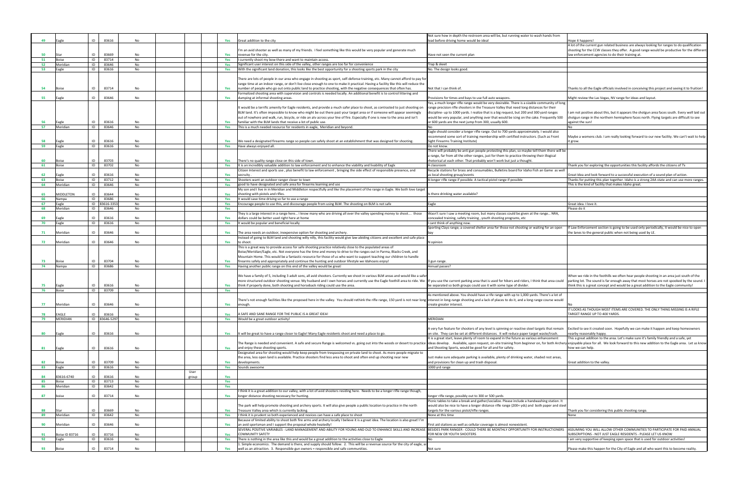| | | | | | | | | | | |
|---|---|---|---|---|---|---|---|---|---|---|
| 49 | Eagle | ID | 83616 | No | | | Yes | Great addition to the city | Not sure how in depth the restroom area will be, but running water to wash hands from lead before driving home would be ideal | Hope it happens! |
| 50 | Star | ID | 83669 | No | | | Yes | I'm an avid shooter as well as many of my friends. I feel something like this would be very popular and generate much revenue for the city. | Have not seen the current plan | A lot of the current gun related business are always looking for ranges to do qualification shooting for the CCW classes they offer. A good range would be productive for the different law enforcement agencies to do their training at. |
| 51 | Boise | ID | 83714 | No | | | Yes | I currently shoot my bow there and want to maintain access. | | |
| 52 | Meridian | ID | 83646 | No | | | Yes | Significant user interest on this side of the valley, other ranges are too far for convenience | Trap & skeet | |
| 53 | Eagle | ID | 83616 | No | | | Yes | With the significant land donation, this looks like the best opportunity for a shooting sports park in the city | No. The design looks good. | |
| 54 | Boise | ID | 83714 | No | | | Yes | There are lots of people in our area who engage in shooting as sport, self-defense training, etc. Many cannot afford to pay for range time at an indoor range, or don't live close enough to one to make it practical. Having a facility like this will reduce the number of people who go out onto public land to practice shooting, with the negative consequences that often has. | Not that I can think of. | Thanks to all the Eagle officials involved in conceiving this project and seeing it to fruition! |
| 55 | Eagle | ID | 83646 | No | | | Yes | Formalized shooting area with supervision and controls is needed locally. An additional benefit is to control littering and dumping at informal shooting areas. | Provisions for times and bays to use full auto weapons. | Might review the Las Vegas, NV range for ideas and layout. |
| 56 | Eagle | ID | 83616 | No | | | Yes | It would be a terrific amenity for Eagle residents, and provide a much safer place to shoot, as contrasted to just shooting on BLM land. It's often impossible to know who might be out there past your target area or if someone will appear seemingly out of nowhere and walk, run, bicycle, or ride an atv across your line of fire. Especially if one is new to the area and isn't familiar with the BLM lands that receive a lot of public use. | Yes, a much longer rifle range would be very desirable. There is a sizable community of long range precision rifle shooters in the Treasure Valley that need long distances for their discipline- up to 1000 yards. I realize that is a big request, but 200 and 300 yard ranges would be very popular, and anything over that would be icing on the cake. Frequently 500 or 600 yards are the next jump from 300, usually 600. | I am not positive about this, but it appears the shotgun area faces south. Every well laid out shotgun range in the northern hemisphere faces north. Flying targets are difficult to see against the sun! |
| 57 | Meridian | ID | 83646 | No | | | Yes | This is a much needed resource for residents in eagle, Meridian and beyond. | No | No |
| 58 | Eagle | ID | 83616 | No | | | Yes | We need a designated firearms range so people can safely shoot at an establishment that was designed for shooting. | Eagle should consider a longer rifle range. Out to 700 yards approximately. I would also recommend some sort of training membership with certified instructors. (Such as Front Sight Firearms Training Institute) | Maybe a womens club. I am really looking forward to our new facility. We can't wait to help it grow. |
| 59 | Eagle | ID | 83616 | No | | | Yes | Have always enjoyed all. | Do not know. | |
| 60 | Boise | ID | 83703 | No | | | Yes | There's no quality range close on this side of town. | There will probably be anti gun people protesting this plan, so maybe tell them there will be a range, far from all the other ranges, just for them to practice throwing their illogical rhetorical at each other. That probably won't work but just a thought. | |
| 61 | Boise | ID | 83702 | No | | | Yes | It is an incredibly valuable addition to law enforcement and to enhance the viability and livability of Eagle | A classroom | Thank you for exploring the opportunities this facility affords the citizens of Tv |
| 62 | Eagle | ID | 83616 | No | | | Yes | Citizen Interest and sports use , plus benefit to law enforcement , bringing the side effect of responsible presence, and secruity . | Recycle stations for brass and consumables, Bulletins board for Idaho Fish an Game as well as local shooting group/events | Great Idea and look forward to a successful execution of a sound plan of action. |
| 63 | Boise | ID | 83712 | No | | | Yes | Shooters want an outdoor ranger closer to town | A longer rifle range if possible. A tactical pistol range if possible | Thanks for putting this plan together. Idaho is a strong 2AA state and can use more ranges. |
| 64 | Meridian | ID | 83646 | No | | | Yes | good to have designated and safe area for firearms learning and use | | This is the kind of facility that makes Idaho great. |
| 65 | MIDDLETON | ID | 83644 | No | | | Yes | My son and I live in in Meridian and Middleton respectfully and like the placement of the range in Eagle. We both love target shooting with pistols and rifles. | Is there drinking water available? | |
| 66 | Nampa | ID | 83686 | No | | | Yes | It would save time driving so far to use a range | | |
| 67 | Eagle | ID | 83616-3353 | No | | | Yes | Encourage people to use this, and discourage people from using BLM. The shooting on BLM is not safe | Eagle | Great idea. I love it. |
| 68 | Meridian | ID | 83646 | No | | | Yes | | | Please do it |
| 69 | Eagle | ID | 83616 | No | | | Yes | They is a large interest in a range here... I know many who are driving all over the valley spending money to shoot..... those dollars could be better used right here at home | Wasn't sure I saw a meeting room, but many classes could be given at the range... NRA, concealed training, safety training , youth shooting programs, etc | |
| 70 | Eagle | ID | 83616 | No | | | Yes | It would be popular and beneficial locally | I cant think of anything now. | |
| 71 | Meridian | ID | 83646 | No | | | Yes | The area needs an outdoor, inexpensive option for shooting and archery. | Sporting Clays range; a covered shelter area for those not shooting or waiting for an open bay | If Law Enforcement section is going to be used only periodically, it would be nice to open the lanes to the general public when not being used by LE. |
| 72 | Meridian | ID | 83646 | No | | | Yes | Instead of going to BLM land and shooting willy nilly, this facility would give law-abiding citizens and excellent and safe place to shoot. | N opinion | |
| 73 | Boise | ID | 83704 | No | | | Yes | This is a great way to provide access for safe shooting practice relatively close to the populated areas of Boise/Meridian/Eagle, etc. Not everyone has the time and money to drive to the ranges out in Parma, Blacks Creek, and Mountain Home. This would be a fantastic resource for those of us who want to support teaching our children to handle firearms safely and appropriately and continue the hunting and outdoor lifestyle we Idahoans enjoy! | 3 gun range. | |
| 74 | Nampa | ID | 83686 | No | | | Yes | Having another public range on this end of the valley would be great! | Annual passes? | |
| 75 | Eagle | ID | 83616 | No | | | Yes | We have a family of 5, including 3 adult sons, all avid shooters. Currently we shoot in various BLM areas and would like a safer more structured outdoor shooting venue. My husband and I own horses and currently use the Eagle foothill area to ride. We think if properly done, both shooting and horseback riding could use the area. | If you use the current parking area that is used for hikers and riders, I think that area could be separated so both groups could use it with some type of divider. | When we ride in the foothills we often hear people shooting in an area just south of the parking lot. The sound is far enough away that most horses are not spooked by the sound. I think this is a great concept and would be a great addition to the Eagle community! |
| 76 | Boise | ID | 83709 | No | | | Yes | | | |
| 77 | Meridian | ID | 83646 | No | | | Yes | There's not enough facilities like the proposed here in the valley. You should rethink the rifle range, 150 yard is not near long enough. | As mentioned above. You should have a rife range with up to 1,000 yards. There's a lot of interest in long-range shooting and a lack of places to do it, and a long range course would create greater interest. | No |
| 78 | EAGLE | ID | 83616 | No | | | Yes | A SAFE AND SANE RANGE FOR THE PUBLIC IS A GREAT IDEA! | | IT LOOKS AS THOUGH MOST ITEMS ARE COVERED. THE ONLY THING MISSING IS A RIFLE TARGET RANGE UP TO 400 YARDS. |
| 79 | MERIDIAN | ID | 83646-5297 | No | | | Yes | Would be a great outdoor activity! | MERIDIAN | |
| 80 | Eagle | ID | 83616 | No | | | Yes | It will be great to have a range closer to Eagle! Many Eagle residents shoot and need a place to go. | A very fun feature for shooters of any level is spinning or reactive steel targets that remain on site. They can be set at different distances. It will reduce paper target waste/trash. | Excited to see it created soon. Hopefully we can make it happen and keep homeowners nearby reasonably happy. |
| 81 | Eagle | ID | 83616 | No | | | Yes | The Range is needed and convenient. A safe and secure Range is welcomed vs. going out into the woods or desert to practice and enjoy these shooting sports. | It is a great start, leave plenty of room to expand in the future as various enhancement ideas develop. Available, upon request, on-site training from beginner on, for both Archery and Shooting Sports, would be good for all and for safety. | This a great addition to the area. Let's make sure it's family friendly and a safe, yet enjoyable place for all. We look forward to this new addition to the Eagle area. Let us know how we can help. |
| 82 | Boise | ID | 83709 | No | | | Yes | Designated area for shooting would help keep people from trespassing on private land to shoot. As more people migrate to the area, less open land is available. Practice shooters find less area to shoot and often end up shooting near new developments. | Just make sure adequate parking is available, plenty of drinking water, shaded rest areas, and provisions for clean up and trash disposal. | Great addition to the valley. |
| 83 | Eagle | ID | 83616 | No | | | Yes | Sounds awesome | 1000 yrd range | |
| 84 | 83616-6740 | ID | 83616 | No | | User group | Yes | | | |
| 85 | Boise | ID | 83713 | No | | | Yes | | | |
| 86 | Meridian | ID | 83642 | No | | | Yes | | | |
| 87 | boise | ID | 83714 | No | | | Yes | I think it is a great addition to our valley, with a lot of avid shooters residing here. Needs to be a longer rifle range though, longer distance shooting necessary for hunting. | longer rifle range, possibly out to 300 or 500 yards | |
| 88 | Star | ID | 83669 | No | | | Yes | The park will help promote shooting and archery sports. It will also give people a public location to practice in the north Treasure Valley area which is currently lacking. | Picnic tables to take a break and gather/socialize. Please include a handwashing station. It would also be nice to have a longer distance rifle range (200+ yds) and both paper and steel targets for the various pistol/rifle ranges. | Thank you for considering this public shooting range. |
| 89 | Meridian | ID | 83642 | No | | | Yes | I think it is prudent so both experienced and novices can have a safe place to shoot | None at this time | None |
| 90 | Meridian | ID | 83646 | No | | | Yes | Because of limited ability to shoot both fire arms and archery locally I believe it is a great idea. The location is also great! I'm an avid sportsman and I support the proposal whole heatedly! | First aid stations as well as cellular coverage is almost nonexistent. | |
| 91 | Boise ID 83716 | ID | 83716 | No | | | Yes | SEVERAL POSITIVE VARIABLES - LAND MANAGEMENT AND ABILITY FOR YOUNG AND OLD TO ENHANCE SKILLS AND INCREASE COMMUNITY SAFETY | BESIDES PARK RANGER - COULD THERE BE MONTHLY OPPORTUNITY FOR INSTRUCTIONERS FOR NEW OR YOUTH SHOOTERS | ASSUMING YOU WILL ALLOW OTHER COMMUNITIES TO PARTICIPATE FOR PAID ANNUAL SUBSCRIPTIONS - NOT JUST EAGLE RESIDENTS - PLEASE LET US KNOW |
| 92 | Eagle | ID | 83616 | No | | | Yes | There is nothing in the area like this and would be a great addition to the activities close to Eagle | No | I am very supportive of keeping open space that is used for outdoor activities! |
| 93 | Boise | ID | 83714 | No | | | Yes | 1. Simple economics. The demand is there, and supply should follow. 2. This will be a revenue source for the city of Eagle, as well as an attraction. 3. Responsible gun owners = responsible and safe communities. | Not sure | Please make this happen for the City of Eagle and all who want this to become reality. |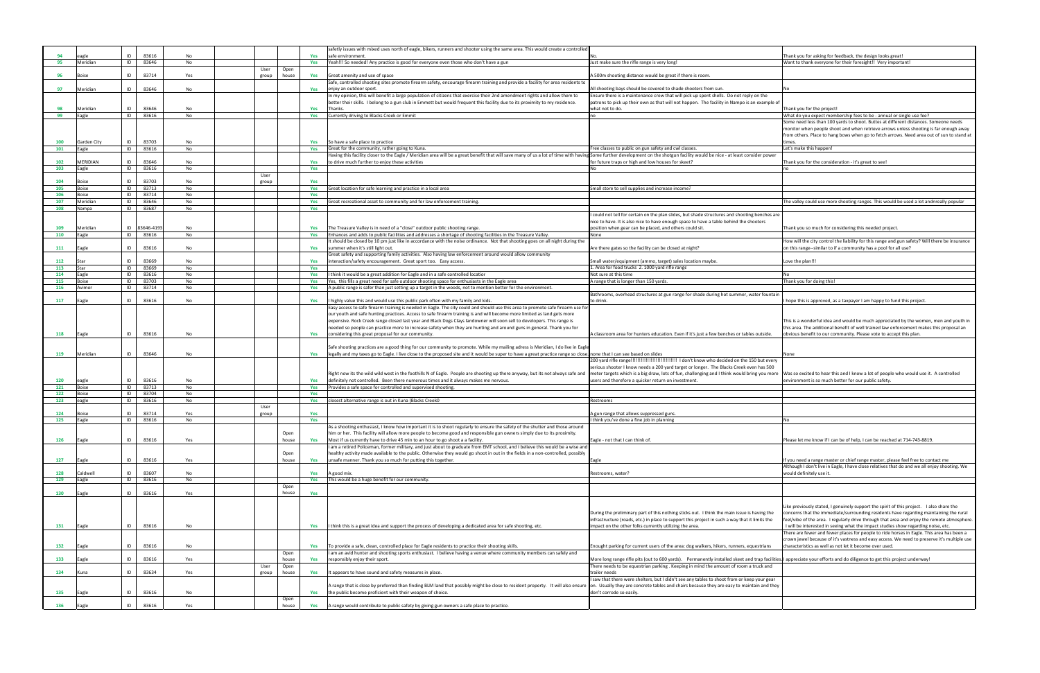| | | | | | | | | | | | |
|---|---|---|---|---|---|---|---|---|---|---|---|
| 94 | eagle | ID | 83616 | No | | | | Yes | safety issues with mixed uses north of eagle, bikers, runners and shooter using the same area. This would create a controlled safe environment. | No. | Thank you for asking for feedback, the design looks great! |
| 95 | Meridian | ID | 83646 | No | | | | Yes | Yeah!!! So needed! Any practice is good for everyone even those who don't have a gun | Just make sure the rifle range is very long! | Want to thank everyone for their foresight!! Very important! |
| 96 | Boise | ID | 83714 | Yes | | User group | Open house | Yes | Great amenity and use of space | A 500m shooting distance would be great if there is room. | |
| 97 | Meridian | ID | 83646 | No | | | | Yes | Safe, controlled shooting sites promote firearm safety, encourage firearm training and provide a facility for area residents to enjoy an outdoor sport. | All shooting bays should be covered to shade shooters from sun. | No |
| 98 | Meridian | ID | 83646 | No | | | | Yes | In my opinion, this will benefit a large population of citizens that exercise their 2nd amendment rights and allow them to better their skills. I belong to a gun club in Emmett but would frequent this facility due to its proximity to my residence. Thanks. | Ensure there is a maintenance crew that will pick up spent shells. Do not reply on the patrons to pick up their own as that will not happen. The facility in Nampo is an example of what not to do. | Thank you for the project! |
| 99 | Eagle | ID | 83616 | No | | | | Yes | Currently driving to Blacks Creek or Emmit | no | What do you expect membership fees to be - annual or single use fee? |
| 100 | Garden City | ID | 83703 | No | | | | Yes | So have a safe place to practice | | Some need less than 100 yards to shoot. Buttes at different distances. Someone needs monitor when people shoot and when retrieve arrows unless shooting is far enough away from others. Place to hang bows when go to fetch arrows. Need area out of sun to stand at times. |
| 101 | Eagle | ID | 83616 | No | | | | Yes | Great for the community, rather going to Kuna. | Free classes to public on gun safety and cwl classes. | Let's make this happen! |
| 102 | MERIDIAN | ID | 83646 | No | | | | Yes | Having this facility closer to the Eagle / Meridian area will be a great benefit that will save many of us a lot of time with having to drive much further to enjoy these activities | Some further development on the shotgun facility would be nice - at least consider power for future traps or high and low houses for skeet? | Thank you for the consideration - it's great to see! |
| 103 | Eagle | ID | 83616 | No | | | | Yes | | No | no |
| 104 | Boise | ID | 83703 | No | | User group | | Yes | | | |
| 105 | Boise | ID | 83713 | No | | | | Yes | Great location for safe learning and practice in a local area | Small store to sell supplies and increase income? | |
| 106 | Boise | ID | 83714 | No | | | | Yes | | | |
| 107 | Meridian | ID | 83646 | No | | | | Yes | Great recreational asset to community and for law enforcement training. | | The valley could use more shooting ranges. This would be used a lot andnreally popular |
| 108 | Nampa | ID | 83687 | No | | | | Yes | | | |
| 109 | Meridian | ID | 83646-4193 | No | | | | Yes | The Treasure Valley is in need of a "close" outdoor public shooting range. | I could not tell for certain on the plan slides, but shade structures and shooting benches are nice to have. It is also nice to have enough space to have a table behind the shooters position when gear can be placed, and others could sit. | Thank you so much for considering this needed project. |
| 110 | Eagle | ID | 83616 | No | | | | Yes | Enhances and adds to public facilities and addresses a shortage of shooting facilities in the Treasure Valley. | None | |
| 111 | Eagle | ID | 83616 | No | | | | Yes | It should be closed by 10 pm just like in accordance with the noise ordinance. Not that shooting goes on all night during the summer when it's still light out. | Are there gates so the facility can be closed at night? | How will the city control the liability for this range and gun safety? Will there be insurance on this range--similar to if a community has a pool for all use? |
| 112 | Star | ID | 83669 | No | | | | Yes | Great safety and supporting family activities. Also having law enforcement around would allow community interaction/safety encouragement. Great sport too. Easy access. | Small water/equipment (ammo, target) sales location maybe. | Love the plan!!! |
| 113 | Star | ID | 83669 | No | | | | Yes | | 1. Area for food trucks 2. 1000 yard rifle range | |
| 114 | Eagle | ID | 83616 | No | | | | Yes | I think it would be a great addition for Eagle and in a safe controlled locatior | Not sure at this time | No |
| 115 | Boise | ID | 83703 | No | | | | Yes | Yes, this fills a great need for safe outdoor shooting space for enthusiasts in the Eagle area | A range that is longer than 150 yards. | Thank you for doing this! |
| 116 | Avimor | ID | 83714 | No | | | | Yes | A public range is safer than just setting up a target in the woods, not to mention better for the environment. | | |
| 117 | Eagle | ID | 83616 | No | | | | Yes | I highly value this and would use this public park often with my family and kids. | Bathrooms, overhead structures at gun range for shade during hot summer, water fountain to drink. | I hope this is approved, as a taxpayer I am happy to fund this project. |
| 118 | Eagle | ID | 83616 | No | | | | Yes | Easy access to safe firearm training is needed in Eagle. The city could and should use this area to promote safe firearm use for our youth and safe hunting practices. Access to safe firearm training is and will become more limited as land gets more expensive. Rock Creek range closed last year and Black Dogs Clays landowner will soon sell to developers. This range is needed so people can practice more to increase safety when they are hunting and around guns in general. Thank you for considering this great proposal for our community. | A classroom area for hunters education. Even if it's just a few benches or tables outside. | This is a wonderful idea and would be much appreciated by the women, men and youth in this area. The additional benefit of well trained law enforcement makes this proposal an obvious benefit to our community. Please vote to accept this plan. |
| 119 | Meridian | ID | 83646 | No | | | | Yes | Safe shooting practices are a good thing for our community to promote. While my mailing adress is Meridian, I do live in Eagle legally and my taxes go to Eagle. I live close to the proposed site and it would be super to have a great practice range so close. | none that I can see based on slides | None |
| 120 | eagle | ID | 83616 | No | | | | Yes | Right now its the wild wild west in the foothills N of Eagle. People are shooting up there anyway, but its not always safe and definitely not controlled. Been there numerous times and it always makes me nervous. | 200 yard rifle range!!!!!!!!!!!!!!!!!!!!!!!!!!!!!!!! I don't know who decided on the 150 but every serious shooter I know needs a 200 yard target or longer. The Blacks Creek even has 500 meter targets which is a big draw, lots of fun, challenging and I think would bring you more users and therefore a quicker return on investment. | Was so excited to hear this and I know a lot of people who would use it. A controlled environment is so much better for our public safety. |
| 121 | Boise | ID | 83713 | No | | | | Yes | Provides a safe space for controlled and supervised shooting. | | |
| 122 | Boise | ID | 83704 | No | | | | Yes | | | |
| 123 | eagle | ID | 83616 | No | | | | Yes | closest alternative range is out in Kuna (Blacks Creek0 | Restrooms | |
| 124 | Boise | ID | 83714 | Yes | | User group | | Yes | | A gun range that allows suppressed guns. | |
| 125 | Eagle | ID | 83616 | No | | | | Yes | | I think you've done a fine job in planning | No |
| 126 | Eagle | ID | 83616 | Yes | | | Open house | Yes | As a shooting enthusiast, I know how important it is to shoot regularly to ensure the safety of the shutter and those around him or her. This facility will allow more people to become good and responsible gun owners simply due to its proximity. Most if us currently have to drive 45 min to an hour to go shoot a a facility. | Eagle - not that I can think of. | Please let me know if I can be of help, I can be reached at 714-743-8819. |
| 127 | Eagle | ID | 83616 | Yes | | | Open house | Yes | I am a retired Policeman, former military, and just about to graduate from EMT school, and I believe this would be a wise and healthy activity made available to the public. Otherwise they would go shoot in out in the fields in a non-controlled, possibly unsafe manner. Thank you so much for putting this together. | Eagle | If you need a range master or chief range master, please feel free to contact me |
| 128 | Caldwell | ID | 83607 | No | | | | Yes | A good mix. | Restrooms, water? | Although I don't live in Eagle, I have close relatives that do and we all enjoy shooting. We would definitely use it. |
| 129 | Eagle | ID | 83616 | No | | | | Yes | This would be a huge benefit for our community. | | |
| 130 | Eagle | ID | 83616 | Yes | | | Open house | Yes | | | |
| 131 | Eagle | ID | 83616 | No | | | | Yes | I think this is a great idea and support the process of developing a dedicated area for safe shooting, etc. | During the preliminary part of this nothing sticks out. I think the main issue is having the infrastructure (roads, etc.) in place to support this project in such a way that it limits the impact on the other folks currently utilizing the area. | Like previously stated, I genuinely support the spirit of this project. I also share the concerns that the immediate/surrounding residents have regarding maintaining the rural feel/vibe of the area. I regularly drive through that area and enjoy the remote atmosphere. I will be interested in seeing what the impact studies show regarding noise, etc. |
| 132 | Eagle | ID | 83616 | No | | | | Yes | To provide a safe, clean, controlled place for Eagle residents to practice their shooting skills. | Enought parking for current users of the area: dog walkers, hikers, runners, equestrians | There are fewer and fewer places for people to ride horses in Eagle. This area has been a crown jewel because of it's vastness and easy access. We need to preserve it's multiple use characteristics as well as not let it become over used. |
| 133 | Eagle | ID | 83616 | Yes | | | Open house | Yes | I am an avid hunter and shooting sports enthusiast. I believe having a venue where community members can safely and responsibly enjoy their sport. | More long range rifle pits (out to 600 yards). Permanently installed skeet and trap facilities. | I appreciate your efforts and do diligence to get this project underway! |
| 134 | Kuna | ID | 83634 | Yes | | User group | Open house | Yes | It appears to have sound and safety measures in place. | There needs to be equestrian parking . Keeping in mind the amount of room a truck and trailer needs | |
| 135 | Eagle | ID | 83616 | No | | | | Yes | A range that is close by preferred than finding BLM land that possibly might be close to resident property. It will also ensure the public become proficient with their weapon of choice. | I saw that there were shelters, but I didn't see any tables to shoot from or keep your gear on. Usually they are concrete tables and chairs because they are easy to maintain and they don't corrode so easily. | |
| 136 | Eagle | ID | 83616 | Yes | | | Open house | Yes | A range would contribute to public safety by giving gun owners a safe place to practice. | | |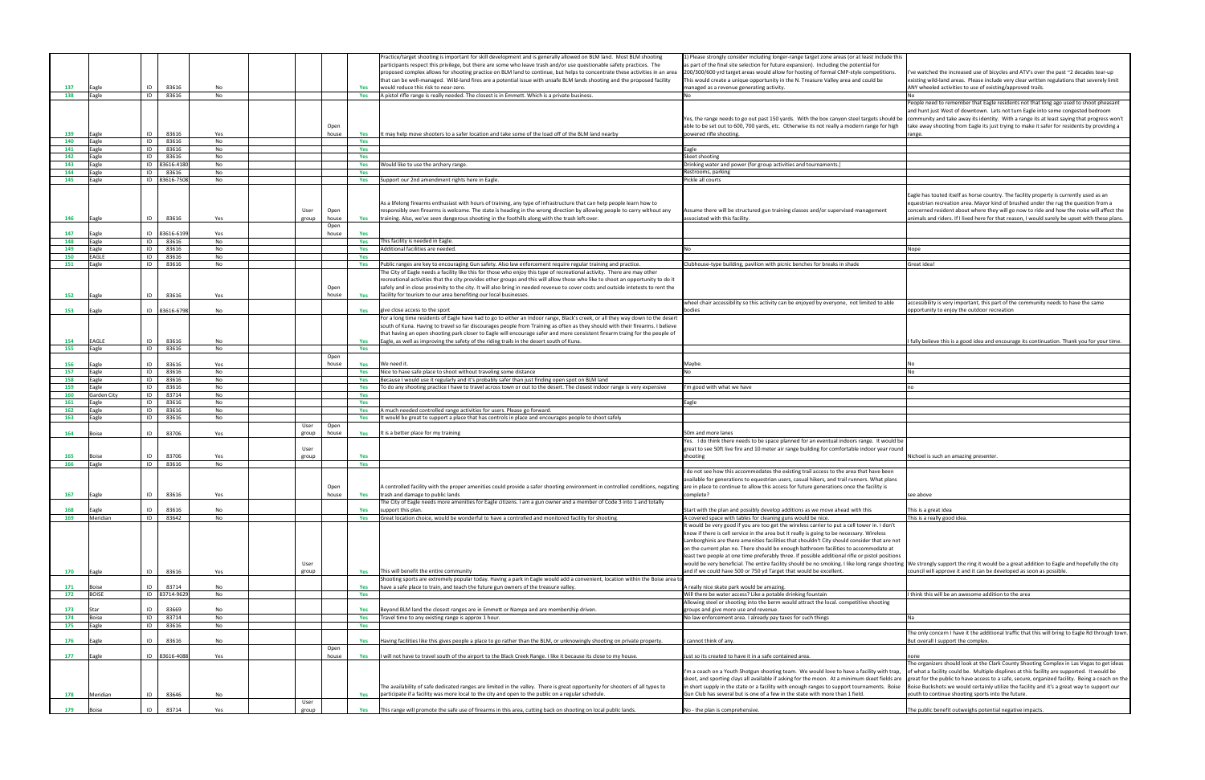| | | | | | | | | | | | |
|---|---|---|---|---|---|---|---|---|---|---|---|
| 137 | Eagle | ID | 83616 | No | | | | Yes | Practice/target shooting is important for skill development and is generally allowed on BLM land. Most BLM shooting participants respect this privilege, but there are some who leave trash and/or use questionable safety practices. The proposed complex allows for shooting practice on BLM land to continue, but helps to concentrate these activities in an area that can be well-managed. Wild-land fires are a potential issue with unsafe BLM lands shooting and the proposed facility would reduce this risk to near-zero. | 1) Please strongly consider including longer-range target zone areas (or at least include this as part of the final site selection for future expansion). Including the potential for 200/300/600 yrd target areas would allow for hosting of formal CMP-style competitions. This would create a unique opportunity in the N. Treasure Valley area and could be managed as a revenue generating activity. | I've watched the increased use of bicycles and ATV's over the past ~2 decades tear-up existing wild-land areas. Please include very clear written regulations that severely limit ANY wheeled activities to use of existing/approved trails. |
| 138 | Eagle | ID | 83616 | No | | | | Yes | A pistol rifle range is really needed. The closest is in Emmett. Which is a private business. | No | No |
| 139 | Eagle | ID | 83616 | Yes | | | Open house | Yes | It may help move shooters to a safer location and take some of the load off of the BLM land nearby | Yes, the range needs to go out past 150 yards. With the box canyon steel targets should be able to be set out to 600, 700 yards, etc. Otherwise its not really a modern range for high powered rifle shooting. | People need to remember that Eagle residents not that long ago used to shoot pheasant and hunt just West of downtown. Lets not turn Eagle into some congested bedroom community and take away its identity. With a range its at least saying that progress won't take away shooting from Eagle its just trying to make it safer for residents by providing a range. |
| 140 | Eagle | ID | 83616 | No | | | | Yes | | | |
| 141 | Eagle | ID | 83616 | No | | | | Yes | | | |
| 142 | Eagle | ID | 83616 | No | | | | Yes | | Eagle | |
| 143 | Eagle | ID | 83616-4180 | No | | | | Yes | Would like to use the archery range. | Skeet shooting | |
| 144 | Eagle | ID | 83616 | No | | | | Yes | | Drinking water and power (for group activities and tournaments.) | |
| 145 | Eagle | ID | 83616-7508 | No | | | | Yes | Support our 2nd amendment rights here in Eagle. | Restrooms, parking | |
| | | | | | | | | | | Pickle all courts | |
| 146 | Eagle | ID | 83616 | Yes | | User group | Open house | Yes | As a lifelong firearms enthusiast with hours of training, any type of infrastructure that can help people learn how to responsibly own firearms is welcome. The state is heading in the wrong direction by allowing people to carry without any training. Also, we've seen dangerous shooting in the foothills along with the trash left over. | Assume there will be structured gun training classes and/or supervised management associated with this facility. | Eagle has touted itself as horse country. The facility property is currently used as an equestrian recreation area. Mayor kind of brushed under the rug the question from a concerned resident about where they will go now to ride and how the noise will affect the animals and riders. If I lived here for that reason, I would surely be upset with these plans. |
| 147 | Eagle | ID | 83616-6199 | Yes | | | Open house | Yes | | | |
| 148 | Eagle | ID | 83616 | No | | | | Yes | This facility is needed in Eagle. | | |
| 149 | Eagle | ID | 83616 | No | | | | Yes | Additional facilities are needed. | No | Nope |
| 150 | EAGLE | ID | 83616 | No | | | | Yes | | | |
| 151 | Eagle | ID | 83616 | No | | | | Yes | Public ranges are key to encouraging Gun safety. Also law enforcement require regular training and practice. | Clubhouse-type building, pavilion with picnic benches for breaks in shade | Great idea! |
| 152 | Eagle | ID | 83616 | Yes | | | Open house | Yes | The City of Eagle needs a facility like this for those who enjoy this type of recreational activity. There are may other recreational activities that the city provides other groups and this will allow those who like to shoot an opportunity to do it safely and in close proximity to the city. It will also bring in needed revenue to cover costs and outside intetests to rent the facility for tourism to our area benefiting our local businesses. | | |
| 153 | Eagle | ID | 83616-6798 | No | | | | Yes | give close access to the sport | wheel chair accessibility so this activity can be enjoyed by everyone, not limited to able bodies | accessibility is very important, this part of the community needs to have the same opportunity to enjoy the outdoor recreation |
| 154 | EAGLE | ID | 83616 | No | | | | Yes | For a long time residents of Eagle have had to go to either an Indoor range, Black's creek, or all they way down to the desert south of Kuna. Having to travel so far discourages people from Training as often as they should with their firearms. I believe that having an open shooting park closer to Eagle will encourage safer and more consistent firearm traing for the people of Eagle, as well as improving the safety of the riding trails in the desert south of Kuna. | | I fully believe this is a good idea and encourage its continuation. Thank you for your time. |
| 155 | Eagle | ID | 83616 | No | | | | Yes | | | |
| 156 | Eagle | ID | 83616 | Yes | | | Open house | Yes | We need it. | Maybe. | No |
| 157 | Eagle | ID | 83616 | No | | | | Yes | Nice to have safe place to shoot without traveling some distance | No | No |
| 158 | Eagle | ID | 83616 | No | | | | Yes | Because I would use it regularly and it's probably safer than just finding open spot on BLM land | | |
| 159 | Eagle | ID | 83616 | No | | | | Yes | To do any shooting practice I have to travel across town or out to the desert. The closest indoor range is very expensive | I'm good with what we have | no |
| 160 | Garden City | ID | 83714 | No | | | | Yes | | | |
| 161 | Eagle | ID | 83616 | No | | | | Yes | | Eagle | |
| 162 | Eagle | ID | 83616 | No | | | | Yes | A much needed controlled range activities for users. Please go forward. | | |
| 163 | Eagle | ID | 83616 | No | | | | Yes | It would be great to support a place that has controls in place and encourages people to shoot safely | | |
| 164 | Boise | ID | 83706 | Yes | | User group | Open house | Yes | It is a better place for my training | 50m and more lanes | |
| 165 | Boise | ID | 83706 | Yes | | User group | | Yes | | Yes. I do think there needs to be space planned for an eventual indoors range. It would be great to see 50ft live fire and 10 meter air range building for comfortable indoor year round shooting | Nichoel is such an amazing presenter. |
| 166 | Eagle | ID | 83616 | No | | | | Yes | | | |
| 167 | Eagle | ID | 83616 | Yes | | | Open house | Yes | A controlled facility with the proper amenities could provide a safer shooting environment in controlled conditions, negating trash and damage to public lands | I do not see how this accommodates the existing trail access to the area that have been available for generations to equestrian users, casual hikers, and trail runners. What plans are in place to continue to allow this access for future generations once the facility is complete? | see above |
| 168 | Eagle | ID | 83616 | No | | | | Yes | The City of Eagle needs more amenities for Eagle citizens. I am a gun owner and a member of Code 3 into 1 and totally support this plan. | Start with the plan and possibly develop additions as we move ahead with this | This is a great idea |
| 169 | Meridian | ID | 83642 | No | | | | Yes | Great location choice, would be wonderful to have a controlled and monitored facility for shooting. | A covered space with tables for cleaning guns would be nice. | This is a really good idea. |
| 170 | Eagle | ID | 83616 | Yes | | User group | | Yes | This will benefit the entire community | It would be very good if you are too get the wireless carrier to put a cell tower in. I don't know if there is cell service in the area but it really is going to be necessary. Wireless Lamborghinis are there amenities facilities that shouldn't City should consider that are not on the current plan no. There should be enough bathroom facilities to accommodate at least two people at one time preferably three. If possible additional rifle or pistol positions would be very beneficial. The entire facility should be no smoking. I like long range shooting and if we could have 500 or 750 yd Target that would be excellent. | We strongly support the ring it would be a great addition to Eagle and hopefully the city council will approve it and it can be developed as soon as possible. |
| 171 | Boise | ID | 83714 | No | | | | Yes | Shooting sports are extremely popular today. Having a park in Eagle would add a convenient, location within the Boise area to have a safe place to train, and teach the future gun owners of the treasure valley. | A really nice skate park would be amazing. | |
| 172 | BOISE | ID | 83714-9629 | No | | | | Yes | | Will there be water access? Like a potable drinking fountain | I think this will be an awesome addition to the area |
| 173 | Star | ID | 83669 | No | | | | Yes | Beyond BLM land the closest ranges are in Emmett or Nampa and are membership driven. | Allowing steel or shooting into the berm would attract the local. competitive shooting groups and give more use and revenue. | |
| 174 | Boise | ID | 83714 | No | | | | Yes | Travel time to any existing range is approx 1 hour. | No law enforcement area. I already pay taxes for such things | Na |
| 175 | Eagle | ID | 83616 | No | | | | Yes | | | |
| 176 | Eagle | ID | 83616 | No | | | | Yes | Having facilities like this gives people a place to go rather than the BLM, or unknowingly shooting on private property. | I cannot think of any. | The only concern I have it the additional traffic that this will bring to Eagle Rd through town. But overall I support the complex. |
| 177 | Eagle | ID | 83616-4088 | Yes | | | Open house | Yes | I will not have to travel south of the airport to the Black Creek Range. I like it because its close to my house. | Just so its created to have it in a safe contained area. | none |
| 178 | Meridian | ID | 83646 | No | | | | Yes | The availability of safe dedicated ranges are limited in the valley. There is great opportunity for shooters of all types to participate if a facility was more local to the city and open to the public on a regular schedule. | I'm a coach on a Youth Shotgun shooting team. We would love to have a facility with trap, skeet, and sporting clays all available if asking for the moon. At a minimum skeet fields are in short supply in the state or a facility with enough ranges to support tournaments. Boise Gun Club has several but is one of a few in the state with more than 1 field. | The organizers should look at the Clark County Shooting Complex in Las Vegas to get ideas of what a facility could be. Multiple displines at this facility are supported. It would be great for the public to have access to a safe, secure, organized facility. Being a coach on the Boise Buckshots we would certainly utilize the facility and it's a great way to support our youth to continue shooting sports into the future. |
| 179 | Boise | ID | 83714 | Yes | | User group | | Yes | This range will promote the safe use of firearms in this area, cutting back on shooting on local public lands. | No - the plan is comprehensive. | The public benefit outweighs potential negative impacts. |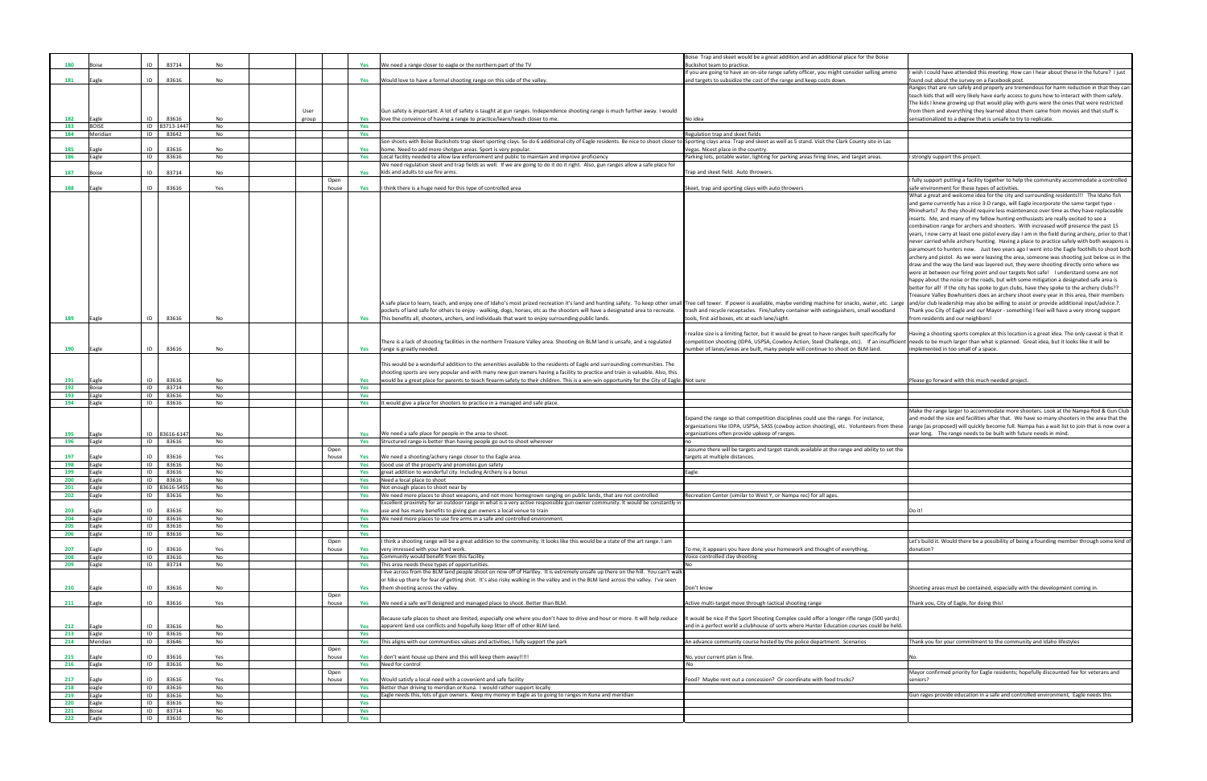| | | | | | | | | | | | |
|---|---|---|---|---|---|---|---|---|---|---|---|
| 180 | Boise | ID | 83714 | No | | | | Yes | We need a range closer to eagle or the northern part of the TV | Boise Trap and skeet would be a great addition and an additional place for the Boise Buckshot team to practice. | |
| 181 | Eagle | ID | 83616 | No | | | | Yes | Would love to have a formal shooting range on this side of the valley. | If you are going to have an on-site range safety officer, you might consider selling ammo and targets to subsidize the cost of the range and keep costs down. | I wish I could have attended this meeting. How can I hear about these in the future? I just found out about the survey on a Facebook post. |
| 182 | Eagle | ID | 83616 | No | | User group | | Yes | Gun safety is important. A lot of safety is taught at gun ranges. Independence shooting range is much further away. I would love the conveince of having a range to practice/learn/teach closer to me. | No idea | Ranges that are run safely and properly are tremendous for harm reduction in that they can teach kids that will very likely have early access to guns how to interact with them safely. The kids I knew growing up that would play with guns were the ones that were restricted from them and everything they learned about them came from movies and that stuff is sensationalized to a degree that is unsafe to try to replicate. |
| 183 | BOISE | ID | 83713-1447 | No | | | | Yes | | | |
| 184 | Meridian | ID | 83642 | No | | | | Yes | | Regulation trap and skeet fields | |
| 185 | Eagle | ID | 83616 | No | | | | Yes | Son shoots with Boise Buckshots trap skeet sporting clays. So do 6 additional city of Eagle residents. Be nice to shoot closer to home. Need to add more shotgun areas. Sport is very popular. | Sporting clays area. Trap and skeet as well as 5 stand. Visit the Clark County site in Las Vegas. Nicest place in the country. | |
| 186 | Eagle | ID | 83616 | No | | | | Yes | Local facility needed to allow law enforcement and public to maintain and improve proficiency | Parking lots, potable water, lighting for parking areas firing lines, and target areas. | I strongly support this project. |
| 187 | Boise | ID | 83714 | No | | | | Yes | We need regulation skeet and trap fields as well. If we are going to do it do it right. Also, gun ranges allow a safe place for kids and adults to use fire arms. | Trap and skeet field. Auto throwers. | |
| 188 | Eagle | ID | 83616 | Yes | | | Open house | Yes | I think there is a huge need for this type of controlled area | Skeet, trap and sporting clays with auto throwers | I fully support putting a facility together to help the community accommodate a controlled safe environment for these types of activities. |
| 189 | Eagle | ID | 83616 | No | | | | Yes | A safe place to learn, teach, and enjoy one of Idaho's most prized recreation it's land and hunting safety. To keep other small pockets of land safe for others to enjoy - walking, dogs, horses, etc as the shooters will have a designated area to recreate. This benefits all, shooters, archers, and individuals that want to enjoy surrounding public lands. | Tree cell tower. If power is available, maybe vending machine for snacks, water, etc. Large trash and recycle receptacles. Fire/safety container with extinguishers, small woodland tools, first aid boxes, etc at each lane/sight. | What a great and welcome idea for the city and surrounding residents!!! The Idaho fish and game currently has a nice 3-D range, will Eagle incorporate the same target type - Rhineharts? As they should require less maintenance over time as they have replaceable inserts. Me, and many of my fellow hunting enthusiasts are really excited to see a combination range for archers and shooters. With increased wolf presence the past 15 years, I now carry at least one pistol every day I am in the field during archery, prior to that I never carried while archery hunting. Having a place to practice safely with both weapons is paramount to hunters now. Just two years ago I went into the Eagle foothills to shoot both archery and pistol. As we were leaving the area, someone was shooting just below us in the draw and the way the land was layered out, they were shooting directly onto where we were at between our firing point and our targets Not safe! I understand some are not happy about the noise or the roads, but with some mitigation a designated safe area is better for all! If the city has spoke to gun clubs, have they spoke to the archery clubs?? Treasure Valley Bowhunters does an archery shoot every year in this area, their members and/or club leadership may also be willing to assist or provide additional input/advice.?. Thank you City of Eagle and our Mayor - something I feel will have a very strong support from residents and our neighbors! |
| 190 | Eagle | ID | 83616 | No | | | | Yes | There is a lack of shooting facilities in the northern Treasure Valley area. Shooting on BLM land is unsafe, and a regulated range is greatly needed. | I realize size is a limiting factor, but it would be great to have ranges built specifically for competition shooting (IDPA, USPSA, Cowboy Action, Steel Challenge, etc). If an insufficient number of lanes/areas are built, many people will continue to shoot on BLM land. | Having a shooting sports complex at this location is a great idea. The only caveat is that it needs to be much larger than what is planned. Great idea, but it looks like it will be implemented in too small of a space. |
| 191 | Eagle | ID | 83616 | No | | | | Yes | This would be a wonderful addition to the amenities available to the residents of Eagle and surrounding communities. The shooting sports are very popular and with many new gun owners having a facility to practice and train is valuable. Also, this would be a great place for parents to teach firearm safety to their children. This is a win-win opportunity for the City of Eagle. | Not sure | Please go forward with this much needed project. |
| 192 | Boise | ID | 83714 | No | | | | Yes | | | |
| 193 | Eagle | ID | 83616 | No | | | | Yes | | | |
| 194 | Eagle | ID | 83616 | No | | | | Yes | It would give a place for shooters to practice in a managed and safe place. | | |
| 195 | Eagle | ID | 83616-6147 | No | | | | Yes | We need a safe place for people in the area to shoot. | Expand the range so that competition disciplines could use the range. For instance, organizations like IDPA, USPSA, SASS (cowboy action shooting), etc. Volunteers from these organizations often provide upkeep of ranges. | Make the range larger to accommodate more shooters. Look at the Nampa Rod & Gun Club and model the size and facilities after that. We have so many shooters in the area that the range (as proposed) will quickly become full. Nampa has a wait list to join that is now over a year long. The range needs to be built with future needs in mind. |
| 196 | Eagle | ID | 83616 | No | | | | Yes | Structured range is better than having people go out to shoot wherever | no | |
| 197 | Eagle | ID | 83616 | Yes | | | Open house | Yes | We need a shooting/achery range closer to the Eagle area. | I assume there will be targets and target stands available at the range and ability to set the targets at multiple distances. | |
| 198 | Eagle | ID | 83616 | No | | | | Yes | Good use of the property and promotes gun safety | | |
| 199 | Eagle | ID | 83616 | No | | | | Yes | great addition to wonderful city. Including Archery is a bonus | Eagle | |
| 200 | Eagle | ID | 83616 | No | | | | Yes | Need a local place to shoot | | |
| 201 | Eagle | ID | 83616-5455 | No | | | | Yes | Not enough places to shoot near by | | |
| 202 | Eagle | ID | 83616 | No | | | | Yes | We need more places to shoot weapons, and not more homegrown ranging on public lands, that are not controlled | Recreation Center (similar to West Y, or Nampa rec) for all ages. | |
| 203 | Eagle | ID | 83616 | No | | | | Yes | Excellent proximity for an outdoor range in what is a very active responsible gun owner community. It would be constantly in use and has many benefits to giving gun owners a local venue to train | | Do it! |
| 204 | Eagle | ID | 83616 | No | | | | Yes | We need more places to use fire arms in a safe and controlled environment. | | |
| 205 | Eagle | ID | 83616 | No | | | | Yes | | | |
| 206 | Eagle | ID | 83616 | No | | | | Yes | | | |
| 207 | Eagle | ID | 83616 | Yes | | | Open house | Yes | I think a shooting range will be a great addition to the community. It looks like this would be a state of the art range. I am very imressed with your hard work. | To me, it appears you have done your homework and thought of everything. | Let's build it. Would there be a possibility of being a founding member through some kind of donation? |
| 208 | Eagle | ID | 83616 | No | | | | Yes | Community would benefit from this facility. | Voice controlled clay shooting | |
| 209 | Eagle | ID | 83714 | No | | | | Yes | This area needs these types of opportunities. | No | |
| 210 | Eagle | ID | 83616 | No | | | | Yes | I live across from the BLM land people shoot on now off of Hartley. It is extremely unsafe up there on the hill. You can't walk or hike up there for fear of getting shot. It's also risky walking in the valley and in the BLM land across the valley. I've seen them shooting across the valley. | Don't know | Shooting areas must be contained, especially with the development coming in. |
| 211 | Eagle | ID | 83616 | Yes | | | Open house | Yes | We need a safe we'll designed and managed place to shoot. Better than BLM. | Active multi-target move through tactical shooting range | Thank you, City of Eagle, for doing this! |
| 212 | Eagle | ID | 83616 | No | | | | Yes | Because safe places to shoot are limited, especially one where you don't have to drive and hour or more. It will help reduce apparent land use conflicts and hopefully keep litter off of other BLM land. | It would be nice if the Sport Shooting Complex could offer a longer rifle range (500 yards) and in a perfect world a clubhouse of sorts where Hunter Education courses could be held. | |
| 213 | Eagle | ID | 83616 | No | | | | Yes | | | |
| 214 | Meridian | ID | 83646 | No | | | | Yes | This aligns with our communities values and activities, I fully support the park | An advance community course hosted by the police department. Scenarios | Thank you for your commitment to the community and Idaho lifestyles |
| 215 | Eagle | ID | 83616 | Yes | | | Open house | Yes | I don't want house up there and this will keep them away!!!!! | No, your current plan is fine. | No. |
| 216 | Eagle | ID | 83616 | No | | | | Yes | Need for control | No | |
| 217 | Eagle | ID | 83616 | Yes | | | Open house | Yes | Would satisfy a local need with a covenient and safe facility | Food? Maybe rent out a concession? Or coordinate with food trucks? | Mayor confirmed priority for Eagle residents; hopefully discounted fee for veterans and seniors? |
| 218 | eagle | ID | 83616 | No | | | | Yes | Better than driving to meridian or Kuna. I would rather support locally | | |
| 219 | Eagle | ID | 83616 | No | | | | Yes | Eagle needs this, lots of gun owners. Keep my money in Eagle as to going to ranges in Kuna and meridian | | Gun rages provide education in a safe and controlled environment, Eagle needs this |
| 220 | Eagle | ID | 83616 | No | | | | Yes | | | |
| 221 | Boise | ID | 83714 | No | | | | Yes | | | |
| 222 | Eagle | ID | 83616 | No | | | | Yes | | | |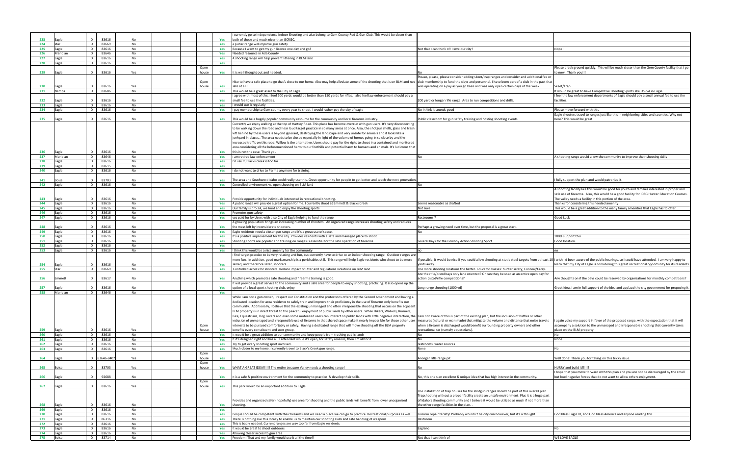| | | | | | | | | | | | |
|---|---|---|---|---|---|---|---|---|---|---|---|
| 223 | Eagle | ID | 83616 | No | | | | Yes | I currently go to Independence Indoor Shooting and also belong to Gem County Rod & Gun Club. This would be closer than both of those and much nicer than GCRGC. | | |
| 224 | star | ID | 83669 | No | | | | Yes | a public range will improve gun safety | | |
| 225 | Eagle | ID | 83616 | No | | | | Yes | Because I want to get my gun lisence one day and go! | Not that I can think of! I love our city! | Nope! |
| 226 | Meridian | ID | 83646 | No | | | | Yes | Needed resource in Ada County | | |
| 227 | Eagle | ID | 83616 | No | | | | Yes | A shooting range will help prevent littering in BLM land | | |
| 228 | Eagle | ID | 83616 | No | | | | Yes | | | |
| 229 | Eagle | ID | 83616 | Yes | | | Open house | Yes | It is well thought out and needed. | No | Please break ground quickly. This will be much closer than the Gem County facility that I go to now. Thank you!!! |
| 230 | Eagle | ID | 83616 | Yes | | | Open house | Yes | Nice to have a safe place to go that's close to our home. Also may help alleviate some of the shooting that is on BLM and not safe at all! | Please, please, please consider adding skeet/trap ranges and consider and additional fee or club membership to fund the clays and personnel. I have been part of a club in the past that was operating on a pay as you go basis and was only open certain days of the week. | Skeet/Trap |
| 231 | Nampa | ID | 83686 | No | | | | Yes | This would be a great asset to the City of Eagle. | | It would be great to have Competitive Shooting Sports like USPSA in Eagle. |
| 232 | Eagle | ID | 83616 | No | | | | Yes | I agree with most of this. I feel 200 yards would be better than 150 yards for rifles. I also feel law enforcement should pay a small fee to use the facilities. | 200 yard or longer rifle range. Area to run competitions and drills. | I feel the law enforcement departments of Eagle should pay a small annual fee to use the facilities. |
| 233 | Eagle | ID | 83616 | No | | | | Yes | I would use it regularly | | |
| 234 | Eagle | ID | 83616 | No | | | | Yes | I pay membership to Gem county every year to shoot. I would rather pay the city of eagle | No I think it sounds good | Please move forward with this |
| 235 | Eagle | ID | 83616 | No | | | | Yes | This would be a hugely popular community resource for the community and local firearms industry. | Public classroom for gun safety training and hosting shooting events. | Eagle shooters travel to ranges just like this in neighboring cities and counties. Why not here? This would be great! |
| 236 | Eagle | ID | 83616 | No | | | | Yes | Currently we enjoy walking at the top of Hartley Road. This place has become overrun with gun users. It's very disconcerting to be walking down the road and hear loud target practice in so many areas at once. Also, the shotgun shells, glass and trash left behind by these users is beyond ignorant, destroying the landscape and very unsafe for animals and it looks like a junkyard in places.. The area needs to be closed especially in light of the volume of homes going in so close by and the increased traffic on this road. Willow is the alternative. Users should pay for the right to shoot in a contained and monitored area considering all the beforementioned harm to our foothills and potential harm to humans and animals. It's ludicrous that this is not the case. Thank you | | |
| 237 | Meridian | ID | 83646 | No | | | | Yes | I am retired law enforcement | No | A shooting range would allow the community to improve their shooting skills |
| 238 | Eagle | ID | 83616 | No | | | | Yes | I'd use it, Blacks creek is too far | | |
| 239 | Eagle | ID | 83615 | No | | | | Yes | | | |
| 240 | Eagle | ID | 83616 | No | | | | Yes | I do not want to drive to Parma anymore for training. | | |
| 241 | Boise | ID | 83703 | No | | | | Yes | The area and Southwest Idaho could really use this. Great opportunity for people to get better and teach the next generation. | | I fully support the plan and would patronize it. |
| 242 | Eagle | ID | 83616 | No | | | | Yes | Controlled environment vs. open shooting on BLM land | No | |
| 243 | Eagle | ID | 83616 | No | | | | Yes | Provide opportunity for individuals interested in recreational shooting. | | A shooting facility like this would be good for youth and families interested in proper and safe use of firearms. Also, this would be a good facility for IDFG Hunter Education Courses. The valley needs a facility in this portion of the area. |
| 244 | Eagle | ID | 83616 | No | | | | Yes | A public range will provide a great option for me. I currently shoot at Emmett & Blacks Creek | Seems reasonable as drafted | Thanks for considering this needed amenity |
| 245 | Eagle | ID | 83616 | No | | | | Yes | Our family is pro 2A, we hunt and enjoy the shooting sports | Not sure | This would be a great addition to the many family amenities that Eagle has to offer. |
| 246 | Eagle | ID | 83616 | No | | | | Yes | Promotes gun safety | | |
| 247 | Eagle | ID | 83616 | No | | | | Yes | yes paid for by Users with also City of Eagle helping to fund the range | Restrooms ? | Good Luck |
| 248 | Eagle | ID | 83616 | No | | | | Yes | A growing population brings an increasing number of shooters. An organized range increases shooting safety and reduces the mess left by inconsiderate shooters. | Perhaps a growing need over time, but the proposal is a great start. | |
| 249 | Eagle | ID | 83616 | No | | | | Yes | Eagle residents need a closer gun range and it's a great use of space. | No | |
| 250 | Eagle | ID | 83616 | No | | | | Yes | It's a positive improvement for the city. Provides residents with a safe and managed place to shoot. | | 100% support this. |
| 251 | Eagle | ID | 83616 | No | | | | Yes | Shooting sports are popular and training on ranges is essential for the safe operation of firearms | Several bays for the Cowboy Action Shooting Sport | Good location. |
| 252 | Eagle | ID | 83616 | No | | | | Yes | | | |
| 253 | Eagle | ID | 83616 | No | | | | Yes | I think this would be a nice amenity for the community | no | no |
| 254 | Eagle | ID | 83616 | No | | | | Yes | I find target practice to be very relaxing and fun, but currently have to drive to an indoor shooting range. Outdoor ranges are more fun. In addition, good marksmanship is a perishables skill. This range will help Eagle residents who shoot to be more skilled, and therefore safer, shooters. | If possible, it would be nice if you could allow shooting at static steel targets from at least 10 yards away. | I wish I'd been aware of the public hearings, so I could have attended. I am very happy to learn that my City of Eagle is considering this great recreational opportunity for its residents. |
| 255 | Star | ID | 83669 | No | | | | Yes | Controlled access for shooters. Reduce impact of litter and regulations violations on BLM land | The more shooting locations the better. Educator classes: hunter safety, Conceal/Carry. | |
| 256 | Emmett | ID | 83617 | No | | | | Yes | Anything which promotes safe shooting and firearms training is good. | Are the rifle/pistol bays only lane oriented? Or can they be used as an entire open bay for action pistol/rifle competitions? | Any thoughts on if the bays could be reserved by organizations for monthly competitions? |
| 257 | Eagle | ID | 83616 | No | | | | Yes | It will provide a great service to the community and a safe area for people to enjoy shooting, practicing. It also opens up the option of a local sport shooting club. enjoy | Long range shooting (1000 yd) | Great idea, I am in full support of the idea and applaud the city government for proposing it. |
| 258 | Meridian | ID | 83646 | No | | | | Yes | | | |
| 259 | Eagle | ID | 83616 | Yes | | | Open house | Yes | While I am not a gun owner, I respect our Constitution and the protections offered by the Second Amendment and having a dedicated location for area residents to safely train and improve their proficiency in the use of firearms only benefits our community. Additionally, I believe that the existing unmanaged and often irresponsible shooting that occurs on the adjacent BLM property is in direct threat to the peaceful enjoyment of public lands by other users. While Hikers, Walkers, Runners, Bike, Equestrians, Dog Lovers and even some motorized users can interact on public lands with little negative interaction, the inclusion of unmanaged and irresponsible use of firearms in that shared space make it nearly impossible for those other user interests to be pursued comfortably or safely. Having a dedicated range that will move shooting off the BLM property benefits every constituent and user group. | I am not aware of this is part of the existing plan, but the inclusion of baffles or other measures (natural or man made) that mitigate the volume and distance that noise travels when a firearm is discharged would benefit surrounding property owners and other recreationalists (namely equestrians). | I again voice my support in favor of the proposed range, with the expectation that it will accompany a solution to the unmanaged and irresponsible shooting that currently takes place on the BLM property. |
| 260 | Eagle | ID | 83616 | No | | | | Yes | It would be a great addition to our community and keep people from trashing public lands | No | No |
| 261 | Eagle | ID | 83616 | No | | | | Yes | If it's designed right and has a FT attendant while it's open, for safety reasons, then I'm all for it | No | None |
| 262 | Eagle | ID | 83616 | No | | | | Yes | Try to get every shooting sport involved. | restrooms, water sources | |
| 263 | Eagle | ID | 83616 | No | | | | Yes | Much closer to my home. I currently travel to Black's Creek gun range. | None | No |
| 264 | Eagle | ID | 83646-8407 | Yes | | | Open house | Yes | | A longer rifle range pit | Well done! Thank you for taking on this tricky issue. |
| 265 | Boise | ID | 83703 | Yes | | | Open house | Yes | WHAT A GREAT IDEA!!!!!! The entire treasure Valley needs a shooting range! | No | HURRY and build it!!!!!! |
| 266 | Eagle | ID | 92688 | No | | | | Yes | It is a safe & positive environment for the community to practice & develop their skills. | No, this one s an excellent & unique idea that has high interest in the community. | I hope that you move forward with this plan and you are not be discouraged by the small but loud negative forces that do not want to allow others enjoyment. |
| 267 | Eagle | ID | 83616 | Yes | | | Open house | Yes | This park would be an important addition to Eagle. | | |
| 268 | Eagle | ID | 83616 | No | | | | Yes | Provides and organized safer (hopefully) use area for shooting and the public lands will benefit from lower unorganized shooting. | The installation of trap houses for the shotgun ranges should be part of this overall plan. Trapshooting without a proper facility create an unsafe environment. Plus it is a huge part of Idaho's shooting community and I believe it would be utilized as much if not more than the other range facilities in the plan. . | |
| 269 | Eagle | ID | 83616 | No | | | | Yes | | | |
| 270 | Eagle | ID | 83616 | No | | | | Yes | People should be competent with their firearms and we need a place we can go to practice. Recreational purposes as wel | Firearm repair facility! Probably wouldn't be city-run however, but it's a thought | God bless Eagle ID, and God bless America and anyone reading this |
| 271 | Eagle | ID | 86316 | No | | | | Yes | There is nothing like this locally to enable us to maintain our shooting skills and safe handling of weapons | Restroom | |
| 272 | Eagle | ID | 83616 | No | | | | Yes | This is badly needed. Current ranges are way too far from Eagle residents. | | |
| 273 | Eagle | ID | 83616 | No | | | | Yes | It would be great to shoot outdoors | Eagleno | No |
| 274 | Eagle | ID | 83616 | No | | | | Yes | Allowing closer access to gun area | | |
| 275 | Boise | ID | 83714 | No | | | | Yes | Freedom! That and my family would use it all the time!! | Not that I can think of | WE LOVE EAGLE |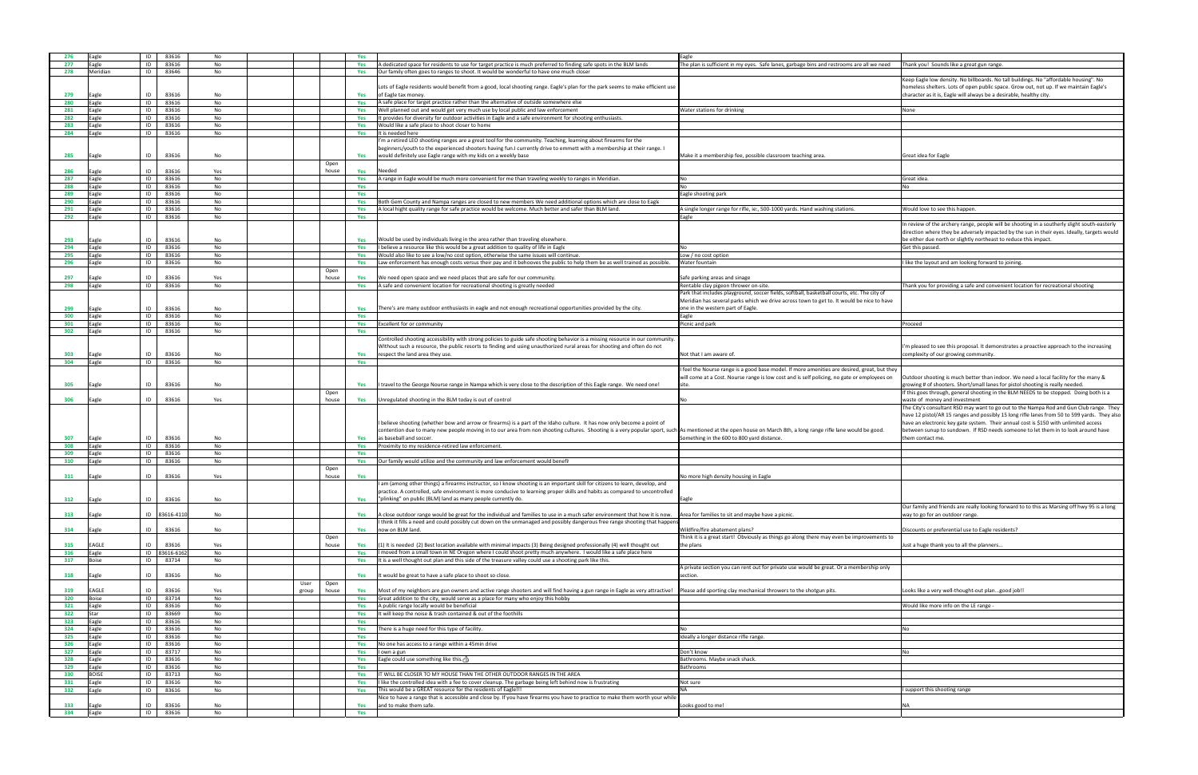| | | | | | | | | | | | | |
|---|---|---|---|---|---|---|---|---|---|---|---|---|
| 276 | Eagle | ID | 83616 | No | | | | Yes | | Eagle | |
| 277 | Eagle | ID | 83616 | No | | | | Yes | A dedicated space for residents to use for target practice is much preferred to finding safe spots in the BLM lands | The plan is sufficient in my eyes. Safe lanes, garbage bins and restrooms are all we need | Thank you! Sounds like a great gun range. |
| 278 | Meridian | ID | 83646 | No | | | | Yes | Our family often goes to ranges to shoot. It would be wonderful to have one much closer | | |
| 279 | Eagle | ID | 83616 | No | | | | Yes | Lots of Eagle residents would benefit from a good, local shooting range. Eagle's plan for the park seems to make efficient use of Eagle tax money. | | Keep Eagle low density. No billboards. No tall buildings. No "affordable housing". No homeless shelters. Lots of open public space. Grow out, not up. If we maintain Eagle's character as it is, Eagle will always be a desirable, healthy city. |
| 280 | Eagle | ID | 83616 | No | | | | Yes | A safe place for target practice rather than the alternative of outside somewhere else | | |
| 281 | Eagle | ID | 83616 | No | | | | Yes | Well planned out and would get very much use by local public and law enforcement | Water stations for drinking | None |
| 282 | Eagle | ID | 83616 | No | | | | Yes | It provides for diversity for outdoor activities in Eagle and a safe environment for shooting enthusiasts. | | |
| 283 | Eagle | ID | 83616 | No | | | | Yes | Would like a safe place to shoot closer to home | | |
| 284 | Eagle | ID | 83616 | No | | | | Yes | It is needed here | | |
| 285 | Eagle | ID | 83616 | No | | | | Yes | I'm a retired LEO shooting ranges are a great tool for the community. Teaching, learning about firearms for the beginners/youth to the experienced shooters having fun.I currently drive to emmett with a membership at their range. I would definitely use Eagle range with my kids on a weekly base | Make it a membership fee, possible classroom teaching area. | Great idea for Eagle |
| 286 | Eagle | ID | 83616 | Yes | | | Open house | Yes | Needed | | |
| 287 | Eagle | ID | 83616 | No | | | | Yes | A range in Eagle would be much more convenient for me than traveling weekly to ranges in Meridian. | No | Great idea. |
| 288 | Eagle | ID | 83616 | No | | | | Yes | | No | No |
| 289 | Eagle | ID | 83616 | No | | | | Yes | | Eagle shooting park | |
| 290 | Eagle | ID | 83616 | No | | | | Yes | Both Gem County and Nampa ranges are closed to new members We need additional options which are close to Eagle | | |
| 291 | Eagle | ID | 83616 | No | | | | Yes | A local hight quality range for safe practice would be welcome. Much better and safer than BLM land. | A single longer range for rifle, ie:, 500-1000 yards. Hand washing stations. | Would love to see this happen. |
| 292 | Eagle | ID | 83616 | No | | | | Yes | | Eagle | |
| 293 | Eagle | ID | 83616 | No | | | | Yes | Would be used by individuals living in the area rather than traveling elsewhere. | | In review of the archery range, people will be shooting in a southerly slight south-easterly direction where they be adversely impacted by the sun in their eyes. Ideally, targets would be either due north or slightly northeast to reduce this impact. |
| 294 | Eagle | ID | 83616 | No | | | | Yes | I believe a resource like this would be a great addition to quality of life in Eagle | No | Get this passed. |
| 295 | Eagle | ID | 83616 | No | | | | Yes | Would also like to see a low/no cost option, otherwise the same issues will continue. | Low / no cost option | |
| 296 | Eagle | ID | 83616 | No | | | | Yes | Law enforcement has enough costs versus their pay and it behooves the public to help them be as well trained as possible. | Water fountain | I like the layout and am looking forward to joining. |
| 297 | Eagle | ID | 83616 | Yes | | | Open house | Yes | We need open space and we need places that are safe for our community. | Safe parking areas and sinage | |
| 298 | Eagle | ID | 83616 | No | | | | Yes | A safe and convenient location for recreational shooting is greatly needed | Rentable clay pigeon thrower on-site. | Thank you for providing a safe and convenient location for recreational shooting |
| 299 | Eagle | ID | 83616 | No | | | | Yes | There's are many outdoor enthusiasts in eagle and not enough recreational opportunities provided by the city. | Park that includes playground, soccer fields, softball, basketball courts, etc. The city of Meridian has several parks which we drive across town to get to. It would be nice to have one in the western part of Eagle. | |
| 300 | Eagle | ID | 83616 | No | | | | Yes | | Eagle | |
| 301 | Eagle | ID | 83616 | No | | | | Yes | Excellent for or community | Picnic and park | Proceed |
| 302 | Eagle | ID | 83616 | No | | | | Yes | | | |
| 303 | Eagle | ID | 83616 | No | | | | Yes | Controlled shooting accessibility with strong policies to guide safe shooting behavior is a missing resource in our community. Without such a resource, the public resorts to finding and using unauthorized rural areas for shooting and often do not respect the land area they use. | Not that I am aware of. | I'm pleased to see this proposal. It demonstrates a proactive approach to the increasing complexity of our growing community. |
| 304 | Eagle | ID | 83616 | No | | | | Yes | | | |
| 305 | Eagle | ID | 83616 | No | | | | Yes | I travel to the George Nourse range in Nampa which is very close to the description of this Eagle range. We need one! | I feel the Nourse range is a good base model. If more amenities are desired, great, but they will come at a Cost. Nourse range is low cost and is self policing, no gate or employees on site. | Outdoor shooting is much better than indoor. We need a local facility for the many & growing # of shooters. Short/small lanes for pistol shooting is really needed. |
| 306 | Eagle | ID | 83616 | Yes | | | Open house | Yes | Unregulated shooting in the BLM today is out of control | No | If this goes through, general shooting in the BLM NEEDS to be stopped. Doing both is a waste of money and investment |
| 307 | Eagle | ID | 83616 | No | | | | Yes | I believe shooting (whether bow and arrow or firearms) is a part of the Idaho culture. It has now only become a point of contention due to many new people moving in to our area from non shooting cultures. Shooting is a very popular sport, such as baseball and soccer. | As mentioned at the open house on March 8th, a long range rifle lane would be good. Something in the 600 to 800 yard distance. | The City's consultant RSD may want to go out to the Nampa Rod and Gun Club range. They have 12 pistol/AR 15 ranges and possibly 15 long rifle lanes from 50 to 599 yards. They also have an electronic key gate system. Their annual cost is $150 with unlimited access between sunup to sundown. If RSD needs someone to let them in to look around have them contact me. |
| 308 | Eagle | ID | 83616 | No | | | | Yes | Proximity to my residence-retired law enforcement. | | |
| 309 | Eagle | ID | 83616 | No | | | | Yes | | | |
| 310 | Eagle | ID | 83616 | No | | | | Yes | Our family would utilize and the community and law enforcement would benefit | | |
| 311 | Eagle | ID | 83616 | Yes | | | Open house | Yes | | No more high density housing in Eagle | |
| 312 | Eagle | ID | 83616 | No | | | | Yes | I am (among other things) a firearms instructor, so I know shooting is an important skill for citizens to learn, develop, and practice. A controlled, safe environment is more conducive to learning proper skills and habits as compared to uncontrolled "plinking" on public (BLM) land as many people currently do. | Eagle | |
| 313 | Eagle | ID | 83616-4110 | No | | | | Yes | A close outdoor range would be great for the individual and families to use in a much safer environment that how it is now. | Area for families to sit and maybe have a picnic. | Our family and friends are really looking forward to this as Marsing off hwy 95 is a long way to go for an outdoor range. |
| 314 | Eagle | ID | 83616 | No | | | | Yes | I think it fills a need and could possibly cut down on the unmanaged and possibly dangerous free range shooting that happens now on BLM land. | Wildfire/fire abatement plans? | Discounts or preferential use to Eagle residents? |
| 315 | EAGLE | ID | 83616 | Yes | | | Open house | Yes | (1) It is needed (2) Best location available with minimal impacts (3) Being designed professionally (4) well thought out | Think it is a great start! Obviously as things go along there may even be improvements to the plans | Just a huge thank you to all the planners... |
| 316 | Eagle | ID | 83616-6162 | No | | | | Yes | I moved from a small town in NE Oregon where I could shoot pretty much anywhere. I would like a safe place here | | |
| 317 | Boise | ID | 83714 | No | | | | Yes | It is a well thought out plan and this side of the treasure valley could use a shooting park like this. | | |
| 318 | Eagle | ID | 83616 | No | | | | Yes | It would be great to have a safe place to shoot so close. | A private section you can rent out for private use would be great. Or a membership only section. | |
| 319 | EAGLE | ID | 83616 | Yes | | User group | Open house | Yes | Most of my neighbors are gun owners and active range shooters and will find having a gun range in Eagle as very attractive! | Please add sporting clay mechanical throwers to the shotgun pits. | Looks like a very well-thought-out plan...good job!! |
| 320 | Boise | ID | 83714 | No | | | | Yes | Great addition to the city, would serve as a place for many who enjoy this hobby | | |
| 321 | Eagle | ID | 83616 | No | | | | Yes | A public range locally would be beneficial | | Would like more info on the LE range - |
| 322 | Star | ID | 83669 | No | | | | Yes | It will keep the noise & trash contained & out of the foothills | | |
| 323 | Eagle | ID | 83616 | No | | | | Yes | | | |
| 324 | Eagle | ID | 83616 | No | | | | Yes | There is a huge need for this type of facility. | No | No |
| 325 | Eagle | ID | 83616 | No | | | | Yes | | Ideally a longer distance rifle range. | |
| 326 | Eagle | ID | 83616 | No | | | | Yes | No one has access to a range within a 45min drive | | |
| 327 | Eagle | ID | 83717 | No | | | | Yes | I own a gun | Don't know | No |
| 328 | Eagle | ID | 83616 | No | | | | Yes | Eagle could use something like this 👍 | Bathrooms. Maybe snack shack. | |
| 329 | Eagle | ID | 83616 | No | | | | Yes | | Bathrooms | |
| 330 | BOISE | ID | 83713 | No | | | | Yes | IT WILL BE CLOSER TO MY HOUSE THAN THE OTHER OUTDOOR RANGES IN THE AREA | | |
| 331 | Eagle | ID | 83616 | No | | | | Yes | I like the controlled idea with a fee to cover cleanup. The garbage being left behind now is frustrating | Not sure | |
| 332 | Eagle | ID | 83616 | No | | | | Yes | This would be a GREAT resource for the residents of Eagle!!! | NA | I support this shooting range |
| 333 | Eagle | ID | 83616 | No | | | | Yes | Nice to have a range that is accessible and close by. If you have firearms you have to practice to make them worth your while and to make them safe. | Looks good to me! | NA |
| 334 | Eagle | ID | 83616 | No | | | | Yes | | | |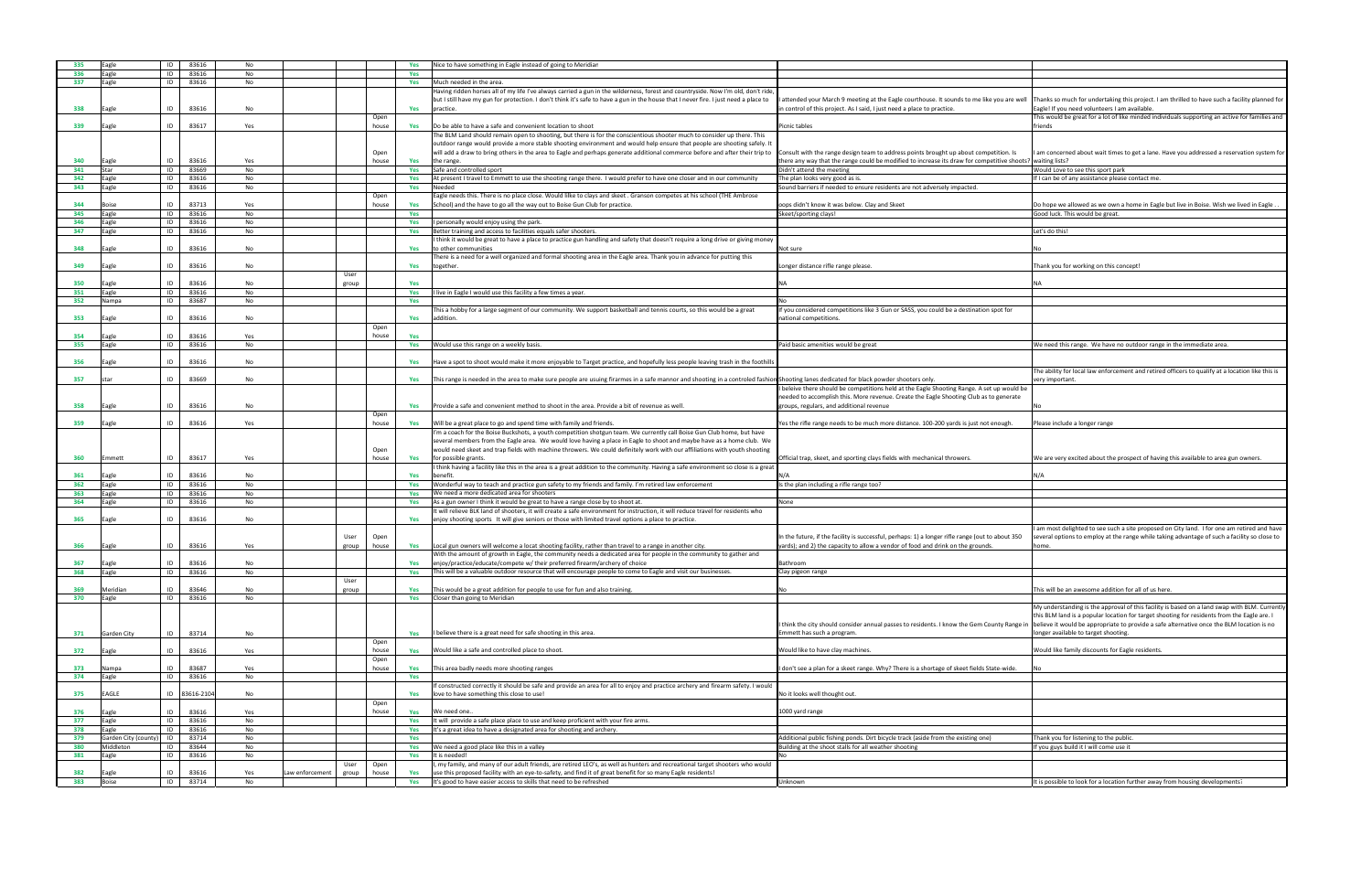| | | | | | | | | | | | |
|---|---|---|---|---|---|---|---|---|---|---|---|
| 335 | Eagle | ID | 83616 | No | | | | Yes | Nice to have something in Eagle instead of going to Meridian | | |
| 336 | Eagle | ID | 83616 | No | | | | Yes | | | |
| 337 | Eagle | ID | 83616 | No | | | | Yes | Much needed in the area. | | |
| 338 | Eagle | ID | 83616 | No | | | | Yes | Having ridden horses all of my life I've always carried a gun in the wilderness, forest and countryside. Now I'm old, don't ride, but I still have my gun for protection. I don't think it's safe to have a gun in the house that I never fire. I just need a place to practice. | I attended your March 9 meeting at the Eagle courthouse. It sounds to me like you are well in control of this project. As I said, I just need a place to practice. | Thanks so much for undertaking this project. I am thrilled to have such a facility planned for Eagle! If you need volunteers I am available. |
| 339 | Eagle | ID | 83617 | Yes | | | Open house | Yes | Do be able to have a safe and convenient location to shoot | Picnic tables | This would be great for a lot of like minded individuals supporting an active for families and friends |
| 340 | Eagle | ID | 83616 | Yes | | | Open house | Yes | The BLM Land should remain open to shooting, but there is for the conscientious shooter much to consider up there. This outdoor range would provide a more stable shooting environment and would help ensure that people are shooting safely. It will add a draw to bring others in the area to Eagle and perhaps generate additional commerce before and after their trip to the range. | Consult with the range design team to address points brought up about competition. Is there any way that the range could be modified to increase its draw for competitive shoots? | I am concerned about wait times to get a lane. Have you addressed a reservation system for waiting lists? |
| 341 | Star | ID | 83669 | No | | | | Yes | Safe and controlled sport | Didn't attend the meeting | Would Love to see this sport park |
| 342 | Eagle | ID | 83616 | No | | | | Yes | At present I travel to Emmett to use the shooting range there. I would prefer to have one closer and in our community | The plan looks very good as is. | If I can be of any assistance please contact me. |
| 343 | Eagle | ID | 83616 | No | | | | Yes | Needed | Sound barriers if needed to ensure residents are not adversely impacted. | |
| 344 | Boise | ID | 83713 | Yes | | | Open house | Yes | Eagle needs this. There is no place close. Would llike to clays and skeet . Granson competes at his school (THE Ambrose School) and the have to go all the way out to Boise Gun Club for practice. | oops didn't know it was below. Clay and Skeet | Do hope we allowed as we own a home in Eagle but live in Boise. Wish we lived in Eagle . . |
| 345 | Eagle | ID | 83616 | No | | | | Yes | | Skeet/sporting clays! | Good luck. This would be great. |
| 346 | Eagle | ID | 83616 | No | | | | Yes | I personally would enjoy using the park. | | |
| 347 | Eagle | ID | 83616 | No | | | | Yes | Better training and access to facilities equals safer shooters. | | Let's do this! |
| 348 | Eagle | ID | 83616 | No | | | | Yes | I think it would be great to have a place to practice gun handling and safety that doesn't require a long drive or giving money to other communities | Not sure | No |
| 349 | Eagle | ID | 83616 | No | | | | Yes | There is a need for a well organized and formal shooting area in the Eagle area. Thank you in advance for putting this together. | Longer distance rifle range please. | Thank you for working on this concept! |
| 350 | Eagle | ID | 83616 | No | | User group | | Yes | | NA | NA |
| 351 | Eagle | ID | 83616 | No | | | | Yes | I live in Eagle I would use this facility a few times a year. | | |
| 352 | Nampa | ID | 83687 | No | | | | Yes | | No | |
| 353 | Eagle | ID | 83616 | No | | | | Yes | This a hobby for a large segment of our community. We support basketball and tennis courts, so this would be a great addition. | If you considered competitions like 3 Gun or SASS, you could be a destination spot for national competitions. | |
| 354 | Eagle | ID | 83616 | Yes | | | Open house | Yes | | | |
| 355 | Eagle | ID | 83616 | No | | | | Yes | Would use this range on a weekly basis. | Paid basic amenities would be great | We need this range. We have no outdoor range in the immediate area. |
| 356 | Eagle | ID | 83616 | No | | | | Yes | Have a spot to shoot would make it more enjoyable to Target practice, and hopefully less people leaving trash in the foothills | | |
| 357 | star | ID | 83669 | No | | | | Yes | This range is needed in the area to make sure people are usuing firarmes in a safe mannor and shooting in a controled fashion | Shooting lanes dedicated for black powder shooters only. | The ability for local law enforcement and retired officers to qualify at a location like this is very important. |
| 358 | Eagle | ID | 83616 | No | | | | Yes | Provide a safe and convenient method to shoot in the area. Provide a bit of revenue as well. | I beleive there should be competitions held at the Eagle Shooting Range. A set up would be needed to accomplish this. More revenue. Create the Eagle Shooting Club as to generate groups, regulars, and additional revenue | No |
| 359 | Eagle | ID | 83616 | Yes | | | Open house | Yes | Will be a great place to go and spend time with family and friends. | Yes the rifle range needs to be much more distance. 100-200 yards is just not enough. | Please include a longer range |
| 360 | Emmett | ID | 83617 | Yes | | | Open house | Yes | I'm a coach for the Boise Buckshots, a youth competition shotgun team. We currently call Boise Gun Club home, but have several members from the Eagle area. We would love having a place in Eagle to shoot and maybe have as a home club. We would need skeet and trap fields with machine throwers. We could definitely work with our affiliations with youth shooting for possible grants. | Official trap, skeet, and sporting clays fields with mechanical throwers. | We are very excited about the prospect of having this available to area gun owners. |
| 361 | Eagle | ID | 83616 | No | | | | Yes | I think having a facility like this in the area is a great addition to the community. Having a safe environment so close is a great benefit. | N/A | N/A |
| 362 | Eagle | ID | 83616 | No | | | | Yes | Wonderful way to teach and practice gun safety to my friends and family. I'm retired law enforcement | Is the plan including a rifle range too? | |
| 363 | Eagle | ID | 83616 | No | | | | Yes | We need a more dedicated area for shooters | | |
| 364 | Eagle | ID | 83616 | No | | | | Yes | As a gun owner I think it would be great to have a range close by to shoot at. | None | |
| 365 | Eagle | ID | 83616 | No | | | | Yes | It will relieve BLK land of shooters, it will create a safe environment for instruction, it will reduce travel for residents who enjoy shooting sports It will give seniors or those with limited travel options a place to practice. | | |
| 366 | Eagle | ID | 83616 | Yes | | User group | Open house | Yes | Local gun owners will welcome a locat shooting facility, rather than travel to a range in another city. | In the future, if the facility is successful, perhaps: 1) a longer rifle range (out to about 350 yards); and 2) the capacity to allow a vendor of food and drink on the grounds. | I am most delighted to see such a site proposed on City land. I for one am retired and have several options to employ at the range while taking advantage of such a facility so close to home. |
| 367 | Eagle | ID | 83616 | No | | | | Yes | With the amount of growth in Eagle, the community needs a dedicated area for people in the community to gather and enjoy/practice/educate/compete w/ their preferred firearm/archery of choice | Bathroom | |
| 368 | Eagle | ID | 83616 | No | | | | Yes | This will be a valuable outdoor resource that will encourage people to come to Eagle and visit our businesses. | Clay pigeon range | |
| 369 | Meridian | ID | 83646 | No | | User group | | Yes | This would be a great addition for people to use for fun and also training. | No | This will be an awesome addition for all of us here. |
| 370 | Eagle | ID | 83616 | No | | | | Yes | Closer than going to Meridian | | |
| 371 | Garden City | ID | 83714 | No | | | | Yes | I believe there is a great need for safe shooting in this area. | I think the city should consider annual passes to residents. I know the Gem County Range in Emmett has such a program. | My understanding is the approval of this facility is based on a land swap with BLM. Currently this BLM land is a popular location for target shooting for residents from the Eagle are. I believe it would be appropriate to provide a safe alternative once the BLM location is no longer available to target shooting. |
| 372 | Eagle | ID | 83616 | Yes | | | Open house | Yes | Would like a safe and controlled place to shoot. | Would like to have clay machines. | Would like family discounts for Eagle residents. |
| 373 | Nampa | ID | 83687 | Yes | | | Open house | Yes | This area badly needs more shooting ranges | I don't see a plan for a skeet range. Why? There is a shortage of skeet fields State-wide. | No |
| 374 | Eagle | ID | 83616 | No | | | | Yes | | | |
| 375 | EAGLE | ID | 83616-2104 | No | | | | Yes | If constructed correctly it should be safe and provide an area for all to enjoy and practice archery and firearm safety. I would love to have something this close to use! | No it looks well thought out. | |
| 376 | Eagle | ID | 83616 | Yes | | | Open house | Yes | We need one.. | 1000 yard range | |
| 377 | Eagle | ID | 83616 | No | | | | Yes | It will provide a safe place to use and keep proficient with your fire arms. | | |
| 378 | Eagle | ID | 83616 | No | | | | Yes | It's a great idea to have a designated area for shooting and archery. | | |
| 379 | Garden City (county) | ID | 83714 | No | | | | Yes | | Additional public fishing ponds. Dirt bicycle track (aside from the existing one) | Thank you for listening to the public. |
| 380 | Middleton | ID | 83644 | No | | | | Yes | We need a good place like this in a valley | Building at the shoot stalls for all weather shooting | If you guys build it I will come use it |
| 381 | Eagle | ID | 83616 | No | | | | Yes | It is needed! | No | |
| 382 | Eagle | ID | 83616 | Yes | Law enforcement | User group | Open house | Yes | I, my family, and many of our adult friends, are retired LEO's, as well as hunters and recreational target shooters who would use this proposed facility with an eye-to-safety, and find it of great benefit for so many Eagle residents! | | |
| 383 | Boise | ID | 83714 | No | | | | Yes | It's good to have easier access to skills that need to be refreshed | Unknown | It is possible to look for a location further away from housing developments! |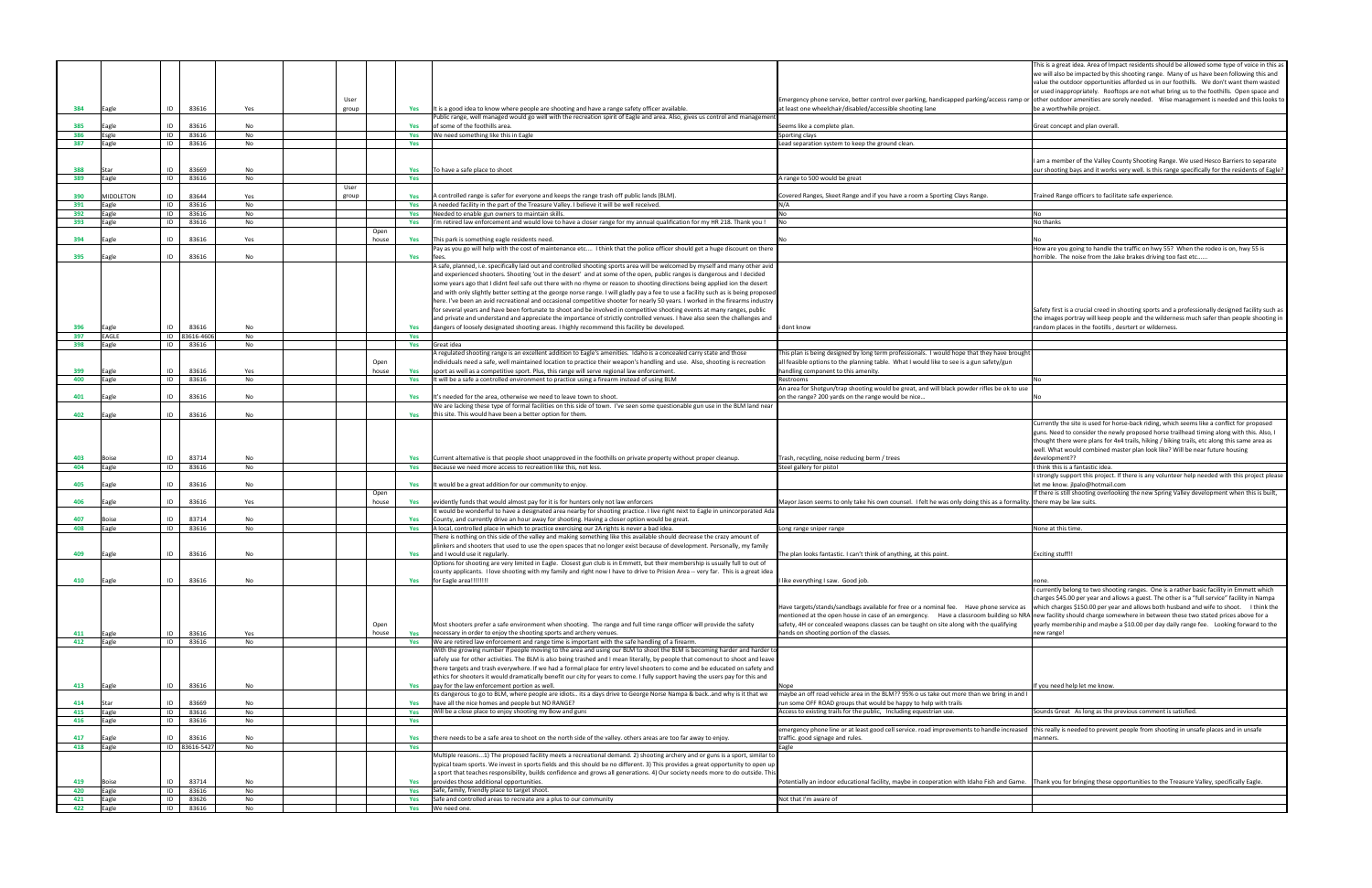| | | | | | | | | | | |
|---|---|---|---|---|---|---|---|---|---|---|
| 384 | Eagle | ID | 83616 | Yes | User group | | Yes | It is a good idea to know where people are shooting and have a range safety officer available. | Emergency phone service, better control over parking, handicapped parking/access ramp or at least one wheelchair/disabled/accessible shooting lane | This is a great idea. Area of Impact residents should be allowed some type of voice in this as we will also be impacted by this shooting range. Many of us have been following this and value the outdoor opportunities afforded us in our foothills. We don't want them wasted or used inappropriately. Rooftops are not what bring us to the foothills. Open space and other outdoor amenities are sorely needed. Wise management is needed and this looks to be a worthwhile project. |
| 385 | Eagle | ID | 83616 | No | | | Yes | Public range, well managed would go well with the recreation spirit of Eagle and area. Also, gives us control and management of some of the foothills area. | Seems like a complete plan. | Great concept and plan overall. |
| 386 | Eagle | ID | 83616 | No | | | Yes | We need something like this in Eagle | Sporting clays | |
| 387 | Eagle | ID | 83616 | No | | | Yes | | Lead separation system to keep the ground clean. | |
| 388 | Star | ID | 83669 | No | | | Yes | To have a safe place to shoot | | I am a member of the Valley County Shooting Range. We used Hesco Barriers to separate our shooting bays and it works very well. Is this range specifically for the residents of Eagle? |
| 389 | Eagle | ID | 83616 | No | | | Yes | | A range to 500 would be great | |
| 390 | MIDDLETON | ID | 83644 | Yes | User group | | Yes | A controlled range is safer for everyone and keeps the range trash off public lands (BLM). | Covered Ranges, Skeet Range and if you have a room a Sporting Clays Range. | Trained Range officers to facilitate safe experience. |
| 391 | Eagle | ID | 83616 | No | | | Yes | A needed facility in the part of the Treasure Valley. I believe it will be well received. | N/A | |
| 392 | Eagle | ID | 83616 | No | | | Yes | Needed to enable gun owners to maintain skills. | No | No |
| 393 | Eagle | ID | 83616 | No | | | Yes | I'm retired law enforcement and would love to have a closer range for my annual qualification for my HR 218. Thank you ! | No | No thanks |
| 394 | Eagle | ID | 83616 | Yes | | Open house | Yes | This park is something eagle residents need. | No | No |
| 395 | Eagle | ID | 83616 | No | | | Yes | Pay as you go will help with the cost of maintenance etc.... I think that the police officer should get a huge discount on there fees. | | How are you going to handle the traffic on hwy 55? When the rodeo is on, hwy 55 is horrible. The noise from the Jake brakes driving too fast etc...... |
| 396 | Eagle | ID | 83616 | No | | | Yes | A safe, planned, i.e. specifically laid out and controlled shooting sports area will be welcomed by myself and many other avid and experienced shooters. Shooting 'out in the desert' and at some of the open, public ranges is dangerous and I decided some years ago that I didnt feel safe out there with no rhyme or reason to shooting directions being applied ion the desert and with only slightly better setting at the george norse range. I will gladly pay a fee to use a facility such as is being proposed here. I've been an avid recreational and occasional competitive shooter for nearly 50 years. I worked in the firearms industry for several years and have been fortunate to shoot and be involved in competitive shooting events at many ranges, public and private and understand and appreciate the importance of strictly controlled venues. I have also seen the challenges and dangers of loosely designated shooting areas. I highly recommend this facility be developed. | i dont know | Safety first is a crucial creed in shooting sports and a professionally designed facility such as the images portray will keep people and the wilderness much safer than people shooting in random places in the footills , desrtert or wilderness. |
| 397 | EAGLE | ID | 83616-4606 | No | | | Yes | | | |
| 398 | Eagle | ID | 83616 | No | | | Yes | Great idea | | |
| 399 | Eagle | ID | 83616 | Yes | | Open house | Yes | A regulated shooting range is an excellent addition to Eagle's amenities. Idaho is a concealed carry state and those individuals need a safe, well maintained location to practice their weapon's handling and use. Also, shooting is recreation sport as well as a competitive sport. Plus, this range will serve regional law enforcement. | This plan is being designed by long term professionals. I would hope that they have brought all feasible options to the planning table. What I would like to see is a gun safety/gun handling component to this amenity. | |
| 400 | Eagle | ID | 83616 | No | | | Yes | It will be a safe a controlled environment to practice using a firearm instead of using BLM | Restrooms | No |
| 401 | Eagle | ID | 83616 | No | | | Yes | It's needed for the area, otherwise we need to leave town to shoot. | An area for Shotgun/trap shooting would be great, and will black powder rifles be ok to use on the range? 200 yards on the range would be nice... | No |
| 402 | Eagle | ID | 83616 | No | | | Yes | We are lacking these type of formal facilities on this side of town. I've seen some questionable gun use in the BLM land near this site. This would have been a better option for them. | | |
| 403 | Boise | ID | 83714 | No | | | Yes | Current alternative is that people shoot unapproved in the foothills on private property without proper cleanup. | Trash, recycling, noise reducing berm / trees | Currently the site is used for horse-back riding, which seems like a conflict for proposed guns. Need to consider the newly proposed horse trailhead timing along with this. Also, I thought there were plans for 4x4 trails, hiking / biking trails, etc along this same area as well. What would combined master plan look like? Will be near future housing development?? |
| 404 | Eagle | ID | 83616 | No | | | Yes | Because we need more access to recreation like this, not less. | Steel gallery for pistol | I think this is a fantastic idea. |
| 405 | Eagle | ID | 83616 | No | | | Yes | It would be a great addition for our community to enjoy. | | I strongly support this project. If there is any volunteer help needed with this project please let me know. jlpalo@hotmail.com |
| 406 | Eagle | ID | 83616 | Yes | | Open house | Yes | evidently funds that would almost pay for it is for hunters only not law enforcers | Mayor Jason seems to only take his own counsel. I felt he was only doing this as a formality. | If there is still shooting overlooking the new Spring Valley development when this is built, there may be law suits. |
| 407 | Boise | ID | 83714 | No | | | Yes | It would be wonderful to have a designated area nearby for shooting practice. I live right next to Eagle in unincorporated Ada County, and currently drive an hour away for shooting. Having a closer option would be great. | | |
| 408 | Eagle | ID | 83616 | No | | | Yes | A local, controlled place in which to practice exercising our 2A rights is never a bad idea. | Long range sniper range | None at this time. |
| 409 | Eagle | ID | 83616 | No | | | Yes | There is nothing on this side of the valley and making something like this available should decrease the crazy amount of plinkers and shooters that used to use the open spaces that no longer exist because of development. Personally, my family and I would use it regularly. | The plan looks fantastic. I can't think of anything, at this point. | Exciting stuff!! |
| 410 | Eagle | ID | 83616 | No | | | Yes | Options for shooting are very limited in Eagle. Closest gun club is in Emmett, but their membership is usually full to out of county applicants. I love shooting with my family and right now I have to drive to Prision Area -- very far. This is a great idea for Eagle area!!!!!!! | I like everything I saw. Good job. | none. |
| 411 | Eagle | ID | 83616 | Yes | | Open house | Yes | Most shooters prefer a safe environment when shooting. The range and full time range officer will provide the safety necessary in order to enjoy the shooting sports and archery venues. | Have targets/stands/sandbags available for free or a nominal fee. Have phone service as mentioned at the open house in case of an emergency. Have a classroom building so NRA safety, 4H or concealed weapons classes can be taught on site along with the qualifying hands on shooting portion of the classes. | I currently belong to two shooting ranges. One is a rather basic facility in Emmett which charges $45.00 per year and allows a guest. The other is a "full service" facility in Nampa which charges $150.00 per year and allows both husband and wife to shoot. I think the new facility should charge somewhere in between these two stated prices above for a yearly membership and maybe a $10.00 per day daily range fee. Looking forward to the new range! |
| 412 | Eagle | ID | 83616 | No | | | Yes | We are retired law enforcement and range time is important with the safe handling of a firearm. | | |
| 413 | Eagle | ID | 83616 | No | | | Yes | With the growing number if people moving to the area and using our BLM to shoot the BLM is becoming harder and harder to safely use for other activities. The BLM is also being trashed and I mean literally, by people that comenout to shoot and leave there targets and trash everywhere. If we had a formal place for entry level shooters to come and be educated on safety and ethics for shooters it would dramatically benefit our city for years to come. I fully support having the users pay for this and pay for the law enforcement portion as well. | Nope | If you need help let me know. |
| 414 | Star | ID | 83669 | No | | | Yes | its dangerous to go to BLM, where people are idiots.. its a days drive to George Norse Nampa & back..and why is it that we have all the nice homes and people but NO RANGE? | maybe an off road vehicle area in the BLM?? 95% o us take out more than we bring in and I run some OFF ROAD groups that would be happy to help with trails | |
| 415 | Eagle | ID | 83616 | No | | | Yes | Will be a close place to enjoy shooting my Bow and guns | Access to existing trails for the public, Including equestrian use. | Sounds Great As long as the previous comment is satisfied. |
| 416 | Eagle | ID | 83616 | No | | | Yes | | | |
| 417 | Eagle | ID | 83616 | No | | | Yes | there needs to be a safe area to shoot on the north side of the valley. others areas are too far away to enjoy. | emergency phone line or at least good cell service. road improvements to handle increased traffic. good signage and rules. | this really is needed to prevent people from shooting in unsafe places and in unsafe manners. |
| 418 | Eagle | ID | 83616-5427 | No | | | Yes | | Eagle | |
| 419 | Boise | ID | 83714 | No | | | Yes | Multiple reasons...1) The proposed facility meets a recreational demand. 2) shooting archery and or guns is a sport, similar to typical team sports. We invest in sports fields and this should be no different. 3) This provides a great opportunity to open up a sport that teaches responsibility, builds confidence and grows all generations. 4) Our society needs more to do outside. This provides those additional opportunities. | Potentially an indoor educational facility, maybe in cooperation with Idaho Fish and Game. | Thank you for bringing these opportunities to the Treasure Valley, specifically Eagle. |
| 420 | Eagle | ID | 83616 | No | | | Yes | Safe, family, friendly place to target shoot. | | |
| 421 | Eagle | ID | 83626 | No | | | Yes | Safe and controlled areas to recreate are a plus to our community | Not that I'm aware of | |
| 422 | Eagle | ID | 83616 | No | | | Yes | We need one. | | |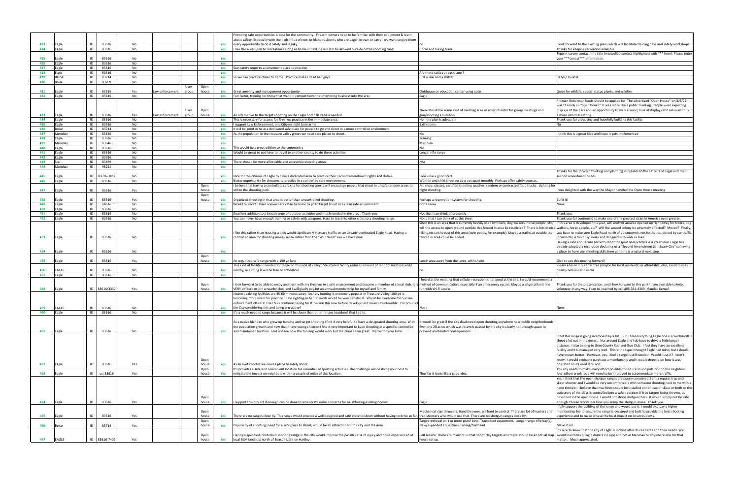| | | | | | | | | | | | |
|---|---|---|---|---|---|---|---|---|---|---|---|
| 423 | Eagle | ID | 83616 | No | | | | Yes | Providing safe opportunities is best for the community. Firearm owners need to be familiar with their equipment & learn about safety. Especially with the high influx of new-to-Idaho residents who are eager to own or carry - we want to give them every opportunity to do it safely and legally. | no | I look forward to the existing plans which will facilitate training days and safety workshops. |
| 424 | Eagle | ID | 83616 | No | | | | Yes | I like this area open to recreation as long as horse and hiking will still be allowed outside of the shooting range | Horse and hiking trails | Thanks for keeping recreation available |
| 425 | Eagle | ID | 83616 | No | | | | Yes | | | Typo in survey contact info title (misspelled contact highlighted with *** here): Please enter your ***conact*** information. |
| 426 | Eagle | ID | 83616 | No | | | | Yes | | | |
| 427 | Eagle | ID | 83616 | No | | | | Yes | Gun safety requires a convenient place to practice. | | |
| 428 | Eagle | ID | 83616 | No | | | | Yes | | Are there tables at each lane ? | |
| 429 | BOISE | ID | 83714 | No | | | | Yes | So we can practice chose to home. Practice makes dead bad guys. | Just a sink and a shitter | I'll help build it. |
| 430 | Boise | ID | 83709 | No | | | | Yes | | | |
| 431 | Eagle | ID | 83616 | Yes | Law enforcement | User group | Open house | Yes | Great amenity and management opportunity. | Clubhouse or education center using solar. | Great for wildlife, special status plants, and wildfire. |
| 432 | Eagle | ID | 83616 | No | | | | Yes | Fun factor, training for those that want it, competitions that may bring business into the area | Eagle | |
| 433 | Eagle | ID | 83616 | Yes | Law enforcement | User group | Open house | Yes | An alternative to the target shooting on the Eagle Foothills BLM is needed. | There should be some kind of meeting area or amphitheater for group meetings and gun/shooting education. | Pittman Robertson funds should be applied for. The advertised "Open House" on 3/9/22 wasn't really an "open house". It was more like a public meeting. People were expecting displays of the park and an opportunity to walk around, look at displays and ask questions in a more informal setting. |
| 434 | Eagle | ID | 83616 | No | | | | Yes | This is necessary for access for firearms practice in the immediate area. | No - the plan is adequate | Thank you for proposing and hopefully building this facility |
| 435 | Eagle | ID | 83616 | No | | | | Yes | I support Law Enforcement, and Citizens right bare arms | Bathrooms | No |
| 436 | Boise | ID | 83714 | No | | | | Yes | It will be good to have a dedicated safe place for people to go and shoot in a more controlled environment | | |
| 437 | Meridian | ID | 83646 | No | | | | Yes | As the population in the treasure valley grows we need safe places to shoot. | No | I think this is a great idea and hope it gets implemented |
| 438 | Eagle | ID | 83616 | No | | | | Yes | | Training | |
| 439 | Meridian | ID | 83646 | No | | | | Yes | | Meridian | |
| 440 | Eagle | ID | 83616 | No | | | | Yes | This would be a great edition to the community | No | |
| 441 | Eagle | ID | 83616 | No | | | | Yes | Would be great to not have to travel to another county to do these activities | Longer rifle range | |
| 442 | Eagle | ID | 83616 | No | | | | Yes | | | |
| 443 | Star | ID | 83669 | No | | | | Yes | There should be more affordable and accessible shooting areas. | N/a | |
| 444 | Meridian | ID | 98221 | No | | | | Yes | | | |
| 445 | Eagle | ID | 83616-3817 | No | | | | Yes | Nice for the citizens of Eagle to have a dedicated area to practice their second amendment rights and duties. | Looks like a good start. | Thanks for the forward thinking and planning in regards to the citizens of Eagle and their second amendment needs. |
| 446 | Eagle | ID | 83616 | No | | | | Yes | Better opportunity for shooters to practice in a controlled safe environment. | Women and child shooting days set apart monthly. Perhaps offer safety courses. | |
| 447 | Eagle | ID | 83616 | Yes | | | Open house | Yes | I believe that having a controlled, safe site for shooting sports will encourage people that shoot in unsafe random areas to utilize the shooting park. | Pro shop, classes, certified shooting coaches, random or contracted food trucks. Lighting for night shooting. | I was delighted with the way the Mayor handled the Open House meeting. |
| 448 | Eagle | ID | 83616 | Yes | | | Open house | Yes | Organized shooting in that area is better than uncontrolled shooting. | Perhaps a reservation system for shooting. | Build it! |
| 449 | Eagle | ID | 84616 | No | | | | Yes | Would be nice to have somewhere close to home to go to target shoot in a clean safe environment | Don't know | None |
| 450 | Eagle | ID | 83616 | No | | | | Yes | | | |
| 451 | Eagle | ID | 83616 | No | | | | Yes | Excellent addition to a broad range of outdoor activities and much needed in the area. Thank you | Not that I can think of presently. | Thank you. |
| 452 | Eagle | ID | 83616 | No | | | | Yes | You can never have enough training or safety with weapons. Hard to travel to other cities to a shooting range. | None that I can think of at this time. | Thank you for continuing to make one of the greatest cities in America even greater. |
| 453 | Eagle | ID | 83616 | No | | | | Yes | I like this rather than housing which would significantly increase traffic on an already overloaded Eagle Road. Having a controlled area for shooting makes sense rather than the "Wild West" like we have now | Since this is an area that is currently heavily used by hikers, dog walkers, horse people, etc. will the access to open ground outside this fenced in area be restricted? There is lots of nice hiking,etc to the east of this area (twin ponds, for example). Maybe a trailhead outside the fenced in area could be added | If this area is developed this year, will another area be opened up right away for hikers, dog walkers, horse people, etc? Will the weasel colony be adversely affected? Moved? Finally, you have to make sure Eagle Road north of downtown is not further burdened by car traffic. It currently is too busy, noisy and dangerous to walk or bike. |
| 454 | Eagle | ID | 83616 | No | | | | Yes | | | Having a safe and secure place to shoot for sport and practice is a great idea. Eagle has already adopted a resolution declaring us a "Second Amendment Sanctuary City" so having a place to hone our shooting skills here at home is a natural next step. |
| 455 | Eagle | ID | 83616 | Yes | | | Open house | Yes | An organized safe range with a 150 yd lane | Lunch area away from the lanes, with shade | Glad to see this moving forward! |
| 456 | EAGLE | ID | 83616 | No | | | | Yes | This kind of facility is needed for those on this side of valley. Structured facility reduces amount of random locations used nearby, assuming it will be free or affordable | no | Please ensure it is either free (maybe for local residents) or affordable; else, random uses in nearby hills will still occur |
| 457 | Eagle | ID | 83616 | No | | | | Yes | | | |
| 458 | Eagle | ID | 83616/3337 | Yes | | | Open house | Yes | I look forward to be able to enjoy and train with my firearms in a safe environment and become a member of a local club. It is VERY difficult to join a nearby club, and I will gladly pay for an annual membership for myself and family. | I heard at the meeting that cellular reception is not good at the site. I would recommend a method of communication, especially if an emergency occurs. Maybe a physical land-line run with Wi-Fi access. | Thank you for the presentation, and I look forward to this park! I am available to help, volunteer in any way. I can be reached by cell 805-331-4389. Randall Kempf |
| 459 | EAGLE | ID | 83616 | No | | | | Yes | Nearest existing facilities are 45-60 minutes away. Archery hunting is extremely popular in Treasure Valley, 100-yd is becoming more norm for practice. Rifle sighting-in to 100 yards would be very beneficial. Would be awesome for our law enforcement officers! User fees continue paying for it. Secure this now before development makes it unfeasible. I'm proud of the City considering this and being pro-active! | None | None |
| 460 | Eagle | ID | 83616 | No | | | | Yes | It's a much needed range because it will be closer than other ranges (outdoor) that I go to. | | |
| 461 | Eagle | ID | 83616 | No | | | | Yes | As a native Idahoan who grew up hunting and target shooting I find it very helpful to have a designated shooting area. With the population growth and now that I have young children I find it very important to keep shooting in a specific, controlled and maintained location. I did not see how the funding would work but the plans seem great. Thanks for your time. | It would be great if the city disallowed open shooting anywhere near public neighborhoods. Even the 20 acres which was recently passed by the city is clearly not enough space to prevent unintended consequences. | |
| 462 | Eagle | ID | 83616 | Yes | | | Open house | Yes | As an avid shooter we need a place to safely shoot. | | I feel this range is going overboard by a lot. But, I feel everything Eagle does is overboard! I shoot a lot out in the desert. Not around Eagle and I do have to drive a little longer distance. I also belong to Gem County Rod and Gun Club. I feel they have an excellent facility and it is managed very well. This is the type I thought Eagle had mind, but I should have known better. However, yes, I feel a range is still needed. Would I use it? I don't know. I would probably purchase a membership and it would depend on how it was operated on if I used it or not. |
| 463 | Eagle | ID | us, 83616 | Yes | | | Open house | Yes | It's provides a safe and convenient location for a number of sporting activities. The challenge will be doing your best to mitigate the impact on neighbors within a couple of miles of this location. | Thus far it looks like a good idea. | The city needs to make every effort possible to reduce sound pollution to the neighbors. And willow creek road will need to be improved to accommodate more traffic. |
| 464 | Eagle | ID | 83616 | Yes | | | Open house | Yes | I support this project if enough can be done to ameliorate noise concerns for neighboring existing homes. | Eagle | Yes. I think that the open shotgun ranges are poorly conceived. I am a regular trap and skeet shooter and I would be very uncomfortable with someone shooting next to me with a hand thrower. I believe that machines should be installed either trap or skeet or both so the trajectory of the clays is controlled into a safe direction. If free targets being thrown, as described in the open house, I would not shoot shotgun there. It would simply not be safe enough. Please reconsider how you setup the shotgun areas. Thank you. |
| 465 | Eagle | ID | 83616 | Yes | | | Open house | Yes | There are no ranges close by. This range would provide a well designed and safe place to shoot without having to drive so far. | Mechanical clay throwers. Hand throwers are hard to control. There are lot of hunters and trap shooters who would use that. There are no shotgun ranges close by. | I fully support the building of the range and would use it. I would also pay a higher membership fee to ensure the range is designed and built to provide the best shooting experience and to make it have the least impact on local residents. |
| 466 | Boise | ID | 83714 | Yes | | | Open house | Yes | Popularity of shooting; need for a safe place to shoot; would be an attraction for the city and the area | Target retrieval on 1 or more pistol bays. Trap/skeet equipment. Longer range rifle bay(s). New/expanded equestrian parking/trailhead. | Make it so! |
| 467 | EAGLE | ID | 83616-7402 | Yes | | | Open house | Yes | Having a specified, controlled shooting range in the city would improve the possible risk of injury and noise experienced at local BLM land just north of Beacon Light on Hartley. | Cell service There are many of us that shoot clay targets and there should be an actual trap house set up. | It's nice to know that the city of Eagle is looking after its residents and their needs. We would like to keep Eagle dollars in Eagle and not in Meridian or anywhere else for that matter. Much appreciated. |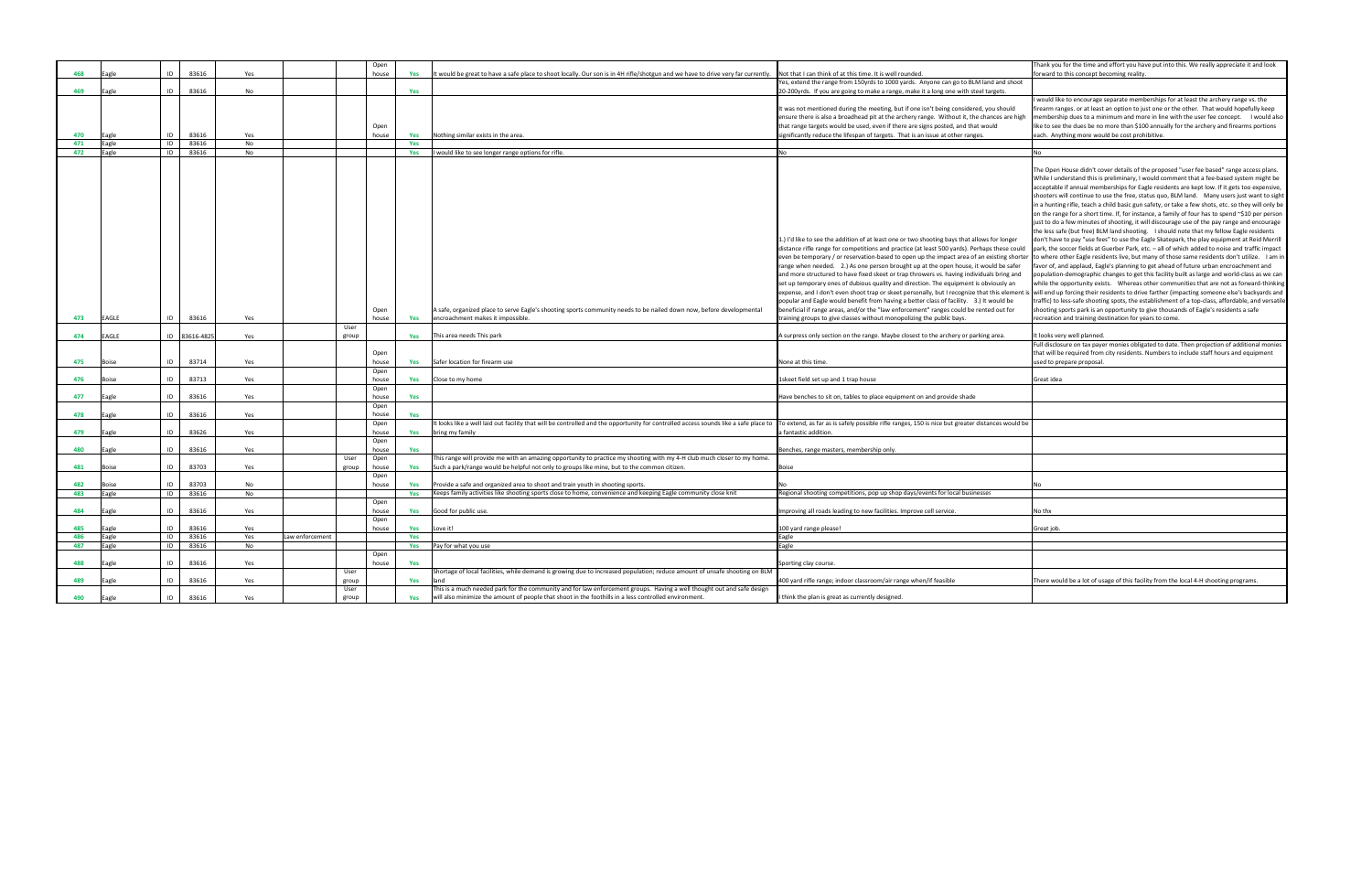| | | | | | | | | | | | |
|---|---|---|---|---|---|---|---|---|---|---|---|
| 468 | Eagle | ID | 83616 | Yes | | | Open house | Yes | It would be great to have a safe place to shoot locally. Our son is in 4H rifle/shotgun and we have to drive very far currently. | Not that I can think of at this time. It is well rounded. | Thank you for the time and effort you have put into this. We really appreciate it and look forward to this concept becoming reality. |
| 469 | Eagle | ID | 83616 | No | | | | Yes | | Yes, extend the range from 150yrds to 1000 yards. Anyone can go to BLM land and shoot 20-200yrds. If you are going to make a range, make it a long one with steel targets. | |
| 470 | Eagle | ID | 83616 | Yes | | | Open house | Yes | Nothing similar exists in the area. | It was not mentioned during the meeting, but if one isn't being considered, you should ensure there is also a broadhead pit at the archery range. Without it, the chances are high that range targets would be used, even if there are signs posted, and that would significantly reduce the lifespan of targets. That is an issue at other ranges. | I would like to encourage separate memberships for at least the archery range vs. the firearm ranges. or at least an option to just one or the other. That would hopefully keep membership dues to a minimum and more in line with the user fee concept. I would also like to see the dues be no more than $100 annually for the archery and firearms portions each. Anything more would be cost prohibitive. |
| 471 | Eagle | ID | 83616 | No | | | | Yes | | | |
| 472 | Eagle | ID | 83616 | No | | | | Yes | I would like to see longer range options for rifle. | No | No |
| 473 | EAGLE | ID | 83616 | Yes | | | Open house | Yes | A safe, organized place to serve Eagle's shooting sports community needs to be nailed down now, before developmental encroachment makes it impossible. | 1.) I'd like to see the addition of at least one or two shooting bays that allows for longer distance rifle range for competitions and practice (at least 500 yards). Perhaps these could even be temporary / or reservation-based to open up the impact area of an existing shorter range when needed. 2.) As one person brought up at the open house, it would be safer and more structured to have fixed skeet or trap throwers vs. having individuals bring and set up temporary ones of dubious quality and direction. The equipment is obviously an expense, and I don't even shoot trap or skeet personally, but I recognize that this element is popular and Eagle would benefit from having a better class of facility. 3.) It would be beneficial if range areas, and/or the "law enforcement" ranges could be rented out for training groups to give classes without monopolizing the public bays. | The Open House didn't cover details of the proposed "user fee based" range access plans. While I understand this is preliminary, I would comment that a fee-based system might be acceptable if annual memberships for Eagle residents are kept low. If it gets too expensive, shooters will continue to use the free, status quo, BLM land. Many users just want to sight in a hunting rifle, teach a child basic gun safety, or take a few shots, etc. so they will only be on the range for a short time. If, for instance, a family of four has to spend ~$10 per person just to do a few minutes of shooting, it will discourage use of the pay range and encourage the less safe (but free) BLM land shooting. I should note that my fellow Eagle residents don't have to pay "use fees" to use the Eagle Skatepark, the play equipment at Reid Merrill park, the soccer fields at Guerber Park, etc. – all of which added to noise and traffic impact to where other Eagle residents live, but many of those same residents don't utilize. I am in favor of, and applaud, Eagle's planning to get ahead of future urban encroachment and population-demographic changes to get this facility built as large and world-class as we can while the opportunity exists. Whereas other communities that are not as forward-thinking will end up forcing their residents to drive farther (impacting someone else's backyards and traffic) to less-safe shooting spots, the establishment of a top-class, affordable, and versatile shooting sports park is an opportunity to give thousands of Eagle's residents a safe recreation and training destination for years to come. |
| 474 | EAGLE | ID | 83616-4825 | Yes | | User group | | Yes | This area needs This park | A surpress only section on the range. Maybe closest to the archery or parking area. | It looks very well planned. |
| 475 | Boise | ID | 83714 | Yes | | | Open house | Yes | Safer location for firearm use | None at this time. | Full disclosure on tax payer monies obligated to date. Then projection of additional monies that will be required from city residents. Numbers to include staff hours and equipment used to prepare proposal. |
| 476 | Boise | ID | 83713 | Yes | | | Open house | Yes | Close to my home | 1skeet field set up and 1 trap house | Great idea |
| 477 | Eagle | ID | 83616 | Yes | | | Open house | Yes | | Have benches to sit on, tables to place equipment on and provide shade | |
| 478 | Eagle | ID | 83616 | Yes | | | Open house | Yes | | | |
| 479 | Eagle | ID | 83626 | Yes | | | Open house | Yes | It looks like a well laid out facility that will be controlled and the opportunity for controlled access sounds like a safe place to bring my family | To extend, as far as is safely possible rifle ranges, 150 is nice but greater distances would be a fantastic addition. | |
| 480 | Eagle | ID | 83616 | Yes | | | Open house | Yes | | Benches, range masters, membership only. | |
| 481 | Boise | ID | 83703 | Yes | | User group | Open house | Yes | This range will provide me with an amazing opportunity to practice my shooting with my 4-H club much closer to my home. Such a park/range would be helpful not only to groups like mine, but to the common citizen. | Boise | |
| 482 | Boise | ID | 83703 | No | | | Open house | Yes | Provide a safe and organized area to shoot and train youth in shooting sports. | No | No |
| 483 | Eagle | ID | 83616 | No | | | | Yes | Keeps family activities like shooting sports close to home, convenience and keeping Eagle community close knit | Regional shooting competitions, pop up shop days/events for local businesses | |
| 484 | Eagle | ID | 83616 | Yes | | | Open house | Yes | Good for public use. | Improving all roads leading to new facilities. Improve cell service. | No thx |
| 485 | Eagle | ID | 83616 | Yes | | | Open house | Yes | Love it! | 100 yard range please! | Great job. |
| 486 | Eagle | ID | 83616 | Yes | Law enforcement | | | Yes | | Eagle | |
| 487 | Eagle | ID | 83616 | No | | | | Yes | Pay for what you use | Eagle | |
| 488 | Eagle | ID | 83616 | Yes | | | Open house | Yes | | Sporting clay course. | |
| 489 | Eagle | ID | 83616 | Yes | | User group | | Yes | Shortage of local facilities, while demand is growing due to increased population; reduce amount of unsafe shooting on BLM land | 400 yard rifle range; indoor classroom/air range when/if feasible | There would be a lot of usage of this facility from the local 4-H shooting programs. |
| 490 | Eagle | ID | 83616 | Yes | | User group | | Yes | This is a much needed park for the community and for law enforcement groups. Having a well thought out and safe design will also minimize the amount of people that shoot in the foothills in a less controlled environment. | I think the plan is great as currently designed. | |